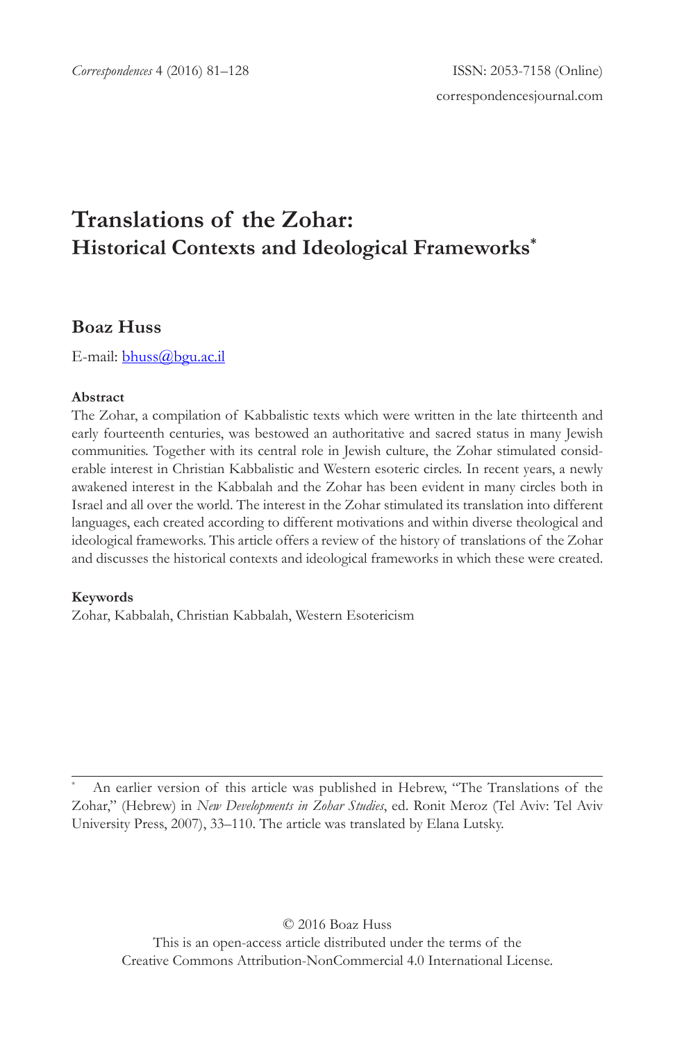# Translations of the Zohar:
## Historical Contexts and Ideological Frameworks[*]

### Boaz Huss

E-mail: bhuss@bgu.ac.il

**Abstract**

The Zohar, a compilation of Kabbalistic texts which were written in the late thirteenth and early fourteenth centuries, was bestowed an authoritative and sacred status in many Jewish communities. Together with its central role in Jewish culture, the Zohar stimulated considerable interest in Christian Kabbalistic and Western esoteric circles. In recent years, a newly awakened interest in the Kabbalah and the Zohar has been evident in many circles both in Israel and all over the world. The interest in the Zohar stimulated its translation into different languages, each created according to different motivations and within diverse theological and ideological frameworks. This article offers a review of the history of translations of the Zohar and discusses the historical contexts and ideological frameworks in which these were created.

**Keywords**

Zohar, Kabbalah, Christian Kabbalah, Western Esotericism

---

[*] An earlier version of this article was published in Hebrew, "The Translations of the Zohar," (Hebrew) in *New Developments in Zohar Studies*, ed. Ronit Meroz (Tel Aviv: Tel Aviv University Press, 2007), 33–110. The article was translated by Elana Lutsky.

© 2016 Boaz Huss
This is an open-access article distributed under the terms of the Creative Commons Attribution-NonCommercial 4.0 International License.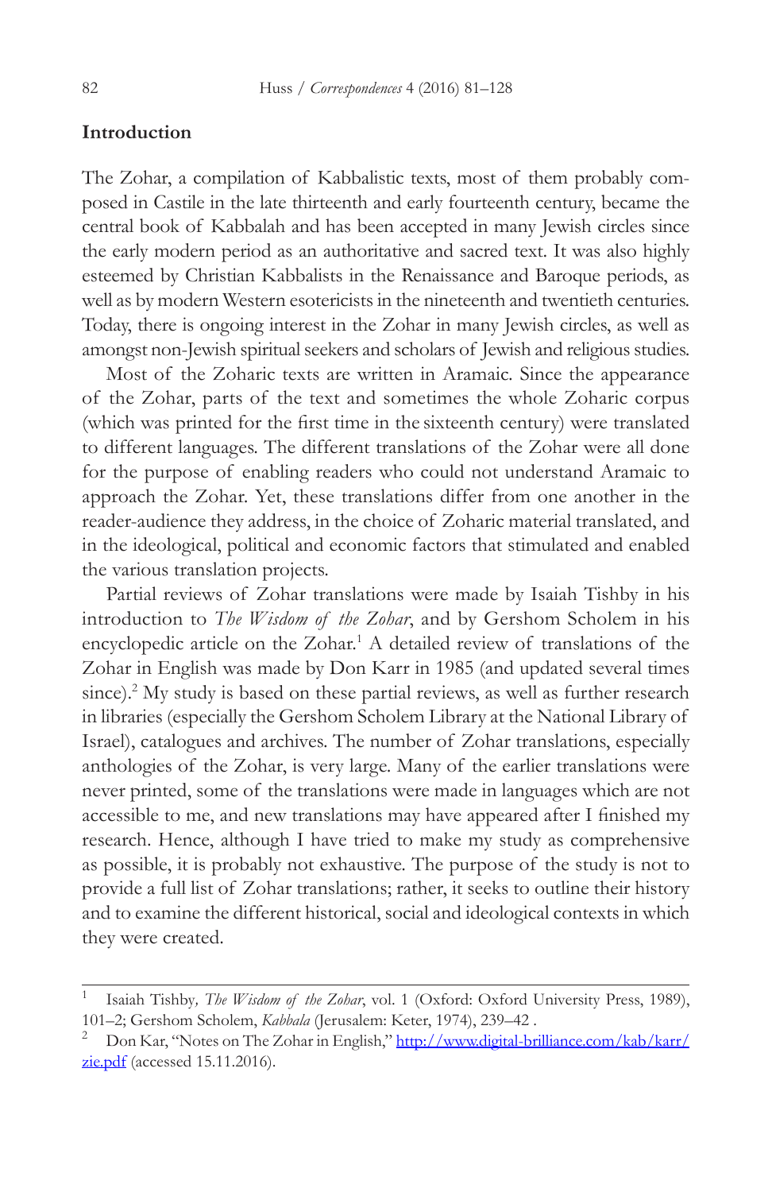## Introduction

The Zohar, a compilation of Kabbalistic texts, most of them probably composed in Castile in the late thirteenth and early fourteenth century, became the central book of Kabbalah and has been accepted in many Jewish circles since the early modern period as an authoritative and sacred text. It was also highly esteemed by Christian Kabbalists in the Renaissance and Baroque periods, as well as by modern Western esotericists in the nineteenth and twentieth centuries. Today, there is ongoing interest in the Zohar in many Jewish circles, as well as amongst non-Jewish spiritual seekers and scholars of Jewish and religious studies.

Most of the Zoharic texts are written in Aramaic. Since the appearance of the Zohar, parts of the text and sometimes the whole Zoharic corpus (which was printed for the first time in the sixteenth century) were translated to different languages. The different translations of the Zohar were all done for the purpose of enabling readers who could not understand Aramaic to approach the Zohar. Yet, these translations differ from one another in the reader-audience they address, in the choice of Zoharic material translated, and in the ideological, political and economic factors that stimulated and enabled the various translation projects.

Partial reviews of Zohar translations were made by Isaiah Tishby in his introduction to *The Wisdom of the Zohar*, and by Gershom Scholem in his encyclopedic article on the Zohar.[1] A detailed review of translations of the Zohar in English was made by Don Karr in 1985 (and updated several times since).[2] My study is based on these partial reviews, as well as further research in libraries (especially the Gershom Scholem Library at the National Library of Israel), catalogues and archives. The number of Zohar translations, especially anthologies of the Zohar, is very large. Many of the earlier translations were never printed, some of the translations were made in languages which are not accessible to me, and new translations may have appeared after I finished my research. Hence, although I have tried to make my study as comprehensive as possible, it is probably not exhaustive. The purpose of the study is not to provide a full list of Zohar translations; rather, it seeks to outline their history and to examine the different historical, social and ideological contexts in which they were created.

---

[1] Isaiah Tishby, *The Wisdom of the Zohar*, vol. 1 (Oxford: Oxford University Press, 1989), 101–2; Gershom Scholem, *Kabbala* (Jerusalem: Keter, 1974), 239–42 .

[2] Don Kar, "Notes on The Zohar in English," http://www.digital-brilliance.com/kab/karr/zie.pdf (accessed 15.11.2016).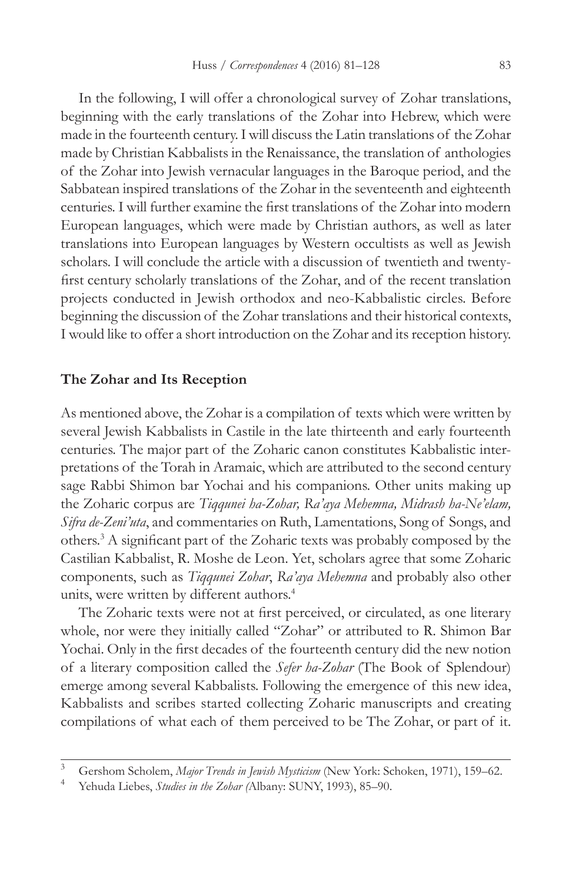In the following, I will offer a chronological survey of Zohar translations, beginning with the early translations of the Zohar into Hebrew, which were made in the fourteenth century. I will discuss the Latin translations of the Zohar made by Christian Kabbalists in the Renaissance, the translation of anthologies of the Zohar into Jewish vernacular languages in the Baroque period, and the Sabbatean inspired translations of the Zohar in the seventeenth and eighteenth centuries. I will further examine the first translations of the Zohar into modern European languages, which were made by Christian authors, as well as later translations into European languages by Western occultists as well as Jewish scholars. I will conclude the article with a discussion of twentieth and twenty-first century scholarly translations of the Zohar, and of the recent translation projects conducted in Jewish orthodox and neo-Kabbalistic circles. Before beginning the discussion of the Zohar translations and their historical contexts, I would like to offer a short introduction on the Zohar and its reception history.

## The Zohar and Its Reception

As mentioned above, the Zohar is a compilation of texts which were written by several Jewish Kabbalists in Castile in the late thirteenth and early fourteenth centuries. The major part of the Zoharic canon constitutes Kabbalistic interpretations of the Torah in Aramaic, which are attributed to the second century sage Rabbi Shimon bar Yochai and his companions. Other units making up the Zoharic corpus are *Tiqqunei ha-Zohar, Ra'aya Mehemna, Midrash ha-Ne'elam, Sifra de-Zeni'uta*, and commentaries on Ruth, Lamentations, Song of Songs, and others.[3] A significant part of the Zoharic texts was probably composed by the Castilian Kabbalist, R. Moshe de Leon. Yet, scholars agree that some Zoharic components, such as *Tiqqunei Zohar*, *Ra'aya Mehemna* and probably also other units, were written by different authors.[4]

The Zoharic texts were not at first perceived, or circulated, as one literary whole, nor were they initially called "Zohar" or attributed to R. Shimon Bar Yochai. Only in the first decades of the fourteenth century did the new notion of a literary composition called the *Sefer ha-Zohar* (The Book of Splendour) emerge among several Kabbalists. Following the emergence of this new idea, Kabbalists and scribes started collecting Zoharic manuscripts and creating compilations of what each of them perceived to be The Zohar, or part of it.

---

[3] Gershom Scholem, *Major Trends in Jewish Mysticism* (New York: Schoken, 1971), 159–62.

[4] Yehuda Liebes, *Studies in the Zohar (*Albany: SUNY, 1993), 85–90.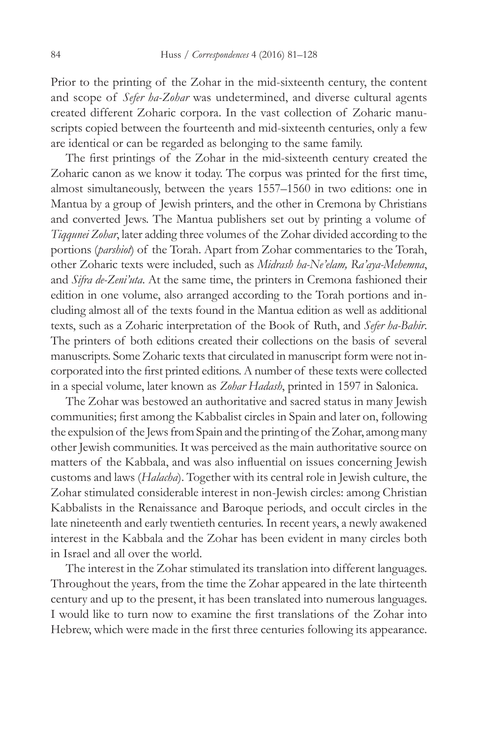Prior to the printing of the Zohar in the mid-sixteenth century, the content and scope of *Sefer ha-Zohar* was undetermined, and diverse cultural agents created different Zoharic corpora. In the vast collection of Zoharic manuscripts copied between the fourteenth and mid-sixteenth centuries, only a few are identical or can be regarded as belonging to the same family.

The first printings of the Zohar in the mid-sixteenth century created the Zoharic canon as we know it today. The corpus was printed for the first time, almost simultaneously, between the years 1557–1560 in two editions: one in Mantua by a group of Jewish printers, and the other in Cremona by Christians and converted Jews. The Mantua publishers set out by printing a volume of *Tiqqunei Zohar*, later adding three volumes of the Zohar divided according to the portions (*parshiot*) of the Torah. Apart from Zohar commentaries to the Torah, other Zoharic texts were included, such as *Midrash ha-Ne'elam, Ra'aya-Mehemna*, and *Sifra de-Zeni'uta*. At the same time, the printers in Cremona fashioned their edition in one volume, also arranged according to the Torah portions and including almost all of the texts found in the Mantua edition as well as additional texts, such as a Zoharic interpretation of the Book of Ruth, and *Sefer ha-Bahir*. The printers of both editions created their collections on the basis of several manuscripts. Some Zoharic texts that circulated in manuscript form were not incorporated into the first printed editions. A number of these texts were collected in a special volume, later known as *Zohar Hadash*, printed in 1597 in Salonica.

The Zohar was bestowed an authoritative and sacred status in many Jewish communities; first among the Kabbalist circles in Spain and later on, following the expulsion of the Jews from Spain and the printing of the Zohar, among many other Jewish communities. It was perceived as the main authoritative source on matters of the Kabbala, and was also influential on issues concerning Jewish customs and laws (*Halacha*). Together with its central role in Jewish culture, the Zohar stimulated considerable interest in non-Jewish circles: among Christian Kabbalists in the Renaissance and Baroque periods, and occult circles in the late nineteenth and early twentieth centuries. In recent years, a newly awakened interest in the Kabbala and the Zohar has been evident in many circles both in Israel and all over the world.

The interest in the Zohar stimulated its translation into different languages. Throughout the years, from the time the Zohar appeared in the late thirteenth century and up to the present, it has been translated into numerous languages. I would like to turn now to examine the first translations of the Zohar into Hebrew, which were made in the first three centuries following its appearance.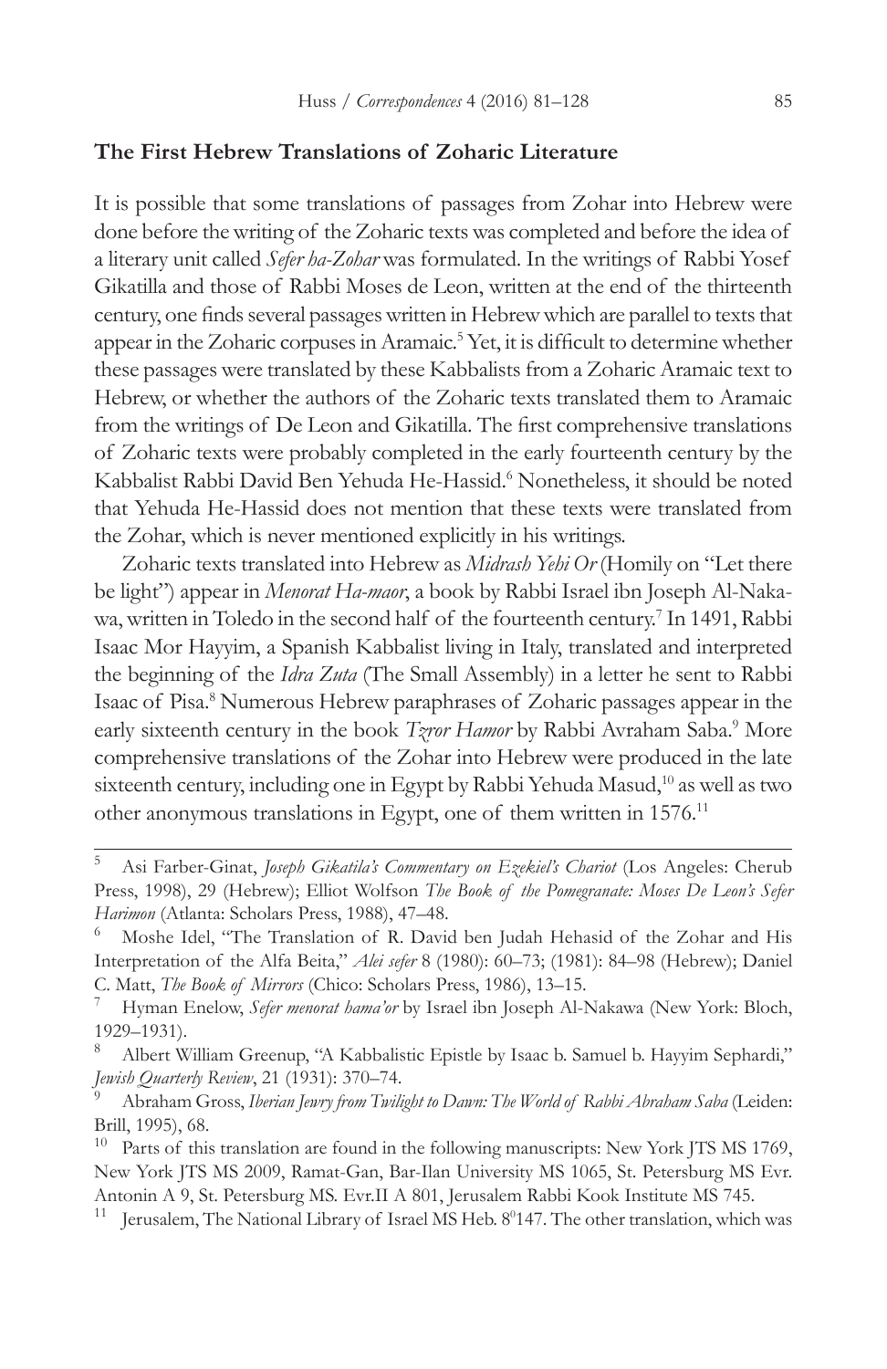## The First Hebrew Translations of Zoharic Literature

It is possible that some translations of passages from Zohar into Hebrew were done before the writing of the Zoharic texts was completed and before the idea of a literary unit called *Sefer ha-Zohar* was formulated. In the writings of Rabbi Yosef Gikatilla and those of Rabbi Moses de Leon, written at the end of the thirteenth century, one finds several passages written in Hebrew which are parallel to texts that appear in the Zoharic corpuses in Aramaic.[5] Yet, it is difficult to determine whether these passages were translated by these Kabbalists from a Zoharic Aramaic text to Hebrew, or whether the authors of the Zoharic texts translated them to Aramaic from the writings of De Leon and Gikatilla. The first comprehensive translations of Zoharic texts were probably completed in the early fourteenth century by the Kabbalist Rabbi David Ben Yehuda He-Hassid.[6] Nonetheless, it should be noted that Yehuda He-Hassid does not mention that these texts were translated from the Zohar, which is never mentioned explicitly in his writings.

Zoharic texts translated into Hebrew as *Midrash Yehi Or* (Homily on "Let there be light") appear in *Menorat Ha-maor*, a book by Rabbi Israel ibn Joseph Al-Nakawa, written in Toledo in the second half of the fourteenth century.[7] In 1491, Rabbi Isaac Mor Hayyim, a Spanish Kabbalist living in Italy, translated and interpreted the beginning of the *Idra Zuta* (The Small Assembly) in a letter he sent to Rabbi Isaac of Pisa.[8] Numerous Hebrew paraphrases of Zoharic passages appear in the early sixteenth century in the book *Tzror Hamor* by Rabbi Avraham Saba.[9] More comprehensive translations of the Zohar into Hebrew were produced in the late sixteenth century, including one in Egypt by Rabbi Yehuda Masud,[10] as well as two other anonymous translations in Egypt, one of them written in 1576.[11]

---

5 Asi Farber-Ginat, *Joseph Gikatila's Commentary on Ezekiel's Chariot* (Los Angeles: Cherub Press, 1998), 29 (Hebrew); Elliot Wolfson *The Book of the Pomegranate: Moses De Leon's Sefer Harimon* (Atlanta: Scholars Press, 1988), 47–48.

6 Moshe Idel, "The Translation of R. David ben Judah Hehasid of the Zohar and His Interpretation of the Alfa Beita," *Alei sefer* 8 (1980): 60–73; (1981): 84–98 (Hebrew); Daniel C. Matt, *The Book of Mirrors* (Chico: Scholars Press, 1986), 13–15.

7 Hyman Enelow, *Sefer menorat hama'or* by Israel ibn Joseph Al-Nakawa (New York: Bloch, 1929–1931).

8 Albert William Greenup, "A Kabbalistic Epistle by Isaac b. Samuel b. Hayyim Sephardi," *Jewish Quarterly Review*, 21 (1931): 370–74.

9 Abraham Gross, *Iberian Jewry from Twilight to Dawn: The World of Rabbi Abraham Saba* (Leiden: Brill, 1995), 68.

10 Parts of this translation are found in the following manuscripts: New York JTS MS 1769, New York JTS MS 2009, Ramat-Gan, Bar-Ilan University MS 1065, St. Petersburg MS Evr. Antonin A 9, St. Petersburg MS. Evr.II A 801, Jerusalem Rabbi Kook Institute MS 745.

11 Jerusalem, The National Library of Israel MS Heb. 8°147. The other translation, which was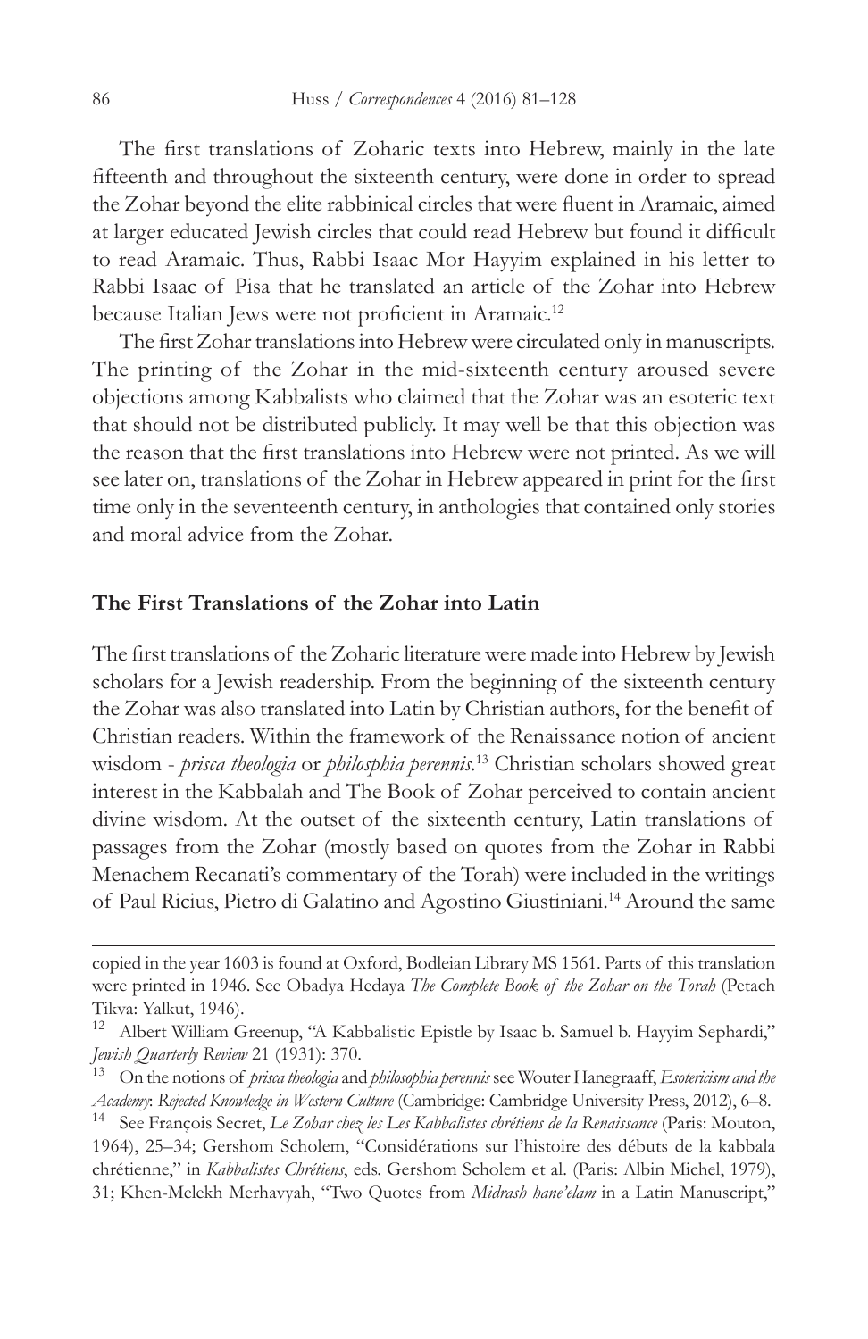The first translations of Zoharic texts into Hebrew, mainly in the late fifteenth and throughout the sixteenth century, were done in order to spread the Zohar beyond the elite rabbinical circles that were fluent in Aramaic, aimed at larger educated Jewish circles that could read Hebrew but found it difficult to read Aramaic. Thus, Rabbi Isaac Mor Hayyim explained in his letter to Rabbi Isaac of Pisa that he translated an article of the Zohar into Hebrew because Italian Jews were not proficient in Aramaic.[12]

The first Zohar translations into Hebrew were circulated only in manuscripts. The printing of the Zohar in the mid-sixteenth century aroused severe objections among Kabbalists who claimed that the Zohar was an esoteric text that should not be distributed publicly. It may well be that this objection was the reason that the first translations into Hebrew were not printed. As we will see later on, translations of the Zohar in Hebrew appeared in print for the first time only in the seventeenth century, in anthologies that contained only stories and moral advice from the Zohar.

## The First Translations of the Zohar into Latin

The first translations of the Zoharic literature were made into Hebrew by Jewish scholars for a Jewish readership. From the beginning of the sixteenth century the Zohar was also translated into Latin by Christian authors, for the benefit of Christian readers. Within the framework of the Renaissance notion of ancient wisdom - *prisca theologia* or *philosphia perennis*.[13] Christian scholars showed great interest in the Kabbalah and The Book of Zohar perceived to contain ancient divine wisdom. At the outset of the sixteenth century, Latin translations of passages from the Zohar (mostly based on quotes from the Zohar in Rabbi Menachem Recanati's commentary of the Torah) were included in the writings of Paul Ricius, Pietro di Galatino and Agostino Giustiniani.[14] Around the same

---

copied in the year 1603 is found at Oxford, Bodleian Library MS 1561. Parts of this translation were printed in 1946. See Obadya Hedaya *The Complete Book of the Zohar on the Torah* (Petach Tikva: Yalkut, 1946).

[12] Albert William Greenup, "A Kabbalistic Epistle by Isaac b. Samuel b. Hayyim Sephardi," *Jewish Quarterly Review* 21 (1931): 370.

[13] On the notions of *prisca theologia* and *philosophia perennis* see Wouter Hanegraaff, *Esotericism and the Academy*: *Rejected Knowledge in Western Culture* (Cambridge: Cambridge University Press, 2012), 6–8.

[14] See François Secret, *Le Zohar chez les Les Kabbalistes chrétiens de la Renaissance* (Paris: Mouton, 1964), 25–34; Gershom Scholem, "Considérations sur l'histoire des débuts de la kabbala chrétienne," in *Kabbalistes Chrétiens*, eds. Gershom Scholem et al. (Paris: Albin Michel, 1979), 31; Khen-Melekh Merhavyah, "Two Quotes from *Midrash hane'elam* in a Latin Manuscript,"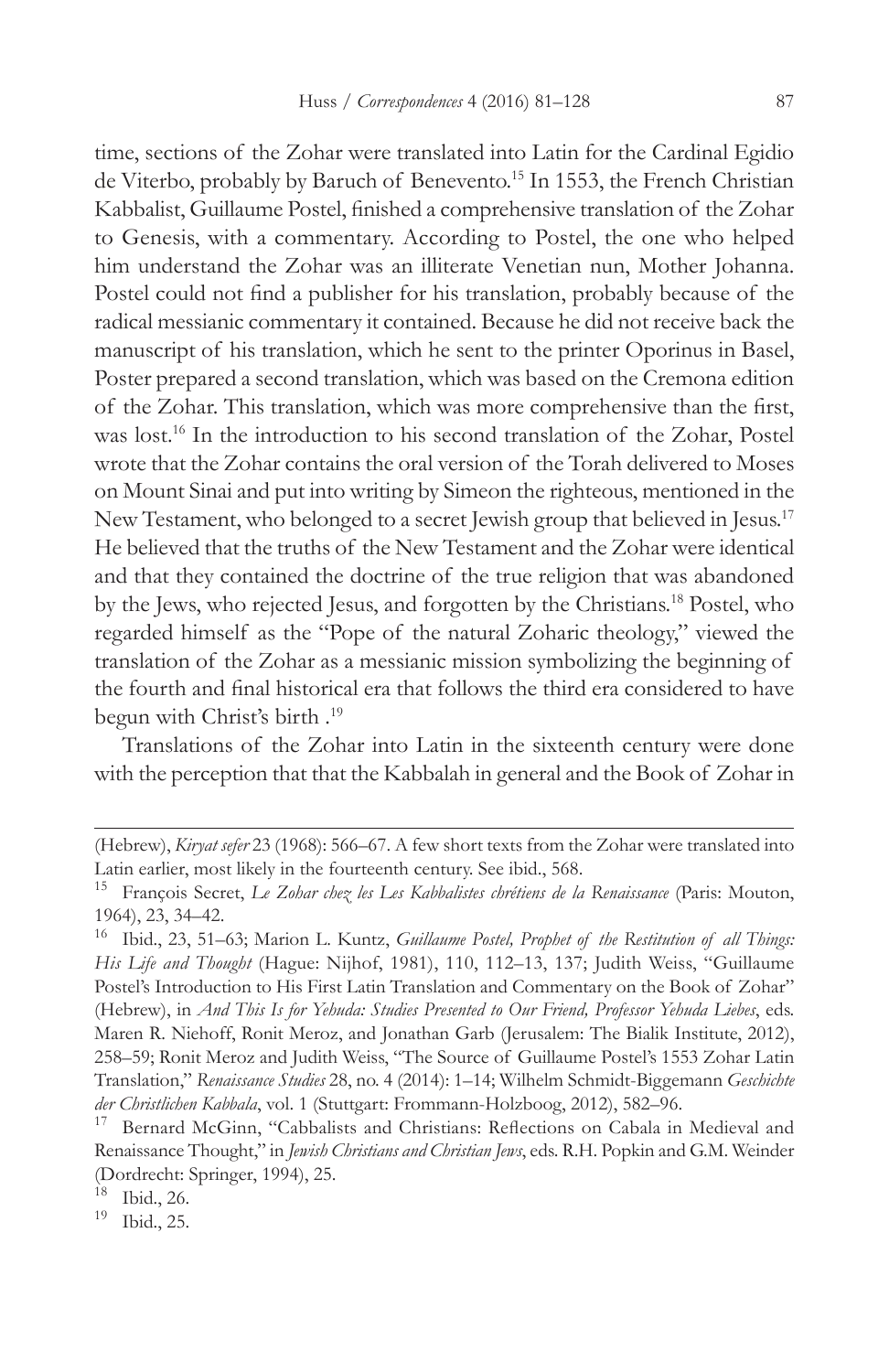time, sections of the Zohar were translated into Latin for the Cardinal Egidio de Viterbo, probably by Baruch of Benevento.[15] In 1553, the French Christian Kabbalist, Guillaume Postel, finished a comprehensive translation of the Zohar to Genesis, with a commentary. According to Postel, the one who helped him understand the Zohar was an illiterate Venetian nun, Mother Johanna. Postel could not find a publisher for his translation, probably because of the radical messianic commentary it contained. Because he did not receive back the manuscript of his translation, which he sent to the printer Oporinus in Basel, Poster prepared a second translation, which was based on the Cremona edition of the Zohar. This translation, which was more comprehensive than the first, was lost.[16] In the introduction to his second translation of the Zohar, Postel wrote that the Zohar contains the oral version of the Torah delivered to Moses on Mount Sinai and put into writing by Simeon the righteous, mentioned in the New Testament, who belonged to a secret Jewish group that believed in Jesus.[17] He believed that the truths of the New Testament and the Zohar were identical and that they contained the doctrine of the true religion that was abandoned by the Jews, who rejected Jesus, and forgotten by the Christians.[18] Postel, who regarded himself as the "Pope of the natural Zoharic theology," viewed the translation of the Zohar as a messianic mission symbolizing the beginning of the fourth and final historical era that follows the third era considered to have begun with Christ's birth .[19]

Translations of the Zohar into Latin in the sixteenth century were done with the perception that that the Kabbalah in general and the Book of Zohar in

---

(Hebrew), *Kiryat sefer* 23 (1968): 566–67. A few short texts from the Zohar were translated into Latin earlier, most likely in the fourteenth century. See ibid., 568.

[15] François Secret, *Le Zohar chez les Les Kabbalistes chrétiens de la Renaissance* (Paris: Mouton, 1964), 23, 34–42.

[16] Ibid., 23, 51–63; Marion L. Kuntz, *Guillaume Postel, Prophet of the Restitution of all Things: His Life and Thought* (Hague: Nijhof, 1981), 110, 112–13, 137; Judith Weiss, "Guillaume Postel's Introduction to His First Latin Translation and Commentary on the Book of Zohar" (Hebrew), in *And This Is for Yehuda: Studies Presented to Our Friend, Professor Yehuda Liebes*, eds. Maren R. Niehoff, Ronit Meroz, and Jonathan Garb (Jerusalem: The Bialik Institute, 2012), 258–59; Ronit Meroz and Judith Weiss, "The Source of Guillaume Postel's 1553 Zohar Latin Translation," *Renaissance Studies* 28, no. 4 (2014): 1–14; Wilhelm Schmidt-Biggemann *Geschichte der Christlichen Kabbala*, vol. 1 (Stuttgart: Frommann-Holzboog, 2012), 582–96.

[17] Bernard McGinn, "Cabbalists and Christians: Reflections on Cabala in Medieval and Renaissance Thought," in *Jewish Christians and Christian Jews*, eds. R.H. Popkin and G.M. Weinder (Dordrecht: Springer, 1994), 25.

[18] Ibid., 26.

[19] Ibid., 25.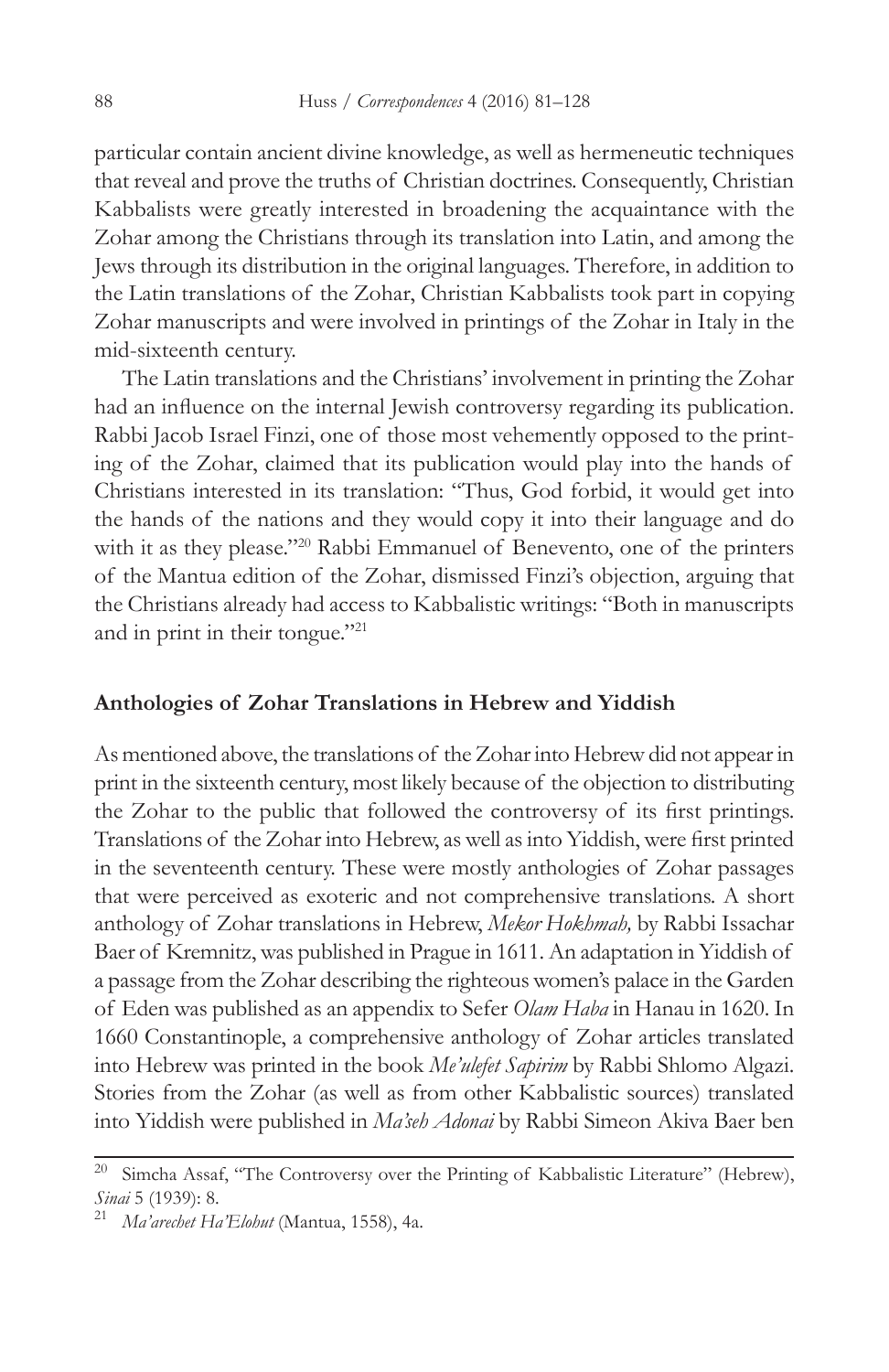particular contain ancient divine knowledge, as well as hermeneutic techniques that reveal and prove the truths of Christian doctrines. Consequently, Christian Kabbalists were greatly interested in broadening the acquaintance with the Zohar among the Christians through its translation into Latin, and among the Jews through its distribution in the original languages. Therefore, in addition to the Latin translations of the Zohar, Christian Kabbalists took part in copying Zohar manuscripts and were involved in printings of the Zohar in Italy in the mid-sixteenth century.

The Latin translations and the Christians' involvement in printing the Zohar had an influence on the internal Jewish controversy regarding its publication. Rabbi Jacob Israel Finzi, one of those most vehemently opposed to the printing of the Zohar, claimed that its publication would play into the hands of Christians interested in its translation: "Thus, God forbid, it would get into the hands of the nations and they would copy it into their language and do with it as they please."[20] Rabbi Emmanuel of Benevento, one of the printers of the Mantua edition of the Zohar, dismissed Finzi's objection, arguing that the Christians already had access to Kabbalistic writings: "Both in manuscripts and in print in their tongue."[21]

## Anthologies of Zohar Translations in Hebrew and Yiddish

As mentioned above, the translations of the Zohar into Hebrew did not appear in print in the sixteenth century, most likely because of the objection to distributing the Zohar to the public that followed the controversy of its first printings. Translations of the Zohar into Hebrew, as well as into Yiddish, were first printed in the seventeenth century. These were mostly anthologies of Zohar passages that were perceived as exoteric and not comprehensive translations. A short anthology of Zohar translations in Hebrew, *Mekor Hokhmah,* by Rabbi Issachar Baer of Kremnitz, was published in Prague in 1611. An adaptation in Yiddish of a passage from the Zohar describing the righteous women's palace in the Garden of Eden was published as an appendix to Sefer *Olam Haba* in Hanau in 1620. In 1660 Constantinople, a comprehensive anthology of Zohar articles translated into Hebrew was printed in the book *Me'ulefet Sapirim* by Rabbi Shlomo Algazi. Stories from the Zohar (as well as from other Kabbalistic sources) translated into Yiddish were published in *Ma'seh Adonai* by Rabbi Simeon Akiva Baer ben

---

[20] Simcha Assaf, "The Controversy over the Printing of Kabbalistic Literature" (Hebrew), *Sinai* 5 (1939): 8.

[21] *Ma'arechet Ha'Elohut* (Mantua, 1558), 4a.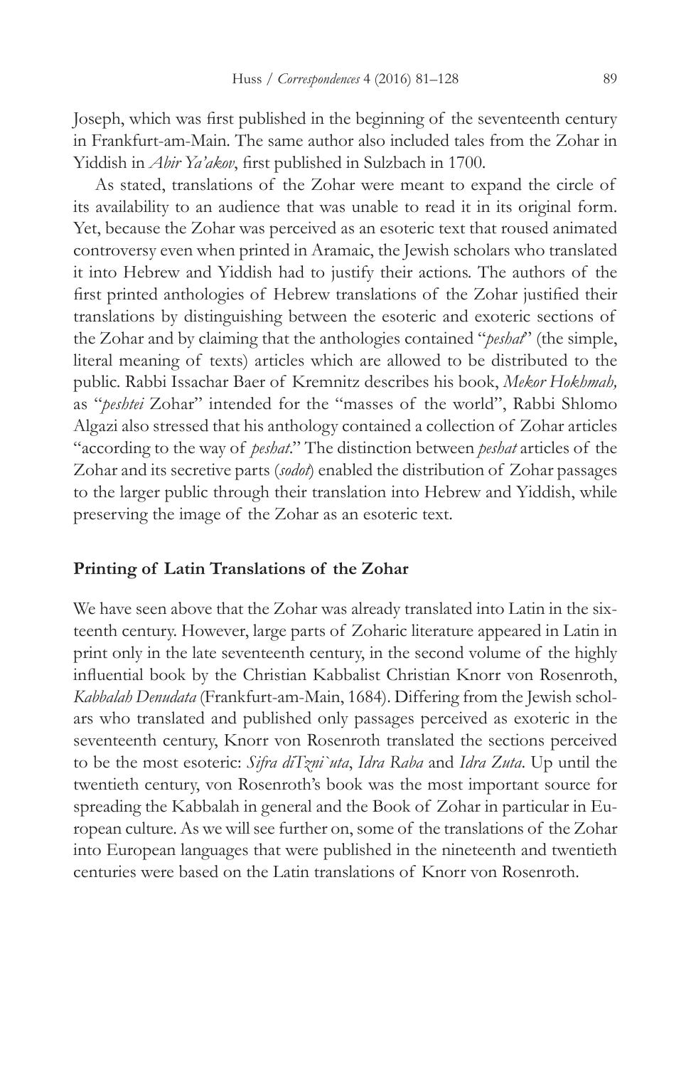Joseph, which was first published in the beginning of the seventeenth century in Frankfurt-am-Main. The same author also included tales from the Zohar in Yiddish in *Abir Ya'akov*, first published in Sulzbach in 1700.

As stated, translations of the Zohar were meant to expand the circle of its availability to an audience that was unable to read it in its original form. Yet, because the Zohar was perceived as an esoteric text that roused animated controversy even when printed in Aramaic, the Jewish scholars who translated it into Hebrew and Yiddish had to justify their actions. The authors of the first printed anthologies of Hebrew translations of the Zohar justified their translations by distinguishing between the esoteric and exoteric sections of the Zohar and by claiming that the anthologies contained "*peshat*" (the simple, literal meaning of texts) articles which are allowed to be distributed to the public. Rabbi Issachar Baer of Kremnitz describes his book, *Mekor Hokhmah,* as "*peshtei* Zohar" intended for the "masses of the world", Rabbi Shlomo Algazi also stressed that his anthology contained a collection of Zohar articles "according to the way of *peshat*." The distinction between *peshat* articles of the Zohar and its secretive parts (*sodot*) enabled the distribution of Zohar passages to the larger public through their translation into Hebrew and Yiddish, while preserving the image of the Zohar as an esoteric text.

## Printing of Latin Translations of the Zohar

We have seen above that the Zohar was already translated into Latin in the sixteenth century. However, large parts of Zoharic literature appeared in Latin in print only in the late seventeenth century, in the second volume of the highly influential book by the Christian Kabbalist Christian Knorr von Rosenroth, *Kabbalah Denudata* (Frankfurt-am-Main, 1684). Differing from the Jewish scholars who translated and published only passages perceived as exoteric in the seventeenth century, Knorr von Rosenroth translated the sections perceived to be the most esoteric: *Sifra diTzni`uta*, *Idra Raba* and *Idra Zuta*. Up until the twentieth century, von Rosenroth's book was the most important source for spreading the Kabbalah in general and the Book of Zohar in particular in European culture. As we will see further on, some of the translations of the Zohar into European languages that were published in the nineteenth and twentieth centuries were based on the Latin translations of Knorr von Rosenroth.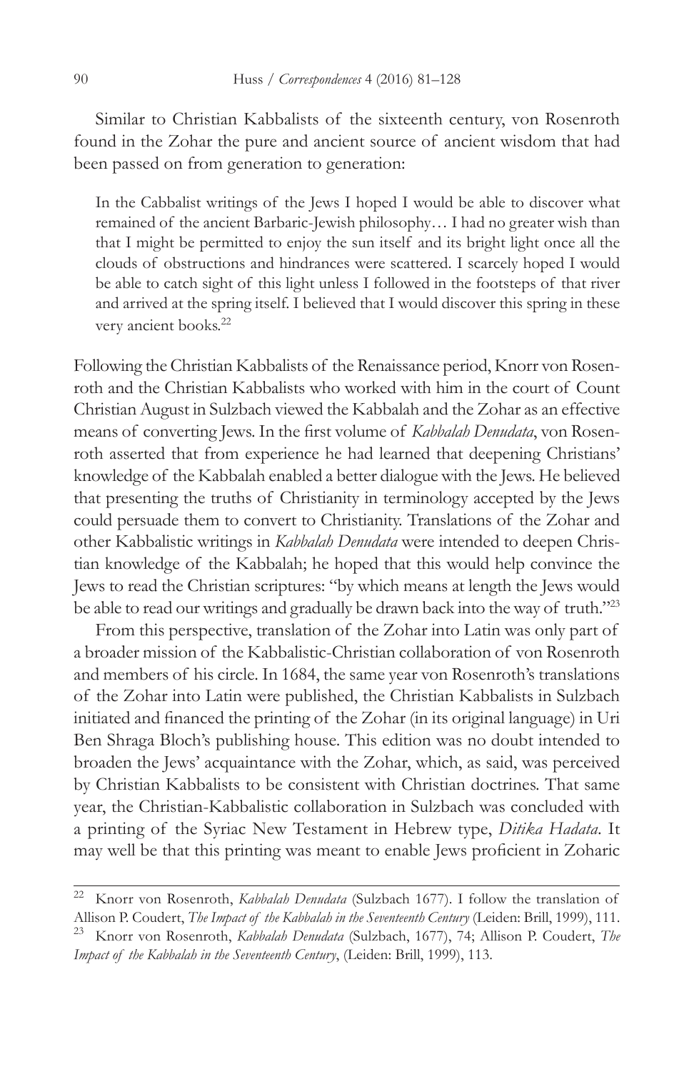Similar to Christian Kabbalists of the sixteenth century, von Rosenroth found in the Zohar the pure and ancient source of ancient wisdom that had been passed on from generation to generation:

> In the Cabbalist writings of the Jews I hoped I would be able to discover what remained of the ancient Barbaric-Jewish philosophy… I had no greater wish than that I might be permitted to enjoy the sun itself and its bright light once all the clouds of obstructions and hindrances were scattered. I scarcely hoped I would be able to catch sight of this light unless I followed in the footsteps of that river and arrived at the spring itself. I believed that I would discover this spring in these very ancient books.[22]

Following the Christian Kabbalists of the Renaissance period, Knorr von Rosenroth and the Christian Kabbalists who worked with him in the court of Count Christian August in Sulzbach viewed the Kabbalah and the Zohar as an effective means of converting Jews. In the first volume of *Kabbalah Denudata*, von Rosenroth asserted that from experience he had learned that deepening Christians' knowledge of the Kabbalah enabled a better dialogue with the Jews. He believed that presenting the truths of Christianity in terminology accepted by the Jews could persuade them to convert to Christianity. Translations of the Zohar and other Kabbalistic writings in *Kabbalah Denudata* were intended to deepen Christian knowledge of the Kabbalah; he hoped that this would help convince the Jews to read the Christian scriptures: "by which means at length the Jews would be able to read our writings and gradually be drawn back into the way of truth."[23]

From this perspective, translation of the Zohar into Latin was only part of a broader mission of the Kabbalistic-Christian collaboration of von Rosenroth and members of his circle. In 1684, the same year von Rosenroth's translations of the Zohar into Latin were published, the Christian Kabbalists in Sulzbach initiated and financed the printing of the Zohar (in its original language) in Uri Ben Shraga Bloch's publishing house. This edition was no doubt intended to broaden the Jews' acquaintance with the Zohar, which, as said, was perceived by Christian Kabbalists to be consistent with Christian doctrines. That same year, the Christian-Kabbalistic collaboration in Sulzbach was concluded with a printing of the Syriac New Testament in Hebrew type, *Ditika Hadata*. It may well be that this printing was meant to enable Jews proficient in Zoharic

---

[22] Knorr von Rosenroth, *Kabbalah Denudata* (Sulzbach 1677). I follow the translation of Allison P. Coudert, *The Impact of the Kabbalah in the Seventeenth Century* (Leiden: Brill, 1999), 111.

[23] Knorr von Rosenroth, *Kabbalah Denudata* (Sulzbach, 1677), 74; Allison P. Coudert, *The Impact of the Kabbalah in the Seventeenth Century*, (Leiden: Brill, 1999), 113.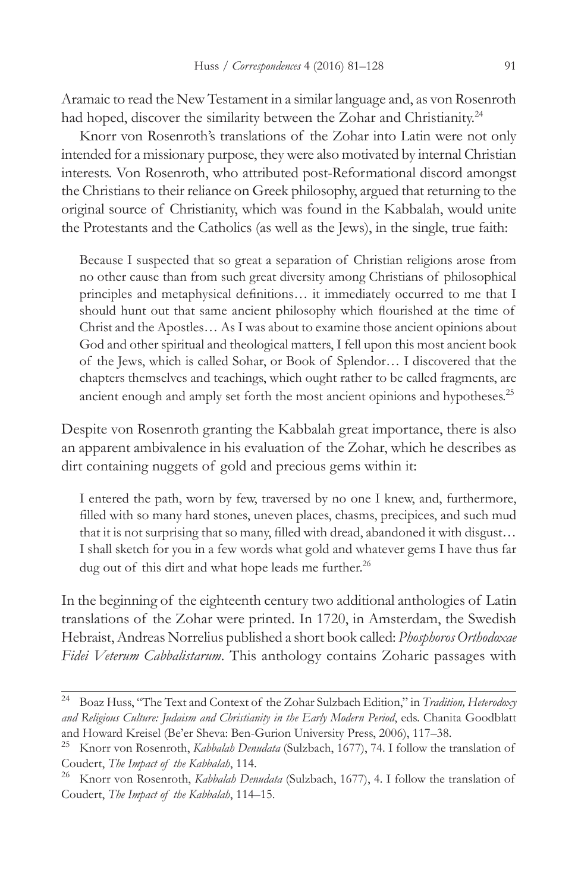Aramaic to read the New Testament in a similar language and, as von Rosenroth had hoped, discover the similarity between the Zohar and Christianity.[24]

Knorr von Rosenroth's translations of the Zohar into Latin were not only intended for a missionary purpose, they were also motivated by internal Christian interests. Von Rosenroth, who attributed post-Reformational discord amongst the Christians to their reliance on Greek philosophy, argued that returning to the original source of Christianity, which was found in the Kabbalah, would unite the Protestants and the Catholics (as well as the Jews), in the single, true faith:

> Because I suspected that so great a separation of Christian religions arose from no other cause than from such great diversity among Christians of philosophical principles and metaphysical definitions… it immediately occurred to me that I should hunt out that same ancient philosophy which flourished at the time of Christ and the Apostles… As I was about to examine those ancient opinions about God and other spiritual and theological matters, I fell upon this most ancient book of the Jews, which is called Sohar, or Book of Splendor… I discovered that the chapters themselves and teachings, which ought rather to be called fragments, are ancient enough and amply set forth the most ancient opinions and hypotheses.[25]

Despite von Rosenroth granting the Kabbalah great importance, there is also an apparent ambivalence in his evaluation of the Zohar, which he describes as dirt containing nuggets of gold and precious gems within it:

> I entered the path, worn by few, traversed by no one I knew, and, furthermore, filled with so many hard stones, uneven places, chasms, precipices, and such mud that it is not surprising that so many, filled with dread, abandoned it with disgust… I shall sketch for you in a few words what gold and whatever gems I have thus far dug out of this dirt and what hope leads me further.[26]

In the beginning of the eighteenth century two additional anthologies of Latin translations of the Zohar were printed. In 1720, in Amsterdam, the Swedish Hebraist, Andreas Norrelius published a short book called: *Phosphoros Orthodoxae Fidei Veterum Cabbalistarum*. This anthology contains Zoharic passages with

---

[24] Boaz Huss, "The Text and Context of the Zohar Sulzbach Edition," in *Tradition, Heterodoxy and Religious Culture: Judaism and Christianity in the Early Modern Period*, eds. Chanita Goodblatt and Howard Kreisel (Be'er Sheva: Ben-Gurion University Press, 2006), 117–38.

[25] Knorr von Rosenroth, *Kabbalah Denudata* (Sulzbach, 1677), 74. I follow the translation of Coudert, *The Impact of the Kabbalah*, 114.

[26] Knorr von Rosenroth, *Kabbalah Denudata* (Sulzbach, 1677), 4. I follow the translation of Coudert, *The Impact of the Kabbalah*, 114–15.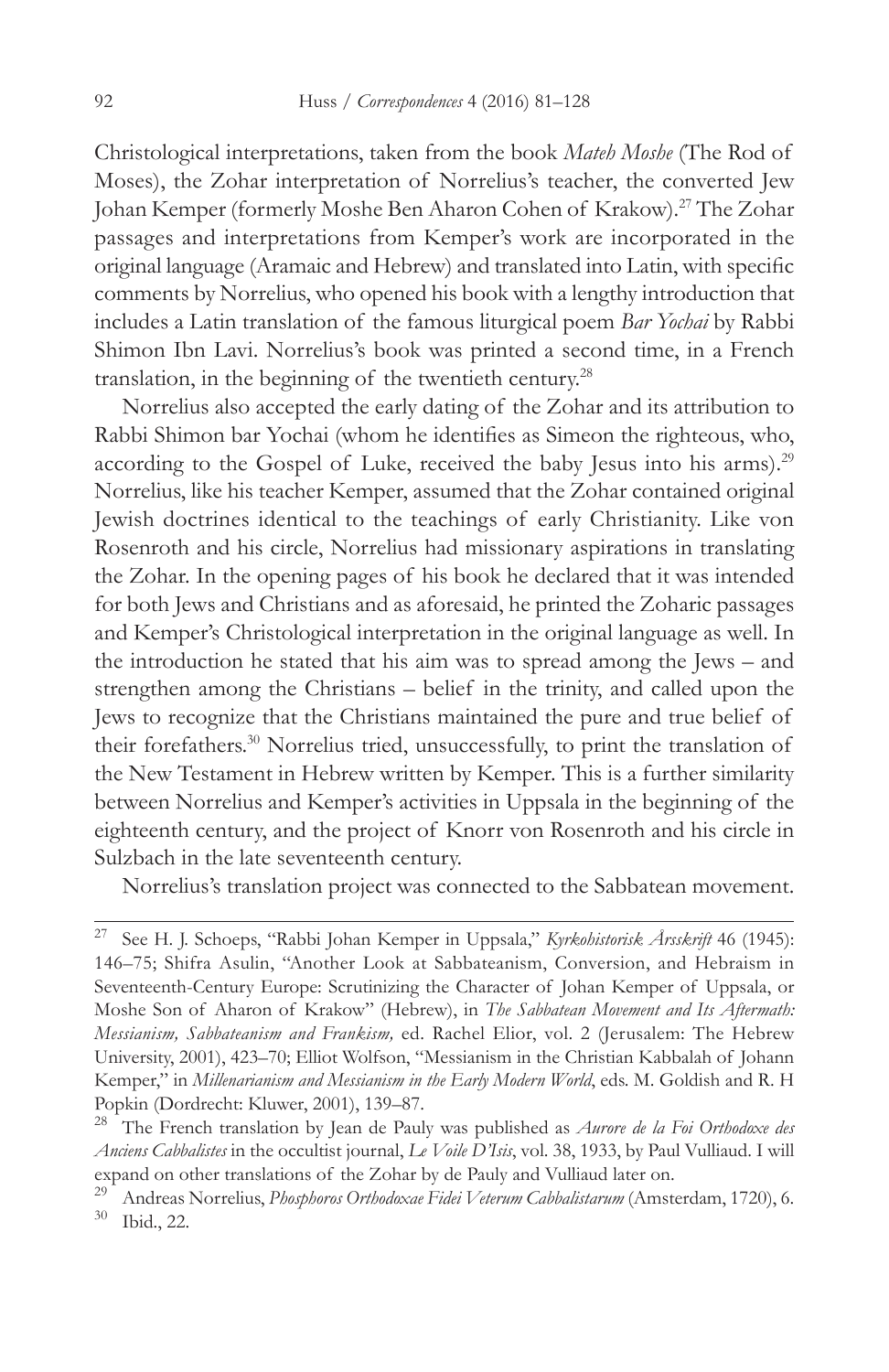Christological interpretations, taken from the book *Mateh Moshe* (The Rod of Moses), the Zohar interpretation of Norrelius's teacher, the converted Jew Johan Kemper (formerly Moshe Ben Aharon Cohen of Krakow).[27] The Zohar passages and interpretations from Kemper's work are incorporated in the original language (Aramaic and Hebrew) and translated into Latin, with specific comments by Norrelius, who opened his book with a lengthy introduction that includes a Latin translation of the famous liturgical poem *Bar Yochai* by Rabbi Shimon Ibn Lavi. Norrelius's book was printed a second time, in a French translation, in the beginning of the twentieth century.[28]

Norrelius also accepted the early dating of the Zohar and its attribution to Rabbi Shimon bar Yochai (whom he identifies as Simeon the righteous, who, according to the Gospel of Luke, received the baby Jesus into his arms).[29] Norrelius, like his teacher Kemper, assumed that the Zohar contained original Jewish doctrines identical to the teachings of early Christianity. Like von Rosenroth and his circle, Norrelius had missionary aspirations in translating the Zohar. In the opening pages of his book he declared that it was intended for both Jews and Christians and as aforesaid, he printed the Zoharic passages and Kemper's Christological interpretation in the original language as well. In the introduction he stated that his aim was to spread among the Jews – and strengthen among the Christians – belief in the trinity, and called upon the Jews to recognize that the Christians maintained the pure and true belief of their forefathers.[30] Norrelius tried, unsuccessfully, to print the translation of the New Testament in Hebrew written by Kemper. This is a further similarity between Norrelius and Kemper's activities in Uppsala in the beginning of the eighteenth century, and the project of Knorr von Rosenroth and his circle in Sulzbach in the late seventeenth century.

Norrelius's translation project was connected to the Sabbatean movement.

---

[27] See H. J. Schoeps, "Rabbi Johan Kemper in Uppsala," *Kyrkohistorisk Årsskrift* 46 (1945): 146–75; Shifra Asulin, "Another Look at Sabbateanism, Conversion, and Hebraism in Seventeenth-Century Europe: Scrutinizing the Character of Johan Kemper of Uppsala, or Moshe Son of Aharon of Krakow" (Hebrew), in *The Sabbatean Movement and Its Aftermath: Messianism, Sabbateanism and Frankism,* ed. Rachel Elior, vol. 2 (Jerusalem: The Hebrew University, 2001), 423–70; Elliot Wolfson, "Messianism in the Christian Kabbalah of Johann Kemper," in *Millenarianism and Messianism in the Early Modern World*, eds. M. Goldish and R. H Popkin (Dordrecht: Kluwer, 2001), 139–87.

[28] The French translation by Jean de Pauly was published as *Aurore de la Foi Orthodoxe des Anciens Cabbalistes* in the occultist journal, *Le Voile D'Isis*, vol. 38, 1933, by Paul Vulliaud. I will expand on other translations of the Zohar by de Pauly and Vulliaud later on.

[29] Andreas Norrelius, *Phosphoros Orthodoxae Fidei Veterum Cabbalistarum* (Amsterdam, 1720), 6.

[30] Ibid., 22.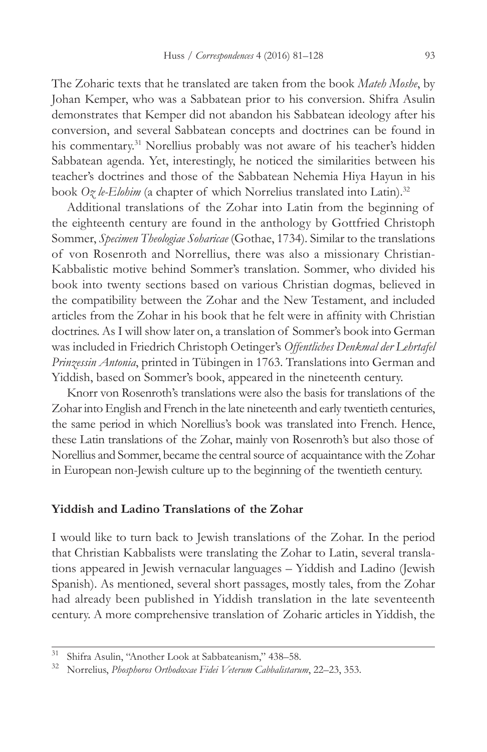The Zoharic texts that he translated are taken from the book *Mateh Moshe*, by Johan Kemper, who was a Sabbatean prior to his conversion. Shifra Asulin demonstrates that Kemper did not abandon his Sabbatean ideology after his conversion, and several Sabbatean concepts and doctrines can be found in his commentary.[31] Norellius probably was not aware of his teacher's hidden Sabbatean agenda. Yet, interestingly, he noticed the similarities between his teacher's doctrines and those of the Sabbatean Nehemia Hiya Hayun in his book *Oz le-Elohim* (a chapter of which Norrelius translated into Latin).[32]

Additional translations of the Zohar into Latin from the beginning of the eighteenth century are found in the anthology by Gottfried Christoph Sommer, *Specimen Theologiae Soharicae* (Gothae, 1734). Similar to the translations of von Rosenroth and Norrellius, there was also a missionary Christian-Kabbalistic motive behind Sommer's translation. Sommer, who divided his book into twenty sections based on various Christian dogmas, believed in the compatibility between the Zohar and the New Testament, and included articles from the Zohar in his book that he felt were in affinity with Christian doctrines. As I will show later on, a translation of Sommer's book into German was included in Friedrich Christoph Oetinger's *Offentliches Denkmal der Lehrtafel Prinzessin Antonia*, printed in Tübingen in 1763. Translations into German and Yiddish, based on Sommer's book, appeared in the nineteenth century.

Knorr von Rosenroth's translations were also the basis for translations of the Zohar into English and French in the late nineteenth and early twentieth centuries, the same period in which Norellius's book was translated into French. Hence, these Latin translations of the Zohar, mainly von Rosenroth's but also those of Norellius and Sommer, became the central source of acquaintance with the Zohar in European non-Jewish culture up to the beginning of the twentieth century.

## Yiddish and Ladino Translations of the Zohar

I would like to turn back to Jewish translations of the Zohar. In the period that Christian Kabbalists were translating the Zohar to Latin, several translations appeared in Jewish vernacular languages – Yiddish and Ladino (Jewish Spanish). As mentioned, several short passages, mostly tales, from the Zohar had already been published in Yiddish translation in the late seventeenth century. A more comprehensive translation of Zoharic articles in Yiddish, the

---

[31] Shifra Asulin, "Another Look at Sabbateanism," 438–58.

[32] Norrelius, *Phosphoros Orthodoxae Fidei Veterum Cabbalistarum*, 22–23, 353.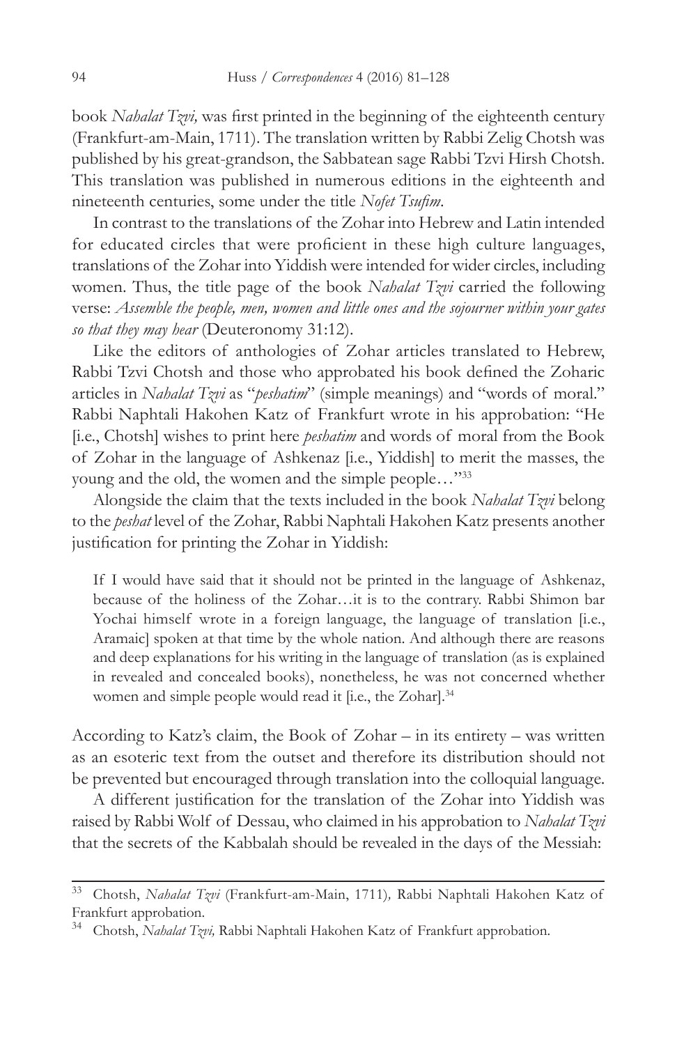book *Nahalat Tzvi,* was first printed in the beginning of the eighteenth century (Frankfurt-am-Main, 1711). The translation written by Rabbi Zelig Chotsh was published by his great-grandson, the Sabbatean sage Rabbi Tzvi Hirsh Chotsh. This translation was published in numerous editions in the eighteenth and nineteenth centuries, some under the title *Nofet Tsufim*.

In contrast to the translations of the Zohar into Hebrew and Latin intended for educated circles that were proficient in these high culture languages, translations of the Zohar into Yiddish were intended for wider circles, including women. Thus, the title page of the book *Nahalat Tzvi* carried the following verse: *Assemble the people, men, women and little ones and the sojourner within your gates so that they may hear* (Deuteronomy 31:12).

Like the editors of anthologies of Zohar articles translated to Hebrew, Rabbi Tzvi Chotsh and those who approbated his book defined the Zoharic articles in *Nahalat Tzvi* as "*peshatim*" (simple meanings) and "words of moral." Rabbi Naphtali Hakohen Katz of Frankfurt wrote in his approbation: "He [i.e., Chotsh] wishes to print here *peshatim* and words of moral from the Book of Zohar in the language of Ashkenaz [i.e., Yiddish] to merit the masses, the young and the old, the women and the simple people…"[33]

Alongside the claim that the texts included in the book *Nahalat Tzvi* belong to the *peshat* level of the Zohar, Rabbi Naphtali Hakohen Katz presents another justification for printing the Zohar in Yiddish:

> If I would have said that it should not be printed in the language of Ashkenaz, because of the holiness of the Zohar…it is to the contrary. Rabbi Shimon bar Yochai himself wrote in a foreign language, the language of translation [i.e., Aramaic] spoken at that time by the whole nation. And although there are reasons and deep explanations for his writing in the language of translation (as is explained in revealed and concealed books), nonetheless, he was not concerned whether women and simple people would read it [i.e., the Zohar].[34]

According to Katz's claim, the Book of Zohar – in its entirety – was written as an esoteric text from the outset and therefore its distribution should not be prevented but encouraged through translation into the colloquial language.

A different justification for the translation of the Zohar into Yiddish was raised by Rabbi Wolf of Dessau, who claimed in his approbation to *Nahalat Tzvi* that the secrets of the Kabbalah should be revealed in the days of the Messiah:

---

[33] Chotsh, *Nahalat Tzvi* (Frankfurt-am-Main, 1711), Rabbi Naphtali Hakohen Katz of Frankfurt approbation.

[34] Chotsh, *Nahalat Tzvi,* Rabbi Naphtali Hakohen Katz of Frankfurt approbation.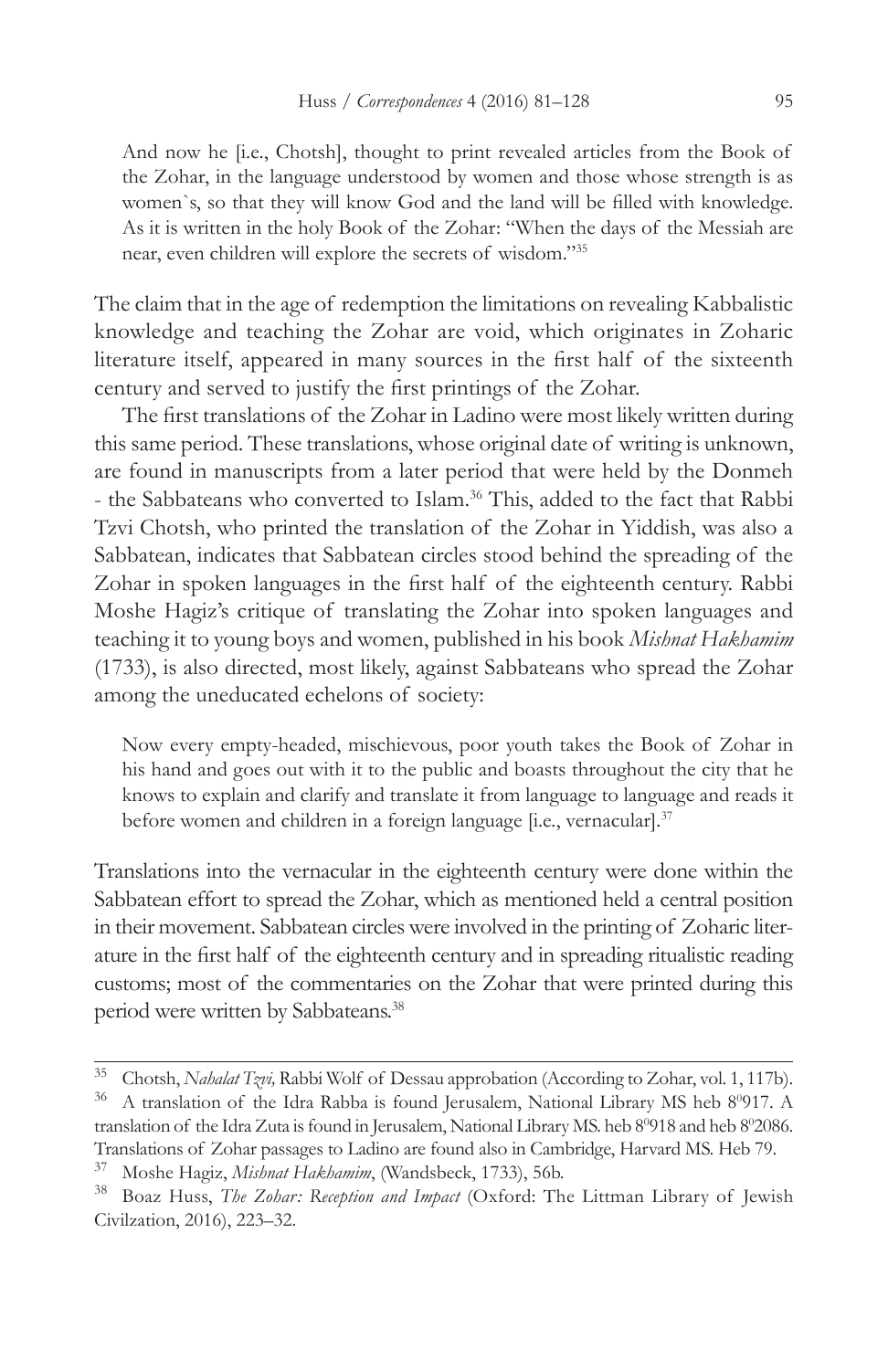> And now he [i.e., Chotsh], thought to print revealed articles from the Book of the Zohar, in the language understood by women and those whose strength is as women`s, so that they will know God and the land will be filled with knowledge. As it is written in the holy Book of the Zohar: "When the days of the Messiah are near, even children will explore the secrets of wisdom."[35]

The claim that in the age of redemption the limitations on revealing Kabbalistic knowledge and teaching the Zohar are void, which originates in Zoharic literature itself, appeared in many sources in the first half of the sixteenth century and served to justify the first printings of the Zohar.

The first translations of the Zohar in Ladino were most likely written during this same period. These translations, whose original date of writing is unknown, are found in manuscripts from a later period that were held by the Donmeh - the Sabbateans who converted to Islam.[36] This, added to the fact that Rabbi Tzvi Chotsh, who printed the translation of the Zohar in Yiddish, was also a Sabbatean, indicates that Sabbatean circles stood behind the spreading of the Zohar in spoken languages in the first half of the eighteenth century. Rabbi Moshe Hagiz's critique of translating the Zohar into spoken languages and teaching it to young boys and women, published in his book *Mishnat Hakhamim* (1733), is also directed, most likely, against Sabbateans who spread the Zohar among the uneducated echelons of society:

> Now every empty-headed, mischievous, poor youth takes the Book of Zohar in his hand and goes out with it to the public and boasts throughout the city that he knows to explain and clarify and translate it from language to language and reads it before women and children in a foreign language [i.e., vernacular].[37]

Translations into the vernacular in the eighteenth century were done within the Sabbatean effort to spread the Zohar, which as mentioned held a central position in their movement. Sabbatean circles were involved in the printing of Zoharic literature in the first half of the eighteenth century and in spreading ritualistic reading customs; most of the commentaries on the Zohar that were printed during this period were written by Sabbateans.[38]

---

[35] Chotsh, *Nahalat Tzvi,* Rabbi Wolf of Dessau approbation (According to Zohar, vol. 1, 117b).

[36] A translation of the Idra Rabba is found Jerusalem, National Library MS heb 8⁰917. A translation of the Idra Zuta is found in Jerusalem, National Library MS. heb 8⁰918 and heb 8⁰2086. Translations of Zohar passages to Ladino are found also in Cambridge, Harvard MS. Heb 79.

[37] Moshe Hagiz, *Mishnat Hakhamim*, (Wandsbeck, 1733), 56b.

[38] Boaz Huss, *The Zohar: Reception and Impact* (Oxford: The Littman Library of Jewish Civilzation, 2016), 223–32.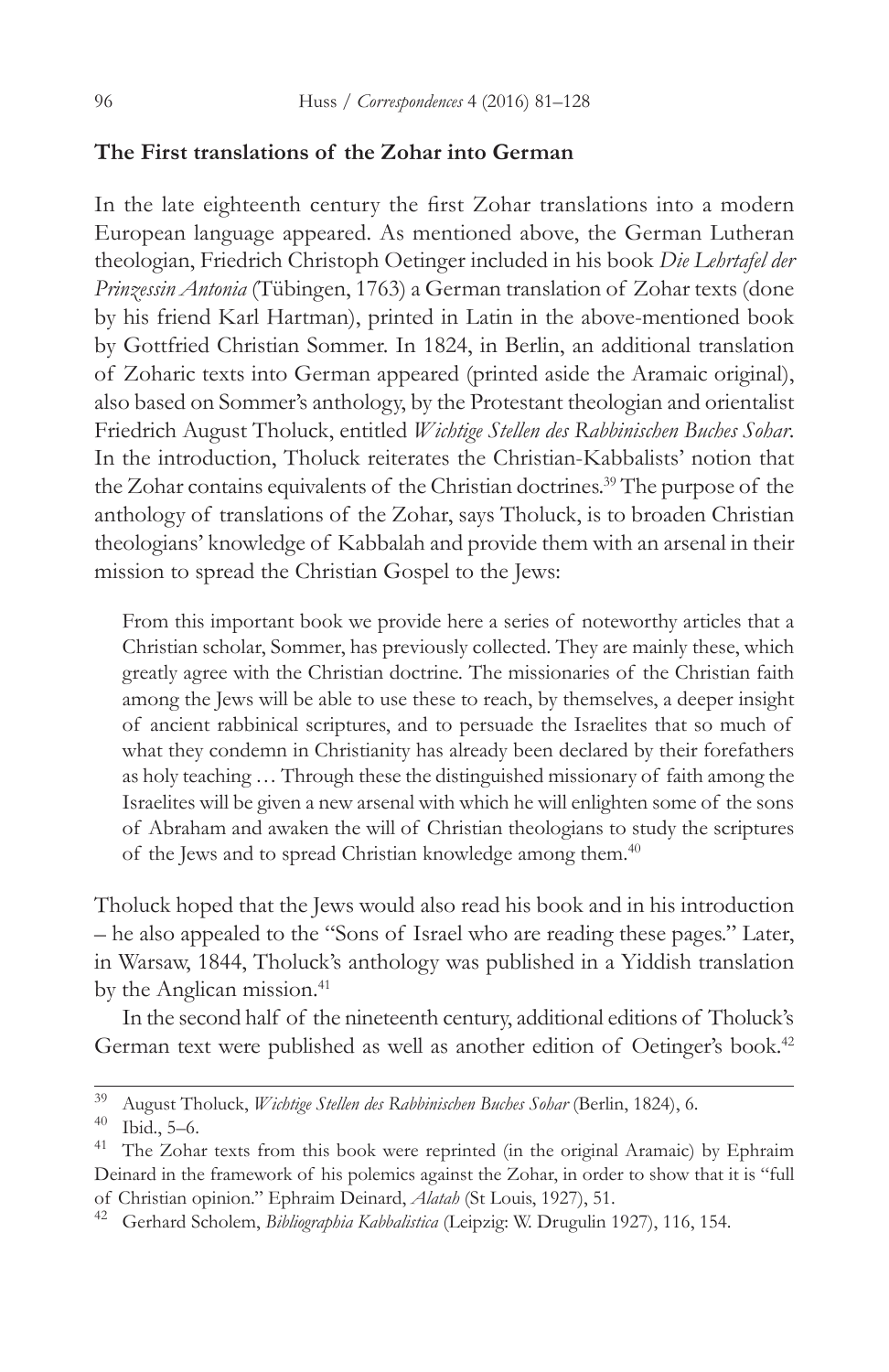## The First translations of the Zohar into German

In the late eighteenth century the first Zohar translations into a modern European language appeared. As mentioned above, the German Lutheran theologian, Friedrich Christoph Oetinger included in his book *Die Lehrtafel der Prinzessin Antonia* (Tübingen, 1763) a German translation of Zohar texts (done by his friend Karl Hartman), printed in Latin in the above-mentioned book by Gottfried Christian Sommer. In 1824, in Berlin, an additional translation of Zoharic texts into German appeared (printed aside the Aramaic original), also based on Sommer's anthology, by the Protestant theologian and orientalist Friedrich August Tholuck, entitled *Wichtige Stellen des Rabbinischen Buches Sohar*. In the introduction, Tholuck reiterates the Christian-Kabbalists' notion that the Zohar contains equivalents of the Christian doctrines.[39] The purpose of the anthology of translations of the Zohar, says Tholuck, is to broaden Christian theologians' knowledge of Kabbalah and provide them with an arsenal in their mission to spread the Christian Gospel to the Jews:

> From this important book we provide here a series of noteworthy articles that a Christian scholar, Sommer, has previously collected. They are mainly these, which greatly agree with the Christian doctrine. The missionaries of the Christian faith among the Jews will be able to use these to reach, by themselves, a deeper insight of ancient rabbinical scriptures, and to persuade the Israelites that so much of what they condemn in Christianity has already been declared by their forefathers as holy teaching … Through these the distinguished missionary of faith among the Israelites will be given a new arsenal with which he will enlighten some of the sons of Abraham and awaken the will of Christian theologians to study the scriptures of the Jews and to spread Christian knowledge among them.[40]

Tholuck hoped that the Jews would also read his book and in his introduction – he also appealed to the "Sons of Israel who are reading these pages." Later, in Warsaw, 1844, Tholuck's anthology was published in a Yiddish translation by the Anglican mission.[41]

In the second half of the nineteenth century, additional editions of Tholuck's German text were published as well as another edition of Oetinger's book.[42]

---

[39] August Tholuck, *Wichtige Stellen des Rabbinischen Buches Sohar* (Berlin, 1824), 6.

[40] Ibid., 5–6.

[41] The Zohar texts from this book were reprinted (in the original Aramaic) by Ephraim Deinard in the framework of his polemics against the Zohar, in order to show that it is "full of Christian opinion." Ephraim Deinard, *Alatah* (St Louis, 1927), 51.

[42] Gerhard Scholem, *Bibliographia Kabbalistica* (Leipzig: W. Drugulin 1927), 116, 154.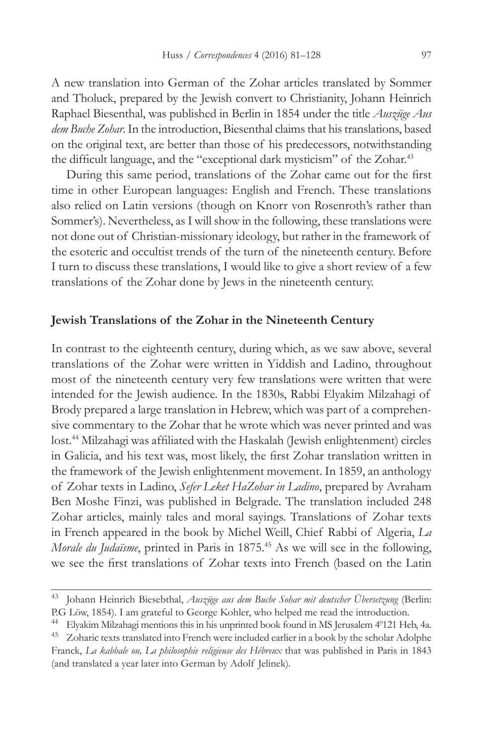A new translation into German of the Zohar articles translated by Sommer and Tholuck, prepared by the Jewish convert to Christianity, Johann Heinrich Raphael Biesenthal, was published in Berlin in 1854 under the title *Auszüge Aus dem Buche Zohar*. In the introduction, Biesenthal claims that his translations, based on the original text, are better than those of his predecessors, notwithstanding the difficult language, and the "exceptional dark mysticism" of the Zohar.[43]

During this same period, translations of the Zohar came out for the first time in other European languages: English and French. These translations also relied on Latin versions (though on Knorr von Rosenroth's rather than Sommer's). Nevertheless, as I will show in the following, these translations were not done out of Christian-missionary ideology, but rather in the framework of the esoteric and occultist trends of the turn of the nineteenth century. Before I turn to discuss these translations, I would like to give a short review of a few translations of the Zohar done by Jews in the nineteenth century.

## Jewish Translations of the Zohar in the Nineteenth Century

In contrast to the eighteenth century, during which, as we saw above, several translations of the Zohar were written in Yiddish and Ladino, throughout most of the nineteenth century very few translations were written that were intended for the Jewish audience. In the 1830s, Rabbi Elyakim Milzahagi of Brody prepared a large translation in Hebrew, which was part of a comprehensive commentary to the Zohar that he wrote which was never printed and was lost.[44] Milzahagi was affiliated with the Haskalah (Jewish enlightenment) circles in Galicia, and his text was, most likely, the first Zohar translation written in the framework of the Jewish enlightenment movement. In 1859, an anthology of Zohar texts in Ladino, *Sefer Leket HaZohar in Ladino*, prepared by Avraham Ben Moshe Finzi, was published in Belgrade. The translation included 248 Zohar articles, mainly tales and moral sayings. Translations of Zohar texts in French appeared in the book by Michel Weill, Chief Rabbi of Algeria, *La Morale du Judaïsme*, printed in Paris in 1875.[45] As we will see in the following, we see the first translations of Zohar texts into French (based on the Latin

---

[43] Johann Heinrich Biesebthal, *Auszüge aus dem Buche Sohar mit deutscher Übersetzung* (Berlin: P.G Löw, 1854). I am grateful to George Kohler, who helped me read the introduction.

[44] Elyakim Milzahagi mentions this in his unprinted book found in MS Jerusalem 4⁰121 Heb, 4a.

[45] Zoharic texts translated into French were included earlier in a book by the scholar Adolphe Franck, *La kabbale ou, La philosophie religieuse des Hébreux* that was published in Paris in 1843 (and translated a year later into German by Adolf Jelinek).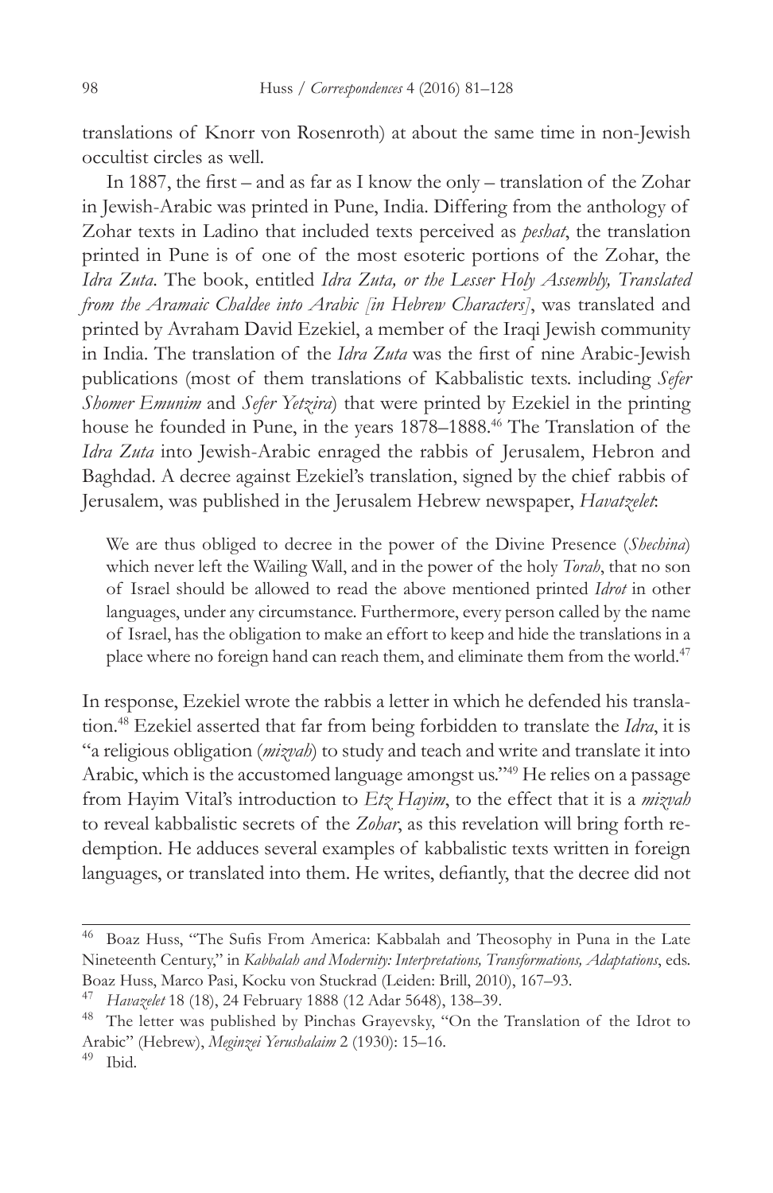translations of Knorr von Rosenroth) at about the same time in non-Jewish occultist circles as well.

In 1887, the first – and as far as I know the only – translation of the Zohar in Jewish-Arabic was printed in Pune, India. Differing from the anthology of Zohar texts in Ladino that included texts perceived as *peshat*, the translation printed in Pune is of one of the most esoteric portions of the Zohar, the *Idra Zuta*. The book, entitled *Idra Zuta, or the Lesser Holy Assembly, Translated from the Aramaic Chaldee into Arabic [in Hebrew Characters]*, was translated and printed by Avraham David Ezekiel, a member of the Iraqi Jewish community in India. The translation of the *Idra Zuta* was the first of nine Arabic-Jewish publications (most of them translations of Kabbalistic texts. including *Sefer Shomer Emunim* and *Sefer Yetzira*) that were printed by Ezekiel in the printing house he founded in Pune, in the years 1878–1888.[46] The Translation of the *Idra Zuta* into Jewish-Arabic enraged the rabbis of Jerusalem, Hebron and Baghdad. A decree against Ezekiel's translation, signed by the chief rabbis of Jerusalem, was published in the Jerusalem Hebrew newspaper, *Havatzelet*:

> We are thus obliged to decree in the power of the Divine Presence (*Shechina*) which never left the Wailing Wall, and in the power of the holy *Torah*, that no son of Israel should be allowed to read the above mentioned printed *Idrot* in other languages, under any circumstance. Furthermore, every person called by the name of Israel, has the obligation to make an effort to keep and hide the translations in a place where no foreign hand can reach them, and eliminate them from the world.[47]

In response, Ezekiel wrote the rabbis a letter in which he defended his translation.[48] Ezekiel asserted that far from being forbidden to translate the *Idra*, it is "a religious obligation (*mizvah*) to study and teach and write and translate it into Arabic, which is the accustomed language amongst us."[49] He relies on a passage from Hayim Vital's introduction to *Etz Hayim*, to the effect that it is a *mizvah* to reveal kabbalistic secrets of the *Zohar*, as this revelation will bring forth redemption. He adduces several examples of kabbalistic texts written in foreign languages, or translated into them. He writes, defiantly, that the decree did not

---

[46] Boaz Huss, "The Sufis From America: Kabbalah and Theosophy in Puna in the Late Nineteenth Century," in *Kabbalah and Modernity: Interpretations, Transformations, Adaptations*, eds. Boaz Huss, Marco Pasi, Kocku von Stuckrad (Leiden: Brill, 2010), 167–93.

[47] *Havazelet* 18 (18), 24 February 1888 (12 Adar 5648), 138–39.

[48] The letter was published by Pinchas Grayevsky, "On the Translation of the Idrot to Arabic" (Hebrew), *Meginzei Yerushalaim* 2 (1930): 15–16.

[49] Ibid.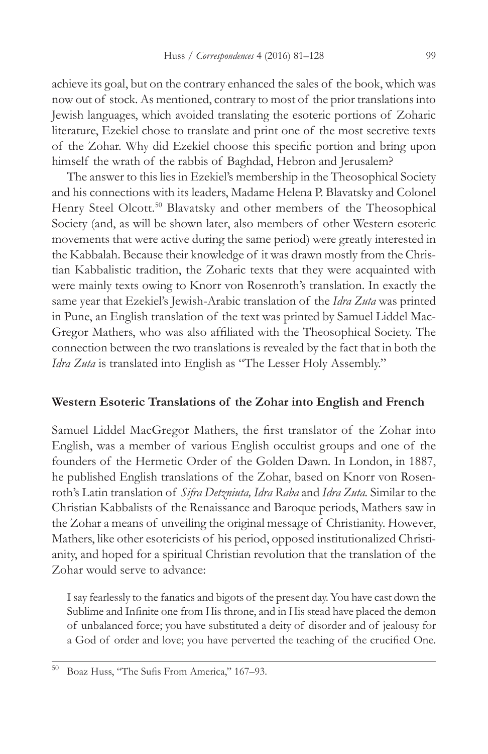achieve its goal, but on the contrary enhanced the sales of the book, which was now out of stock. As mentioned, contrary to most of the prior translations into Jewish languages, which avoided translating the esoteric portions of Zoharic literature, Ezekiel chose to translate and print one of the most secretive texts of the Zohar. Why did Ezekiel choose this specific portion and bring upon himself the wrath of the rabbis of Baghdad, Hebron and Jerusalem?

The answer to this lies in Ezekiel's membership in the Theosophical Society and his connections with its leaders, Madame Helena P. Blavatsky and Colonel Henry Steel Olcott.[50] Blavatsky and other members of the Theosophical Society (and, as will be shown later, also members of other Western esoteric movements that were active during the same period) were greatly interested in the Kabbalah. Because their knowledge of it was drawn mostly from the Christian Kabbalistic tradition, the Zoharic texts that they were acquainted with were mainly texts owing to Knorr von Rosenroth's translation. In exactly the same year that Ezekiel's Jewish-Arabic translation of the *Idra Zuta* was printed in Pune, an English translation of the text was printed by Samuel Liddel MacGregor Mathers, who was also affiliated with the Theosophical Society. The connection between the two translations is revealed by the fact that in both the *Idra Zuta* is translated into English as "The Lesser Holy Assembly."

## Western Esoteric Translations of the Zohar into English and French

Samuel Liddel MacGregor Mathers, the first translator of the Zohar into English, was a member of various English occultist groups and one of the founders of the Hermetic Order of the Golden Dawn. In London, in 1887, he published English translations of the Zohar, based on Knorr von Rosenroth's Latin translation of *Sifra Detzniuta, Idra Raba* and *Idra Zuta.* Similar to the Christian Kabbalists of the Renaissance and Baroque periods, Mathers saw in the Zohar a means of unveiling the original message of Christianity. However, Mathers, like other esotericists of his period, opposed institutionalized Christianity, and hoped for a spiritual Christian revolution that the translation of the Zohar would serve to advance:

> I say fearlessly to the fanatics and bigots of the present day. You have cast down the Sublime and Infinite one from His throne, and in His stead have placed the demon of unbalanced force; you have substituted a deity of disorder and of jealousy for a God of order and love; you have perverted the teaching of the crucified One.

---

[50] Boaz Huss, "The Sufis From America," 167–93.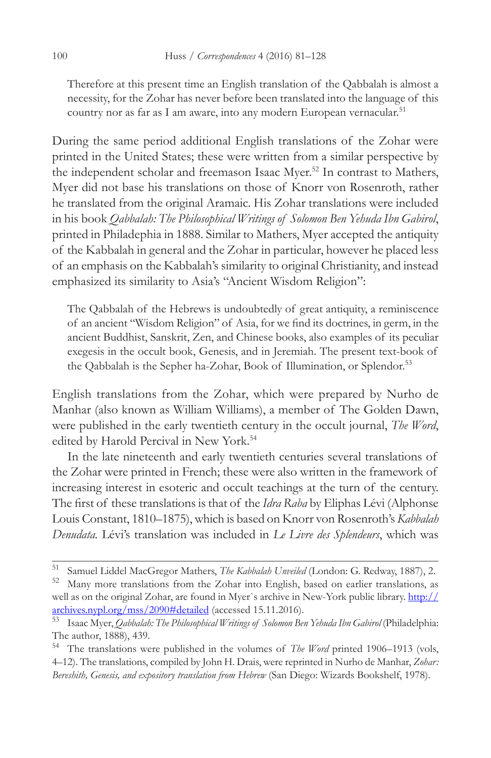> Therefore at this present time an English translation of the Qabbalah is almost a necessity, for the Zohar has never before been translated into the language of this country nor as far as I am aware, into any modern European vernacular.[51]

During the same period additional English translations of the Zohar were printed in the United States; these were written from a similar perspective by the independent scholar and freemason Isaac Myer.[52] In contrast to Mathers, Myer did not base his translations on those of Knorr von Rosenroth, rather he translated from the original Aramaic. His Zohar translations were included in his book *Qabbalah: The Philosophical Writings of Solomon Ben Yehuda Ibn Gabirol*, printed in Philadephia in 1888. Similar to Mathers, Myer accepted the antiquity of the Kabbalah in general and the Zohar in particular, however he placed less of an emphasis on the Kabbalah's similarity to original Christianity, and instead emphasized its similarity to Asia's "Ancient Wisdom Religion":

> The Qabbalah of the Hebrews is undoubtedly of great antiquity, a reminiscence of an ancient "Wisdom Religion" of Asia, for we find its doctrines, in germ, in the ancient Buddhist, Sanskrit, Zen, and Chinese books, also examples of its peculiar exegesis in the occult book, Genesis, and in Jeremiah. The present text-book of the Qabbalah is the Sepher ha-Zohar, Book of Illumination, or Splendor.[53]

English translations from the Zohar, which were prepared by Nurho de Manhar (also known as William Williams), a member of The Golden Dawn, were published in the early twentieth century in the occult journal, *The Word*, edited by Harold Percival in New York.[54]

In the late nineteenth and early twentieth centuries several translations of the Zohar were printed in French; these were also written in the framework of increasing interest in esoteric and occult teachings at the turn of the century. The first of these translations is that of the *Idra Raba* by Eliphas Lévi (Alphonse Louis Constant, 1810–1875), which is based on Knorr von Rosenroth's *Kabbalah Denudata*. Lévi's translation was included in *Le Livre des Splendeurs*, which was

---

[51] Samuel Liddel MacGregor Mathers, *The Kabbalah Unveiled* (London: G. Redway, 1887), 2.

[52] Many more translations from the Zohar into English, based on earlier translations, as well as on the original Zohar, are found in Myer`s archive in New-York public library. http://archives.nypl.org/mss/2090#detailed (accessed 15.11.2016).

[53] Isaac Myer, *Qabbalah: The Philosophical Writings of Solomon Ben Yehuda Ibn Gabirol* (Philadelphia: The author, 1888), 439.

[54] The translations were published in the volumes of *The Word* printed 1906–1913 (vols, 4–12). The translations, compiled by John H. Drais, were reprinted in Nurho de Manhar, *Zohar: Bereshith, Genesis, and expository translation from Hebrew* (San Diego: Wizards Bookshelf, 1978).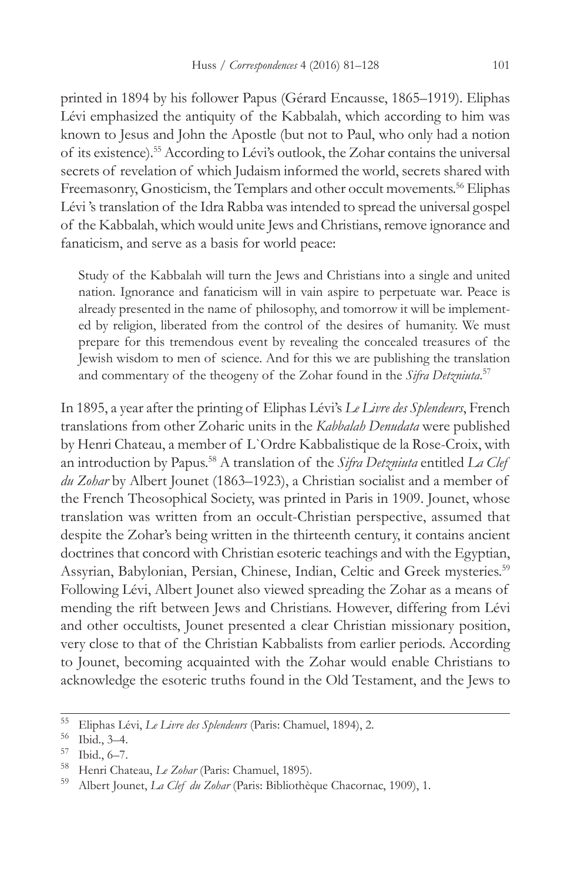printed in 1894 by his follower Papus (Gérard Encausse, 1865–1919). Eliphas Lévi emphasized the antiquity of the Kabbalah, which according to him was known to Jesus and John the Apostle (but not to Paul, who only had a notion of its existence).[55] According to Lévi's outlook, the Zohar contains the universal secrets of revelation of which Judaism informed the world, secrets shared with Freemasonry, Gnosticism, the Templars and other occult movements.[56] Eliphas Lévi 's translation of the Idra Rabba was intended to spread the universal gospel of the Kabbalah, which would unite Jews and Christians, remove ignorance and fanaticism, and serve as a basis for world peace:

> Study of the Kabbalah will turn the Jews and Christians into a single and united nation. Ignorance and fanaticism will in vain aspire to perpetuate war. Peace is already presented in the name of philosophy, and tomorrow it will be implemented by religion, liberated from the control of the desires of humanity. We must prepare for this tremendous event by revealing the concealed treasures of the Jewish wisdom to men of science. And for this we are publishing the translation and commentary of the theogeny of the Zohar found in the *Sifra Detzniuta*.[57]

In 1895, a year after the printing of Eliphas Lévi's *Le Livre des Splendeurs*, French translations from other Zoharic units in the *Kabbalah Denudata* were published by Henri Chateau, a member of L`Ordre Kabbalistique de la Rose-Croix, with an introduction by Papus.[58] A translation of the *Sifra Detzniuta* entitled *La Clef du Zohar* by Albert Jounet (1863–1923), a Christian socialist and a member of the French Theosophical Society, was printed in Paris in 1909. Jounet, whose translation was written from an occult-Christian perspective, assumed that despite the Zohar's being written in the thirteenth century, it contains ancient doctrines that concord with Christian esoteric teachings and with the Egyptian, Assyrian, Babylonian, Persian, Chinese, Indian, Celtic and Greek mysteries.[59] Following Lévi, Albert Jounet also viewed spreading the Zohar as a means of mending the rift between Jews and Christians. However, differing from Lévi and other occultists, Jounet presented a clear Christian missionary position, very close to that of the Christian Kabbalists from earlier periods. According to Jounet, becoming acquainted with the Zohar would enable Christians to acknowledge the esoteric truths found in the Old Testament, and the Jews to

---

[55] Eliphas Lévi, *Le Livre des Splendeurs* (Paris: Chamuel, 1894), 2.

[56] Ibid., 3–4.

[57] Ibid., 6–7.

[58] Henri Chateau, *Le Zohar* (Paris: Chamuel, 1895).

[59] Albert Jounet, *La Clef du Zohar* (Paris: Bibliothèque Chacornac, 1909), 1.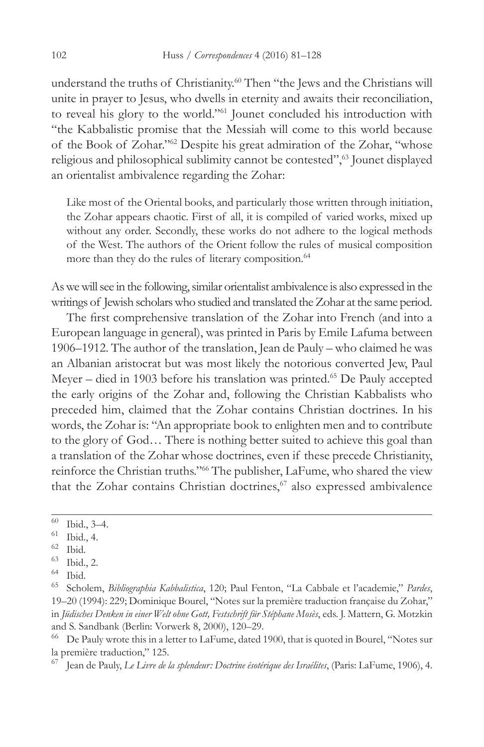understand the truths of Christianity.[60] Then "the Jews and the Christians will unite in prayer to Jesus, who dwells in eternity and awaits their reconciliation, to reveal his glory to the world."[61] Jounet concluded his introduction with "the Kabbalistic promise that the Messiah will come to this world because of the Book of Zohar."[62] Despite his great admiration of the Zohar, "whose religious and philosophical sublimity cannot be contested",[63] Jounet displayed an orientalist ambivalence regarding the Zohar:

> Like most of the Oriental books, and particularly those written through initiation, the Zohar appears chaotic. First of all, it is compiled of varied works, mixed up without any order. Secondly, these works do not adhere to the logical methods of the West. The authors of the Orient follow the rules of musical composition more than they do the rules of literary composition.[64]

As we will see in the following, similar orientalist ambivalence is also expressed in the writings of Jewish scholars who studied and translated the Zohar at the same period.

The first comprehensive translation of the Zohar into French (and into a European language in general), was printed in Paris by Emile Lafuma between 1906–1912. The author of the translation, Jean de Pauly – who claimed he was an Albanian aristocrat but was most likely the notorious converted Jew, Paul Meyer – died in 1903 before his translation was printed.[65] De Pauly accepted the early origins of the Zohar and, following the Christian Kabbalists who preceded him, claimed that the Zohar contains Christian doctrines. In his words, the Zohar is: "An appropriate book to enlighten men and to contribute to the glory of God… There is nothing better suited to achieve this goal than a translation of the Zohar whose doctrines, even if these precede Christianity, reinforce the Christian truths."[66] The publisher, LaFume, who shared the view that the Zohar contains Christian doctrines,[67] also expressed ambivalence

---

[60] Ibid., 3–4.

[61] Ibid., 4.

[62] Ibid.

[63] Ibid., 2.

[64] Ibid.

[65] Scholem, *Bibliographia Kabbalistica*, 120; Paul Fenton, "La Cabbale et l'academie," *Pardes*, 19–20 (1994): 229; Dominique Bourel, "Notes sur la première traduction française du Zohar," in *Jüdisches Denken in einer Welt ohne Gott, Festschrift für Stéphane Mosès*, eds. J. Mattern, G. Motzkin and S. Sandbank (Berlin: Vorwerk 8, 2000), 120–29.

[66] De Pauly wrote this in a letter to LaFume, dated 1900, that is quoted in Bourel, "Notes sur la première traduction," 125.

[67] Jean de Pauly, *Le Livre de la splendeur: Doctrine ésotérique des Israélites*, (Paris: LaFume, 1906), 4.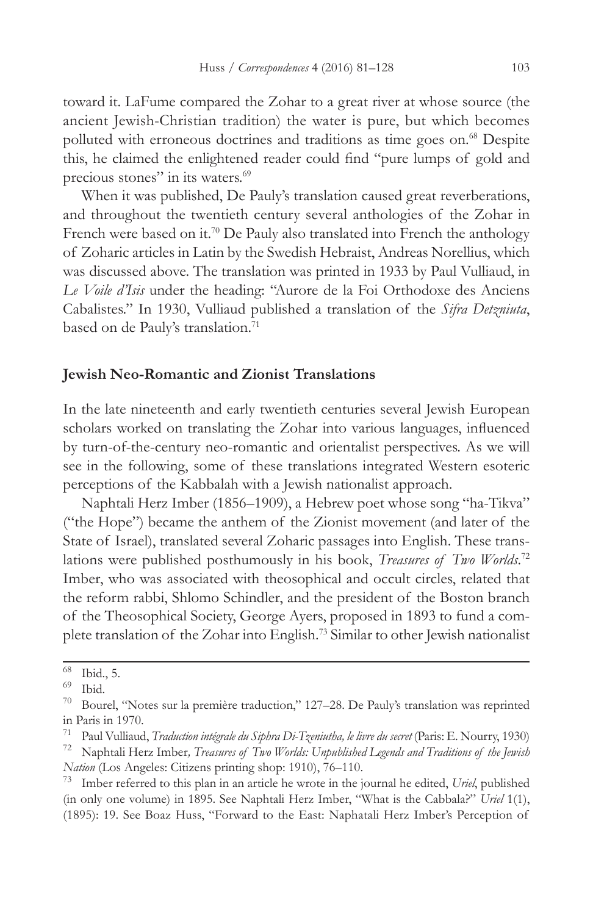toward it. LaFume compared the Zohar to a great river at whose source (the ancient Jewish-Christian tradition) the water is pure, but which becomes polluted with erroneous doctrines and traditions as time goes on.[68] Despite this, he claimed the enlightened reader could find "pure lumps of gold and precious stones" in its waters.[69]

When it was published, De Pauly's translation caused great reverberations, and throughout the twentieth century several anthologies of the Zohar in French were based on it.[70] De Pauly also translated into French the anthology of Zoharic articles in Latin by the Swedish Hebraist, Andreas Norellius, which was discussed above. The translation was printed in 1933 by Paul Vulliaud, in *Le Voile d'Isis* under the heading: "Aurore de la Foi Orthodoxe des Anciens Cabalistes." In 1930, Vulliaud published a translation of the *Sifra Detzniuta*, based on de Pauly's translation.[71]

## Jewish Neo-Romantic and Zionist Translations

In the late nineteenth and early twentieth centuries several Jewish European scholars worked on translating the Zohar into various languages, influenced by turn-of-the-century neo-romantic and orientalist perspectives. As we will see in the following, some of these translations integrated Western esoteric perceptions of the Kabbalah with a Jewish nationalist approach.

Naphtali Herz Imber (1856–1909), a Hebrew poet whose song "ha-Tikva" ("the Hope") became the anthem of the Zionist movement (and later of the State of Israel), translated several Zoharic passages into English. These translations were published posthumously in his book, *Treasures of Two Worlds*.[72] Imber, who was associated with theosophical and occult circles, related that the reform rabbi, Shlomo Schindler, and the president of the Boston branch of the Theosophical Society, George Ayers, proposed in 1893 to fund a complete translation of the Zohar into English.[73] Similar to other Jewish nationalist

---

[68] Ibid., 5.

[69] Ibid.

[70] Bourel, "Notes sur la première traduction," 127–28. De Pauly's translation was reprinted in Paris in 1970.

[71] Paul Vulliaud, *Traduction intégrale du Siphra Di-Tzeniutha, le livre du secret* (Paris: E. Nourry, 1930)

[72] Naphtali Herz Imber*, Treasures of Two Worlds: Unpublished Legends and Traditions of the Jewish Nation* (Los Angeles: Citizens printing shop: 1910), 76–110.

[73] Imber referred to this plan in an article he wrote in the journal he edited, *Uriel*, published (in only one volume) in 1895. See Naphtali Herz Imber, "What is the Cabbala?" *Uriel* 1(1), (1895): 19. See Boaz Huss, "Forward to the East: Naphatali Herz Imber's Perception of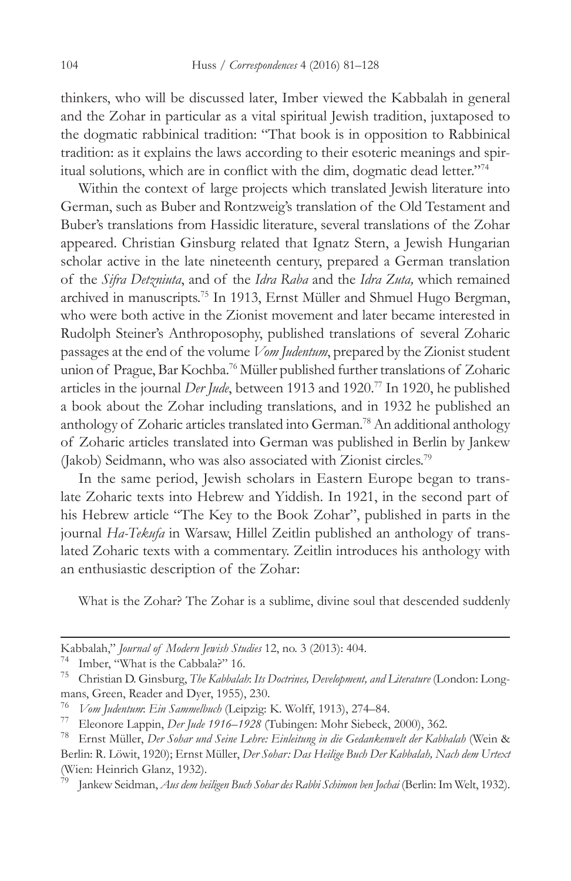thinkers, who will be discussed later, Imber viewed the Kabbalah in general and the Zohar in particular as a vital spiritual Jewish tradition, juxtaposed to the dogmatic rabbinical tradition: "That book is in opposition to Rabbinical tradition: as it explains the laws according to their esoteric meanings and spiritual solutions, which are in conflict with the dim, dogmatic dead letter."[74]

Within the context of large projects which translated Jewish literature into German, such as Buber and Rontzweig's translation of the Old Testament and Buber's translations from Hassidic literature, several translations of the Zohar appeared. Christian Ginsburg related that Ignatz Stern, a Jewish Hungarian scholar active in the late nineteenth century, prepared a German translation of the *Sifra Detzniuta*, and of the *Idra Raba* and the *Idra Zuta,* which remained archived in manuscripts.[75] In 1913, Ernst Müller and Shmuel Hugo Bergman, who were both active in the Zionist movement and later became interested in Rudolph Steiner's Anthroposophy, published translations of several Zoharic passages at the end of the volume *Vom Judentum*, prepared by the Zionist student union of Prague, Bar Kochba.[76] Müller published further translations of Zoharic articles in the journal *Der Jude*, between 1913 and 1920.[77] In 1920, he published a book about the Zohar including translations, and in 1932 he published an anthology of Zoharic articles translated into German.[78] An additional anthology of Zoharic articles translated into German was published in Berlin by Jankew (Jakob) Seidmann, who was also associated with Zionist circles.[79]

In the same period, Jewish scholars in Eastern Europe began to translate Zoharic texts into Hebrew and Yiddish. In 1921, in the second part of his Hebrew article "The Key to the Book Zohar", published in parts in the journal *Ha-Tekufa* in Warsaw, Hillel Zeitlin published an anthology of translated Zoharic texts with a commentary. Zeitlin introduces his anthology with an enthusiastic description of the Zohar:

> What is the Zohar? The Zohar is a sublime, divine soul that descended suddenly

---

Kabbalah," *Journal of Modern Jewish Studies* 12, no. 3 (2013): 404.

[74] Imber, "What is the Cabbala?" 16.

[75] Christian D. Ginsburg, *The Kabbalah: Its Doctrines, Development, and Literature* (London: Longmans, Green, Reader and Dyer, 1955), 230.

[76] *Vom Judentum: Ein Sammelbuch* (Leipzig: K. Wolff, 1913), 274–84.

[77] Eleonore Lappin, *Der Jude 1916–1928* (Tubingen: Mohr Siebeck, 2000), 362.

[78] Ernst Müller, *Der Sohar und Seine Lehre: Einleitung in die Gedankenwelt der Kabbalah* (Wein & Berlin: R. Löwit, 1920); Ernst Müller, *Der Sohar: Das Heilige Buch Der Kabbalah, Nach dem Urtext* (Wien: Heinrich Glanz, 1932).

[79] Jankew Seidman, *Aus dem heiligen Buch Sohar des Rabbi Schimon ben Jochai* (Berlin: Im Welt, 1932).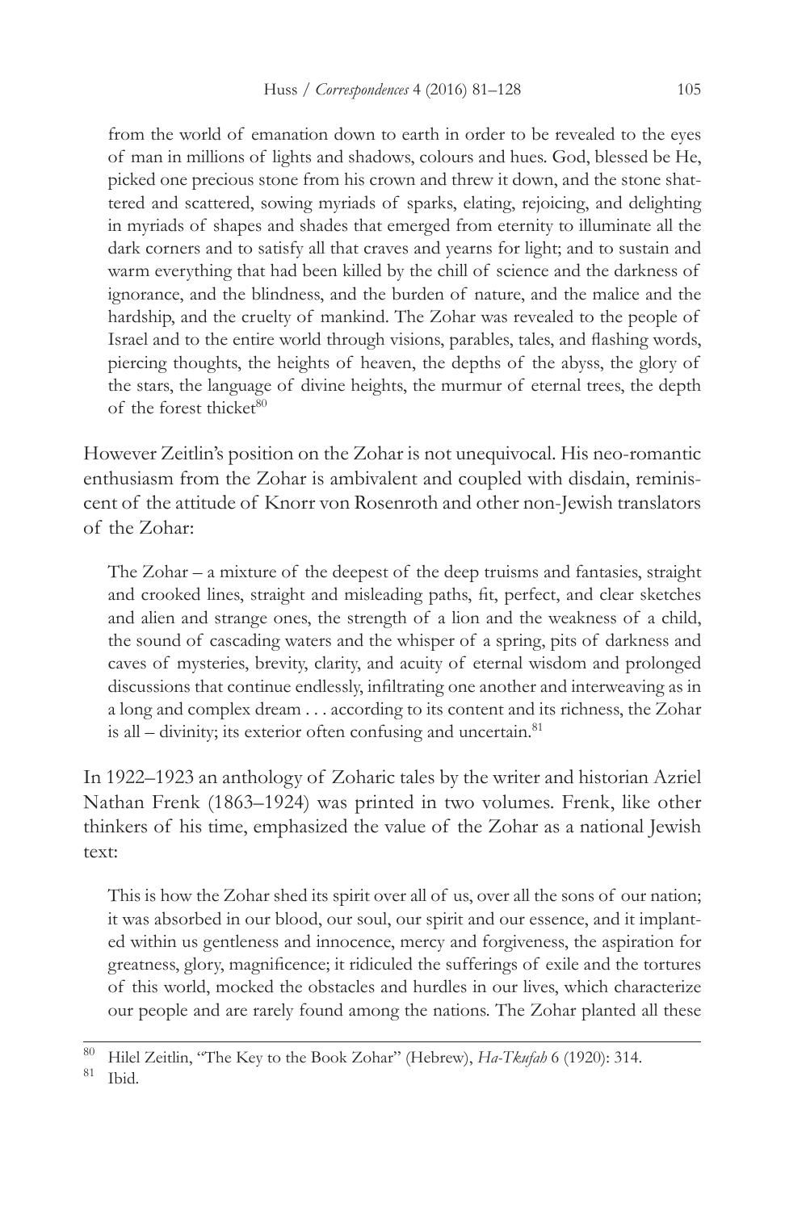> from the world of emanation down to earth in order to be revealed to the eyes of man in millions of lights and shadows, colours and hues. God, blessed be He, picked one precious stone from his crown and threw it down, and the stone shattered and scattered, sowing myriads of sparks, elating, rejoicing, and delighting in myriads of shapes and shades that emerged from eternity to illuminate all the dark corners and to satisfy all that craves and yearns for light; and to sustain and warm everything that had been killed by the chill of science and the darkness of ignorance, and the blindness, and the burden of nature, and the malice and the hardship, and the cruelty of mankind. The Zohar was revealed to the people of Israel and to the entire world through visions, parables, tales, and flashing words, piercing thoughts, the heights of heaven, the depths of the abyss, the glory of the stars, the language of divine heights, the murmur of eternal trees, the depth of the forest thicket[80]

However Zeitlin's position on the Zohar is not unequivocal. His neo-romantic enthusiasm from the Zohar is ambivalent and coupled with disdain, reminiscent of the attitude of Knorr von Rosenroth and other non-Jewish translators of the Zohar:

> The Zohar – a mixture of the deepest of the deep truisms and fantasies, straight and crooked lines, straight and misleading paths, fit, perfect, and clear sketches and alien and strange ones, the strength of a lion and the weakness of a child, the sound of cascading waters and the whisper of a spring, pits of darkness and caves of mysteries, brevity, clarity, and acuity of eternal wisdom and prolonged discussions that continue endlessly, infiltrating one another and interweaving as in a long and complex dream . . . according to its content and its richness, the Zohar is all – divinity; its exterior often confusing and uncertain.[81]

In 1922–1923 an anthology of Zoharic tales by the writer and historian Azriel Nathan Frenk (1863–1924) was printed in two volumes. Frenk, like other thinkers of his time, emphasized the value of the Zohar as a national Jewish text:

> This is how the Zohar shed its spirit over all of us, over all the sons of our nation; it was absorbed in our blood, our soul, our spirit and our essence, and it implanted within us gentleness and innocence, mercy and forgiveness, the aspiration for greatness, glory, magnificence; it ridiculed the sufferings of exile and the tortures of this world, mocked the obstacles and hurdles in our lives, which characterize our people and are rarely found among the nations. The Zohar planted all these

---

[80] Hilel Zeitlin, "The Key to the Book Zohar" (Hebrew), *Ha-Tkufah* 6 (1920): 314.

[81] Ibid.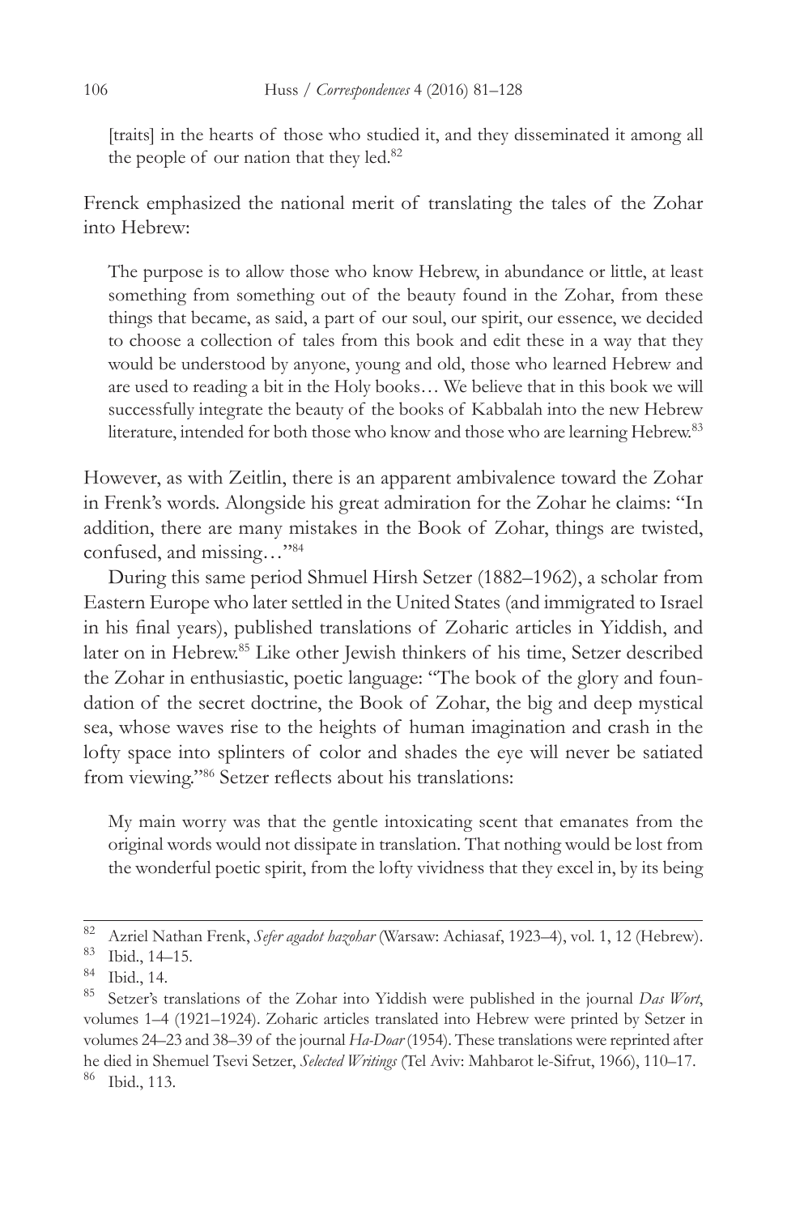> [traits] in the hearts of those who studied it, and they disseminated it among all the people of our nation that they led.[82]

Frenck emphasized the national merit of translating the tales of the Zohar into Hebrew:

> The purpose is to allow those who know Hebrew, in abundance or little, at least something from something out of the beauty found in the Zohar, from these things that became, as said, a part of our soul, our spirit, our essence, we decided to choose a collection of tales from this book and edit these in a way that they would be understood by anyone, young and old, those who learned Hebrew and are used to reading a bit in the Holy books… We believe that in this book we will successfully integrate the beauty of the books of Kabbalah into the new Hebrew literature, intended for both those who know and those who are learning Hebrew.[83]

However, as with Zeitlin, there is an apparent ambivalence toward the Zohar in Frenk's words. Alongside his great admiration for the Zohar he claims: "In addition, there are many mistakes in the Book of Zohar, things are twisted, confused, and missing…"[84]

During this same period Shmuel Hirsh Setzer (1882–1962), a scholar from Eastern Europe who later settled in the United States (and immigrated to Israel in his final years), published translations of Zoharic articles in Yiddish, and later on in Hebrew.[85] Like other Jewish thinkers of his time, Setzer described the Zohar in enthusiastic, poetic language: "The book of the glory and foundation of the secret doctrine, the Book of Zohar, the big and deep mystical sea, whose waves rise to the heights of human imagination and crash in the lofty space into splinters of color and shades the eye will never be satiated from viewing."[86] Setzer reflects about his translations:

> My main worry was that the gentle intoxicating scent that emanates from the original words would not dissipate in translation. That nothing would be lost from the wonderful poetic spirit, from the lofty vividness that they excel in, by its being

---

[82] Azriel Nathan Frenk, *Sefer agadot hazohar* (Warsaw: Achiasaf, 1923–4), vol. 1, 12 (Hebrew).

[83] Ibid., 14–15.

[84] Ibid., 14.

[85] Setzer's translations of the Zohar into Yiddish were published in the journal *Das Wort*, volumes 1–4 (1921–1924). Zoharic articles translated into Hebrew were printed by Setzer in volumes 24–23 and 38–39 of the journal *Ha-Doar* (1954). These translations were reprinted after he died in Shemuel Tsevi Setzer, *Selected Writings* (Tel Aviv: Mahbarot le-Sifrut, 1966), 110–17.

[86] Ibid., 113.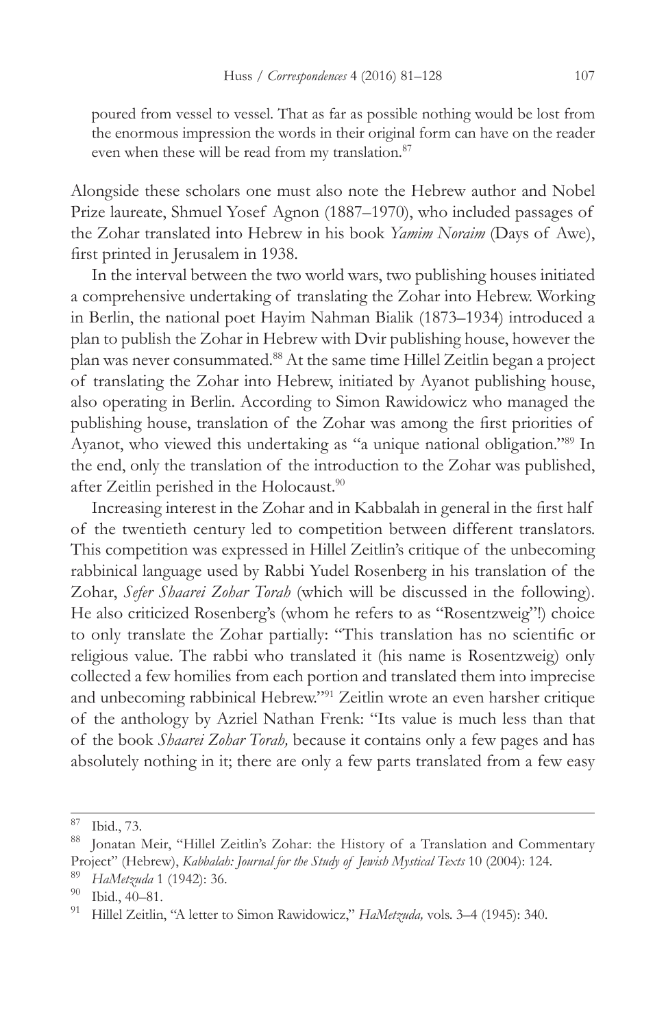poured from vessel to vessel. That as far as possible nothing would be lost from the enormous impression the words in their original form can have on the reader even when these will be read from my translation.[87]

Alongside these scholars one must also note the Hebrew author and Nobel Prize laureate, Shmuel Yosef Agnon (1887–1970), who included passages of the Zohar translated into Hebrew in his book *Yamim Noraim* (Days of Awe), first printed in Jerusalem in 1938.

In the interval between the two world wars, two publishing houses initiated a comprehensive undertaking of translating the Zohar into Hebrew. Working in Berlin, the national poet Hayim Nahman Bialik (1873–1934) introduced a plan to publish the Zohar in Hebrew with Dvir publishing house, however the plan was never consummated.[88] At the same time Hillel Zeitlin began a project of translating the Zohar into Hebrew, initiated by Ayanot publishing house, also operating in Berlin. According to Simon Rawidowicz who managed the publishing house, translation of the Zohar was among the first priorities of Ayanot, who viewed this undertaking as "a unique national obligation."[89] In the end, only the translation of the introduction to the Zohar was published, after Zeitlin perished in the Holocaust.[90]

Increasing interest in the Zohar and in Kabbalah in general in the first half of the twentieth century led to competition between different translators. This competition was expressed in Hillel Zeitlin's critique of the unbecoming rabbinical language used by Rabbi Yudel Rosenberg in his translation of the Zohar, *Sefer Shaarei Zohar Torah* (which will be discussed in the following). He also criticized Rosenberg's (whom he refers to as "Rosentzweig"!) choice to only translate the Zohar partially: "This translation has no scientific or religious value. The rabbi who translated it (his name is Rosentzweig) only collected a few homilies from each portion and translated them into imprecise and unbecoming rabbinical Hebrew."[91] Zeitlin wrote an even harsher critique of the anthology by Azriel Nathan Frenk: "Its value is much less than that of the book *Shaarei Zohar Torah,* because it contains only a few pages and has absolutely nothing in it; there are only a few parts translated from a few easy

---

[87] Ibid., 73.

[88] Jonatan Meir, "Hillel Zeitlin's Zohar: the History of a Translation and Commentary Project" (Hebrew), *Kabbalah: Journal for the Study of Jewish Mystical Texts* 10 (2004): 124.

[89] *HaMetzuda* 1 (1942): 36.

[90] Ibid., 40–81.

[91] Hillel Zeitlin, "A letter to Simon Rawidowicz," *HaMetzuda,* vols. 3–4 (1945): 340.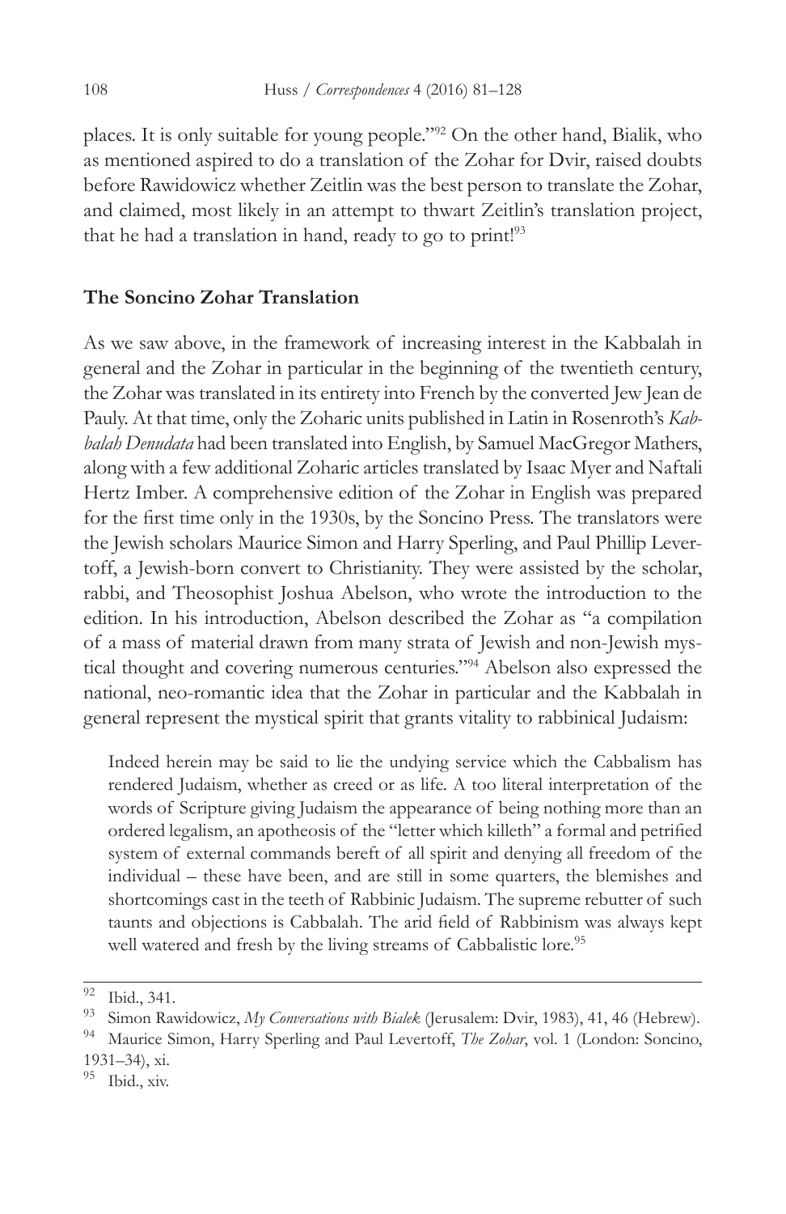places. It is only suitable for young people."[92] On the other hand, Bialik, who as mentioned aspired to do a translation of the Zohar for Dvir, raised doubts before Rawidowicz whether Zeitlin was the best person to translate the Zohar, and claimed, most likely in an attempt to thwart Zeitlin's translation project, that he had a translation in hand, ready to go to print![93]

## The Soncino Zohar Translation

As we saw above, in the framework of increasing interest in the Kabbalah in general and the Zohar in particular in the beginning of the twentieth century, the Zohar was translated in its entirety into French by the converted Jew Jean de Pauly. At that time, only the Zoharic units published in Latin in Rosenroth's *Kabbalah Denudata* had been translated into English, by Samuel MacGregor Mathers, along with a few additional Zoharic articles translated by Isaac Myer and Naftali Hertz Imber. A comprehensive edition of the Zohar in English was prepared for the first time only in the 1930s, by the Soncino Press. The translators were the Jewish scholars Maurice Simon and Harry Sperling, and Paul Phillip Levertoff, a Jewish-born convert to Christianity. They were assisted by the scholar, rabbi, and Theosophist Joshua Abelson, who wrote the introduction to the edition. In his introduction, Abelson described the Zohar as "a compilation of a mass of material drawn from many strata of Jewish and non-Jewish mystical thought and covering numerous centuries."[94] Abelson also expressed the national, neo-romantic idea that the Zohar in particular and the Kabbalah in general represent the mystical spirit that grants vitality to rabbinical Judaism:

> Indeed herein may be said to lie the undying service which the Cabbalism has rendered Judaism, whether as creed or as life. A too literal interpretation of the words of Scripture giving Judaism the appearance of being nothing more than an ordered legalism, an apotheosis of the "letter which killeth" a formal and petrified system of external commands bereft of all spirit and denying all freedom of the individual – these have been, and are still in some quarters, the blemishes and shortcomings cast in the teeth of Rabbinic Judaism. The supreme rebutter of such taunts and objections is Cabbalah. The arid field of Rabbinism was always kept well watered and fresh by the living streams of Cabbalistic lore.[95]

---

[92] Ibid., 341.

[93] Simon Rawidowicz, *My Conversations with Bialek* (Jerusalem: Dvir, 1983), 41, 46 (Hebrew).

[94] Maurice Simon, Harry Sperling and Paul Levertoff, *The Zohar*, vol. 1 (London: Soncino, 1931–34), xi.

[95] Ibid., xiv.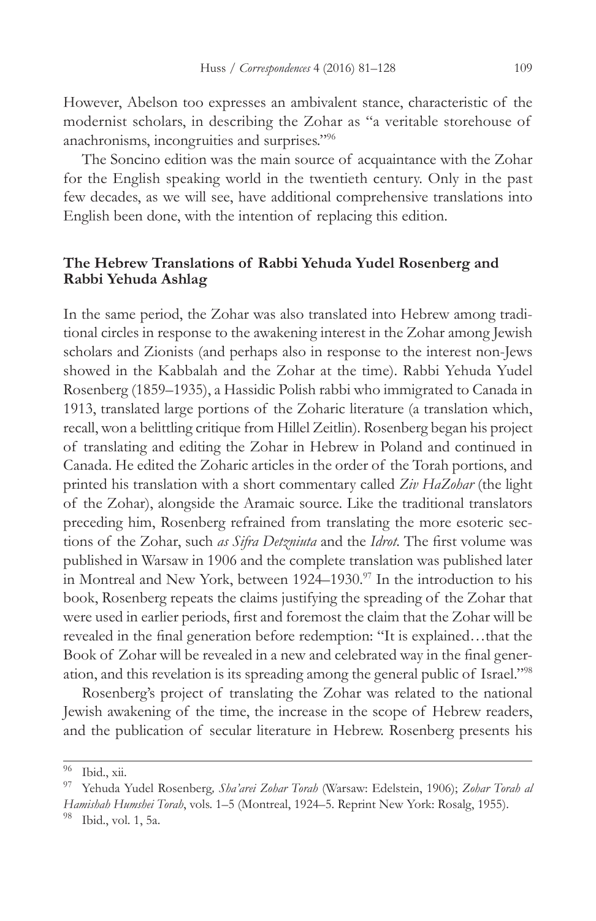However, Abelson too expresses an ambivalent stance, characteristic of the modernist scholars, in describing the Zohar as "a veritable storehouse of anachronisms, incongruities and surprises."[96]

The Soncino edition was the main source of acquaintance with the Zohar for the English speaking world in the twentieth century. Only in the past few decades, as we will see, have additional comprehensive translations into English been done, with the intention of replacing this edition.

### The Hebrew Translations of Rabbi Yehuda Yudel Rosenberg and Rabbi Yehuda Ashlag

In the same period, the Zohar was also translated into Hebrew among traditional circles in response to the awakening interest in the Zohar among Jewish scholars and Zionists (and perhaps also in response to the interest non-Jews showed in the Kabbalah and the Zohar at the time). Rabbi Yehuda Yudel Rosenberg (1859–1935), a Hassidic Polish rabbi who immigrated to Canada in 1913, translated large portions of the Zoharic literature (a translation which, recall, won a belittling critique from Hillel Zeitlin). Rosenberg began his project of translating and editing the Zohar in Hebrew in Poland and continued in Canada. He edited the Zoharic articles in the order of the Torah portions, and printed his translation with a short commentary called *Ziv HaZohar* (the light of the Zohar), alongside the Aramaic source. Like the traditional translators preceding him, Rosenberg refrained from translating the more esoteric sections of the Zohar, such *as Sifra Detzniuta* and the *Idrot*. The first volume was published in Warsaw in 1906 and the complete translation was published later in Montreal and New York, between 1924–1930.[97] In the introduction to his book, Rosenberg repeats the claims justifying the spreading of the Zohar that were used in earlier periods, first and foremost the claim that the Zohar will be revealed in the final generation before redemption: "It is explained…that the Book of Zohar will be revealed in a new and celebrated way in the final generation, and this revelation is its spreading among the general public of Israel."[98]

Rosenberg's project of translating the Zohar was related to the national Jewish awakening of the time, the increase in the scope of Hebrew readers, and the publication of secular literature in Hebrew. Rosenberg presents his

---

[96] Ibid., xii.

[97] Yehuda Yudel Rosenberg, *Sha'arei Zohar Torah* (Warsaw: Edelstein, 1906); *Zohar Torah al Hamishah Humshei Torah*, vols. 1–5 (Montreal, 1924–5. Reprint New York: Rosalg, 1955).

[98] Ibid., vol. 1, 5a.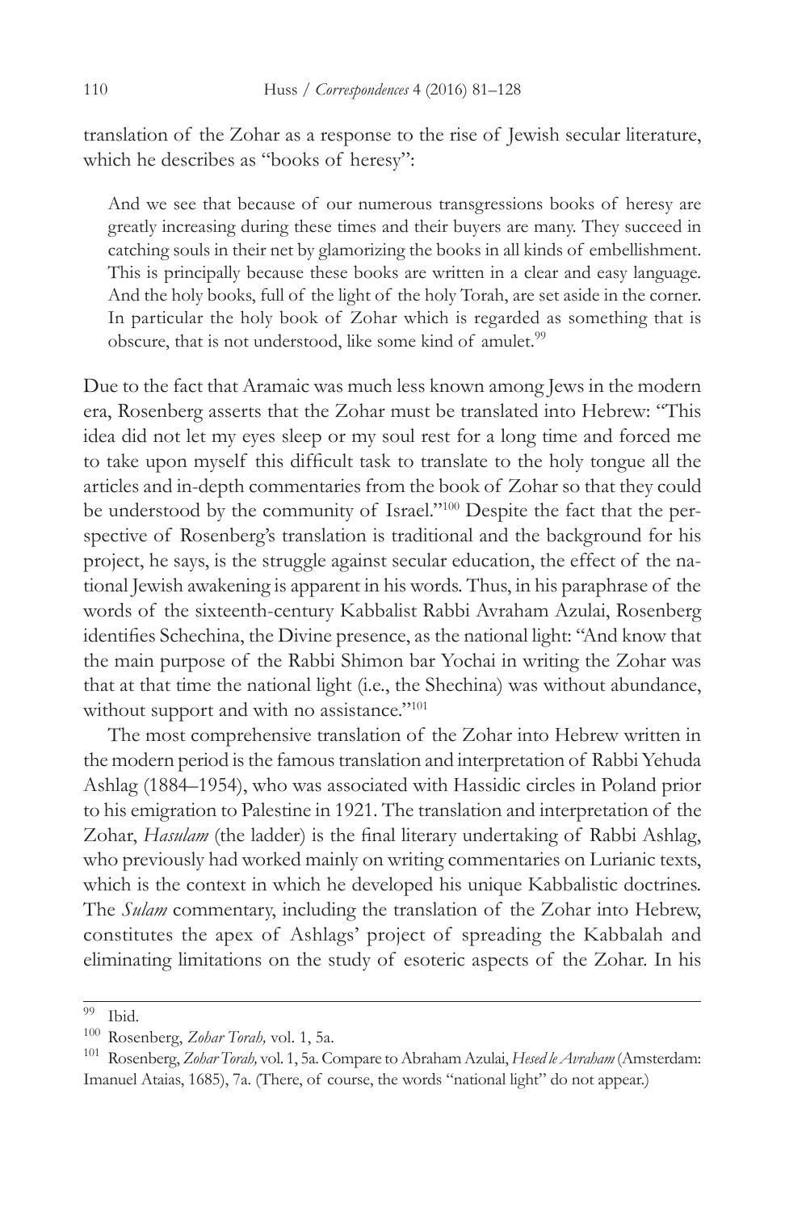translation of the Zohar as a response to the rise of Jewish secular literature, which he describes as "books of heresy":

> And we see that because of our numerous transgressions books of heresy are greatly increasing during these times and their buyers are many. They succeed in catching souls in their net by glamorizing the books in all kinds of embellishment. This is principally because these books are written in a clear and easy language. And the holy books, full of the light of the holy Torah, are set aside in the corner. In particular the holy book of Zohar which is regarded as something that is obscure, that is not understood, like some kind of amulet.[99]

Due to the fact that Aramaic was much less known among Jews in the modern era, Rosenberg asserts that the Zohar must be translated into Hebrew: "This idea did not let my eyes sleep or my soul rest for a long time and forced me to take upon myself this difficult task to translate to the holy tongue all the articles and in-depth commentaries from the book of Zohar so that they could be understood by the community of Israel."[100] Despite the fact that the perspective of Rosenberg's translation is traditional and the background for his project, he says, is the struggle against secular education, the effect of the national Jewish awakening is apparent in his words. Thus, in his paraphrase of the words of the sixteenth-century Kabbalist Rabbi Avraham Azulai, Rosenberg identifies Schechina, the Divine presence, as the national light: "And know that the main purpose of the Rabbi Shimon bar Yochai in writing the Zohar was that at that time the national light (i.e., the Shechina) was without abundance, without support and with no assistance."[101]

The most comprehensive translation of the Zohar into Hebrew written in the modern period is the famous translation and interpretation of Rabbi Yehuda Ashlag (1884–1954), who was associated with Hassidic circles in Poland prior to his emigration to Palestine in 1921. The translation and interpretation of the Zohar, *Hasulam* (the ladder) is the final literary undertaking of Rabbi Ashlag, who previously had worked mainly on writing commentaries on Lurianic texts, which is the context in which he developed his unique Kabbalistic doctrines. The *Sulam* commentary, including the translation of the Zohar into Hebrew, constitutes the apex of Ashlags' project of spreading the Kabbalah and eliminating limitations on the study of esoteric aspects of the Zohar. In his

---

[99] Ibid.

[100] Rosenberg, *Zohar Torah,* vol. 1, 5a.

[101] Rosenberg, *Zohar Torah,* vol. 1, 5a. Compare to Abraham Azulai, *Hesed le Avraham* (Amsterdam: Imanuel Ataias, 1685), 7a. (There, of course, the words "national light" do not appear.)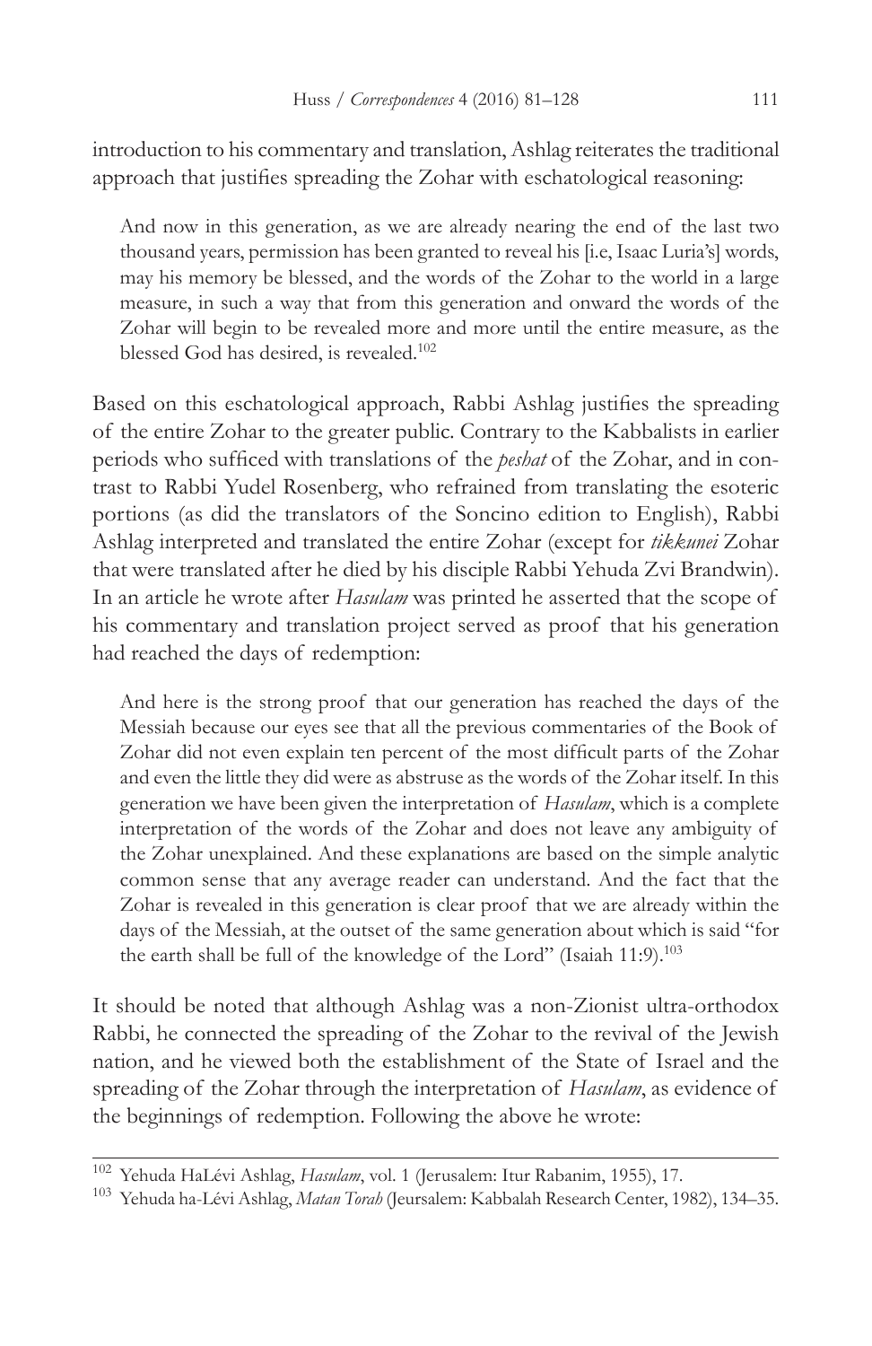introduction to his commentary and translation, Ashlag reiterates the traditional approach that justifies spreading the Zohar with eschatological reasoning:

> And now in this generation, as we are already nearing the end of the last two thousand years, permission has been granted to reveal his [i.e, Isaac Luria's] words, may his memory be blessed, and the words of the Zohar to the world in a large measure, in such a way that from this generation and onward the words of the Zohar will begin to be revealed more and more until the entire measure, as the blessed God has desired, is revealed.[102]

Based on this eschatological approach, Rabbi Ashlag justifies the spreading of the entire Zohar to the greater public. Contrary to the Kabbalists in earlier periods who sufficed with translations of the *peshat* of the Zohar, and in contrast to Rabbi Yudel Rosenberg, who refrained from translating the esoteric portions (as did the translators of the Soncino edition to English), Rabbi Ashlag interpreted and translated the entire Zohar (except for *tikkunei* Zohar that were translated after he died by his disciple Rabbi Yehuda Zvi Brandwin). In an article he wrote after *Hasulam* was printed he asserted that the scope of his commentary and translation project served as proof that his generation had reached the days of redemption:

> And here is the strong proof that our generation has reached the days of the Messiah because our eyes see that all the previous commentaries of the Book of Zohar did not even explain ten percent of the most difficult parts of the Zohar and even the little they did were as abstruse as the words of the Zohar itself. In this generation we have been given the interpretation of *Hasulam*, which is a complete interpretation of the words of the Zohar and does not leave any ambiguity of the Zohar unexplained. And these explanations are based on the simple analytic common sense that any average reader can understand. And the fact that the Zohar is revealed in this generation is clear proof that we are already within the days of the Messiah, at the outset of the same generation about which is said "for the earth shall be full of the knowledge of the Lord" (Isaiah 11:9).[103]

It should be noted that although Ashlag was a non-Zionist ultra-orthodox Rabbi, he connected the spreading of the Zohar to the revival of the Jewish nation, and he viewed both the establishment of the State of Israel and the spreading of the Zohar through the interpretation of *Hasulam*, as evidence of the beginnings of redemption. Following the above he wrote:

---

[102] Yehuda HaLévi Ashlag, *Hasulam*, vol. 1 (Jerusalem: Itur Rabanim, 1955), 17.

[103] Yehuda ha-Lévi Ashlag, *Matan Torah* (Jeursalem: Kabbalah Research Center, 1982), 134–35.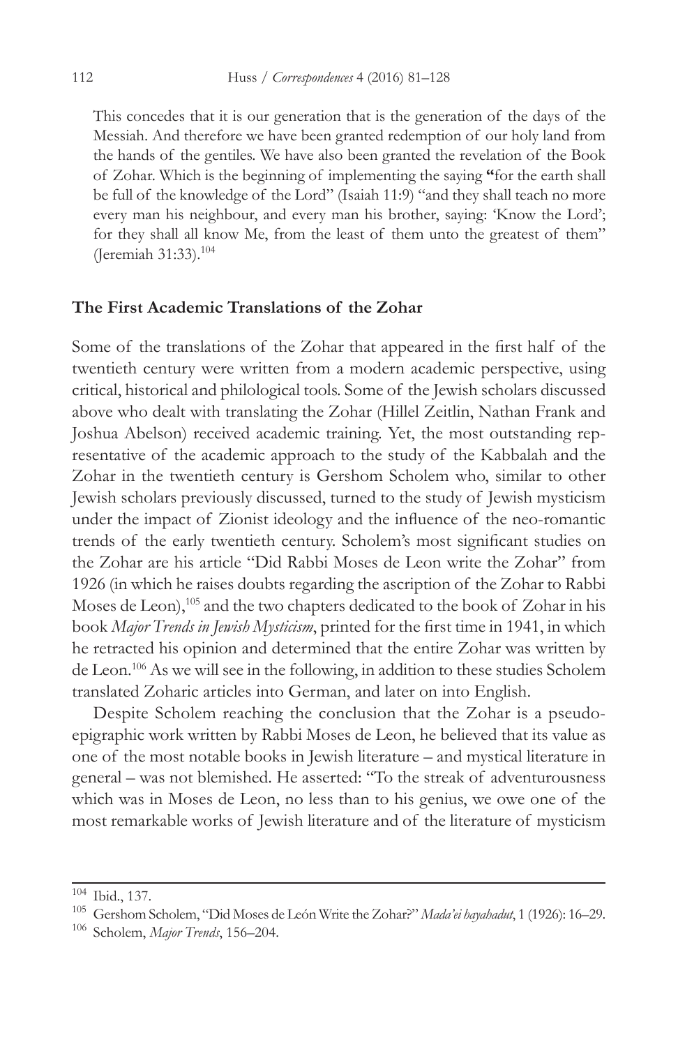This concedes that it is our generation that is the generation of the days of the Messiah. And therefore we have been granted redemption of our holy land from the hands of the gentiles. We have also been granted the revelation of the Book of Zohar. Which is the beginning of implementing the saying "for the earth shall be full of the knowledge of the Lord" (Isaiah 11:9) "and they shall teach no more every man his neighbour, and every man his brother, saying: 'Know the Lord'; for they shall all know Me, from the least of them unto the greatest of them" (Jeremiah 31:33).[104]

## The First Academic Translations of the Zohar

Some of the translations of the Zohar that appeared in the first half of the twentieth century were written from a modern academic perspective, using critical, historical and philological tools. Some of the Jewish scholars discussed above who dealt with translating the Zohar (Hillel Zeitlin, Nathan Frank and Joshua Abelson) received academic training. Yet, the most outstanding representative of the academic approach to the study of the Kabbalah and the Zohar in the twentieth century is Gershom Scholem who, similar to other Jewish scholars previously discussed, turned to the study of Jewish mysticism under the impact of Zionist ideology and the influence of the neo-romantic trends of the early twentieth century. Scholem's most significant studies on the Zohar are his article "Did Rabbi Moses de Leon write the Zohar" from 1926 (in which he raises doubts regarding the ascription of the Zohar to Rabbi Moses de Leon),[105] and the two chapters dedicated to the book of Zohar in his book *Major Trends in Jewish Mysticism*, printed for the first time in 1941, in which he retracted his opinion and determined that the entire Zohar was written by de Leon.[106] As we will see in the following, in addition to these studies Scholem translated Zoharic articles into German, and later on into English.

Despite Scholem reaching the conclusion that the Zohar is a pseudo-epigraphic work written by Rabbi Moses de Leon, he believed that its value as one of the most notable books in Jewish literature – and mystical literature in general – was not blemished. He asserted: "To the streak of adventurousness which was in Moses de Leon, no less than to his genius, we owe one of the most remarkable works of Jewish literature and of the literature of mysticism

---

[104] Ibid., 137.

[105] Gershom Scholem, "Did Moses de León Write the Zohar?" *Mada'ei hayahadut*, 1 (1926): 16–29.

[106] Scholem, *Major Trends*, 156–204.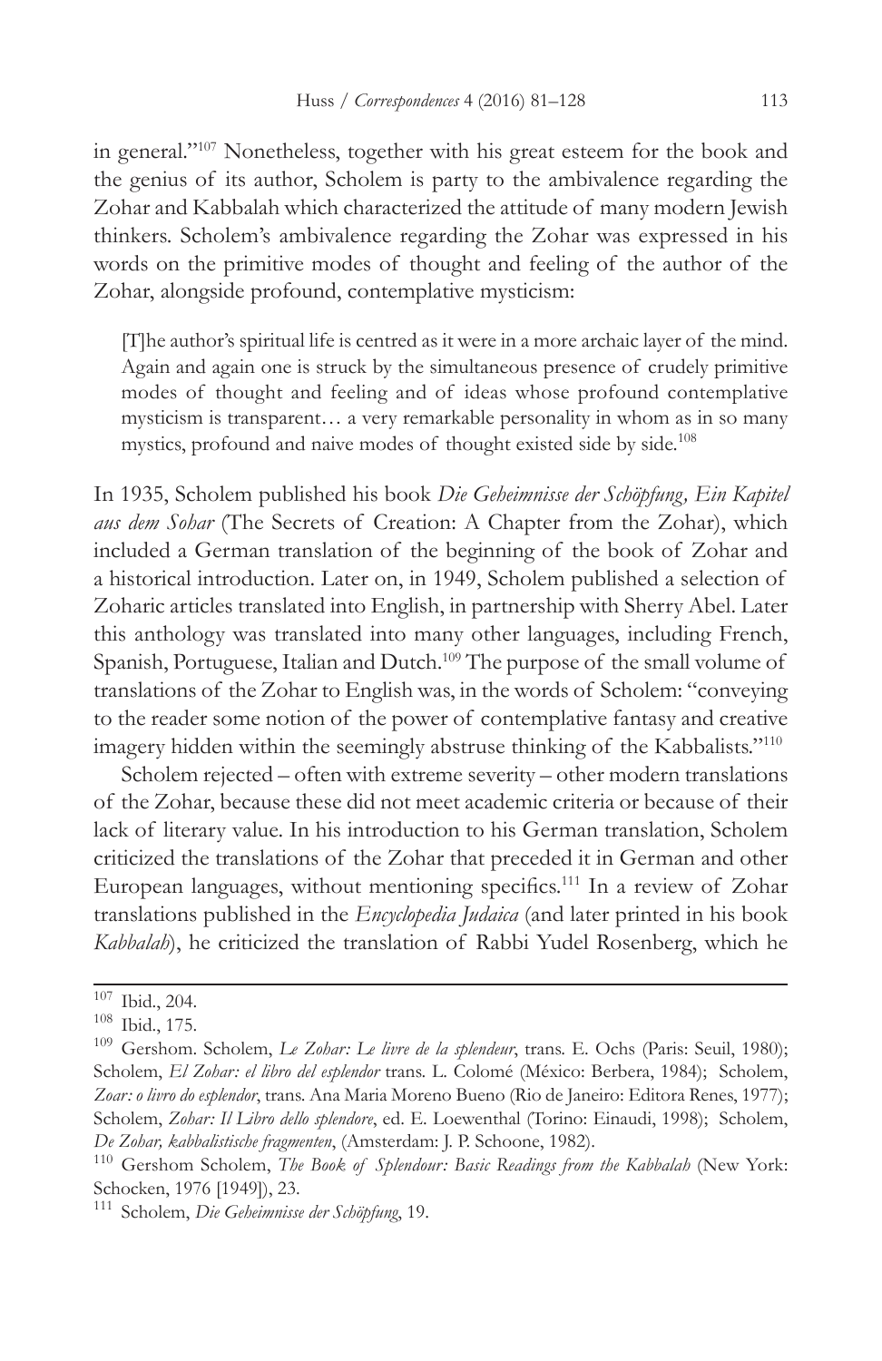in general."[107] Nonetheless, together with his great esteem for the book and the genius of its author, Scholem is party to the ambivalence regarding the Zohar and Kabbalah which characterized the attitude of many modern Jewish thinkers. Scholem's ambivalence regarding the Zohar was expressed in his words on the primitive modes of thought and feeling of the author of the Zohar, alongside profound, contemplative mysticism:

> [T]he author's spiritual life is centred as it were in a more archaic layer of the mind. Again and again one is struck by the simultaneous presence of crudely primitive modes of thought and feeling and of ideas whose profound contemplative mysticism is transparent… a very remarkable personality in whom as in so many mystics, profound and naive modes of thought existed side by side.[108]

In 1935, Scholem published his book *Die Geheimnisse der Schöpfung, Ein Kapitel aus dem Sohar* (The Secrets of Creation: A Chapter from the Zohar), which included a German translation of the beginning of the book of Zohar and a historical introduction. Later on, in 1949, Scholem published a selection of Zoharic articles translated into English, in partnership with Sherry Abel. Later this anthology was translated into many other languages, including French, Spanish, Portuguese, Italian and Dutch.[109] The purpose of the small volume of translations of the Zohar to English was, in the words of Scholem: "conveying to the reader some notion of the power of contemplative fantasy and creative imagery hidden within the seemingly abstruse thinking of the Kabbalists."[110]

Scholem rejected – often with extreme severity – other modern translations of the Zohar, because these did not meet academic criteria or because of their lack of literary value. In his introduction to his German translation, Scholem criticized the translations of the Zohar that preceded it in German and other European languages, without mentioning specifics.[111] In a review of Zohar translations published in the *Encyclopedia Judaica* (and later printed in his book *Kabbalah*), he criticized the translation of Rabbi Yudel Rosenberg, which he

---

[107] Ibid., 204.

[108] Ibid., 175.

[109] Gershom. Scholem, *Le Zohar: Le livre de la splendeur*, trans. E. Ochs (Paris: Seuil, 1980); Scholem, *El Zohar: el libro del esplendor* trans. L. Colomé (México: Berbera, 1984); Scholem, *Zoar: o livro do esplendor*, trans. Ana Maria Moreno Bueno (Rio de Janeiro: Editora Renes, 1977); Scholem, *Zohar: Il Libro dello splendore*, ed. E. Loewenthal (Torino: Einaudi, 1998); Scholem, *De Zohar, kabbalistische fragmenten*, (Amsterdam: J. P. Schoone, 1982).

[110] Gershom Scholem, *The Book of Splendour: Basic Readings from the Kabbalah* (New York: Schocken, 1976 [1949]), 23.

[111] Scholem, *Die Geheimnisse der Schöpfung*, 19.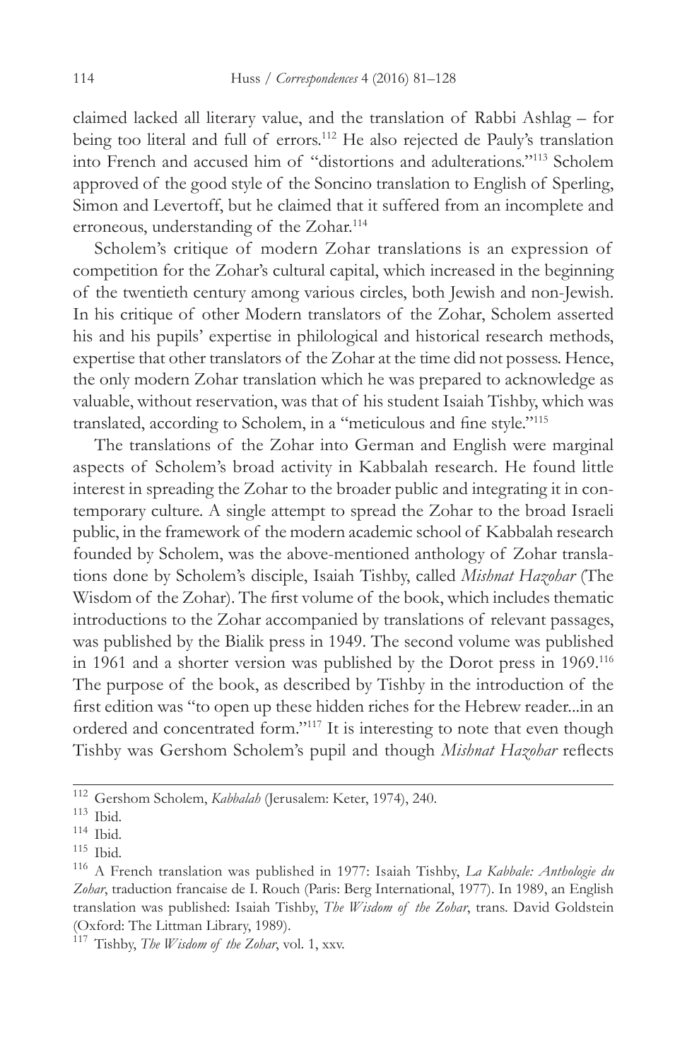claimed lacked all literary value, and the translation of Rabbi Ashlag – for being too literal and full of errors.[112] He also rejected de Pauly's translation into French and accused him of "distortions and adulterations."[113] Scholem approved of the good style of the Soncino translation to English of Sperling, Simon and Levertoff, but he claimed that it suffered from an incomplete and erroneous, understanding of the Zohar.[114]

Scholem's critique of modern Zohar translations is an expression of competition for the Zohar's cultural capital, which increased in the beginning of the twentieth century among various circles, both Jewish and non-Jewish. In his critique of other Modern translators of the Zohar, Scholem asserted his and his pupils' expertise in philological and historical research methods, expertise that other translators of the Zohar at the time did not possess. Hence, the only modern Zohar translation which he was prepared to acknowledge as valuable, without reservation, was that of his student Isaiah Tishby, which was translated, according to Scholem, in a "meticulous and fine style."[115]

The translations of the Zohar into German and English were marginal aspects of Scholem's broad activity in Kabbalah research. He found little interest in spreading the Zohar to the broader public and integrating it in contemporary culture. A single attempt to spread the Zohar to the broad Israeli public, in the framework of the modern academic school of Kabbalah research founded by Scholem, was the above-mentioned anthology of Zohar translations done by Scholem's disciple, Isaiah Tishby, called *Mishnat Hazohar* (The Wisdom of the Zohar). The first volume of the book, which includes thematic introductions to the Zohar accompanied by translations of relevant passages, was published by the Bialik press in 1949. The second volume was published in 1961 and a shorter version was published by the Dorot press in 1969.[116] The purpose of the book, as described by Tishby in the introduction of the first edition was "to open up these hidden riches for the Hebrew reader...in an ordered and concentrated form."[117] It is interesting to note that even though Tishby was Gershom Scholem's pupil and though *Mishnat Hazohar* reflects

---

[112] Gershom Scholem, *Kabbalah* (Jerusalem: Keter, 1974), 240.

[113] Ibid.

[114] Ibid.

[115] Ibid.

[116] A French translation was published in 1977: Isaiah Tishby, *La Kabbale: Anthologie du Zohar*, traduction francaise de I. Rouch (Paris: Berg International, 1977). In 1989, an English translation was published: Isaiah Tishby, *The Wisdom of the Zohar*, trans. David Goldstein (Oxford: The Littman Library, 1989).

[117] Tishby, *The Wisdom of the Zohar*, vol. 1, xxv.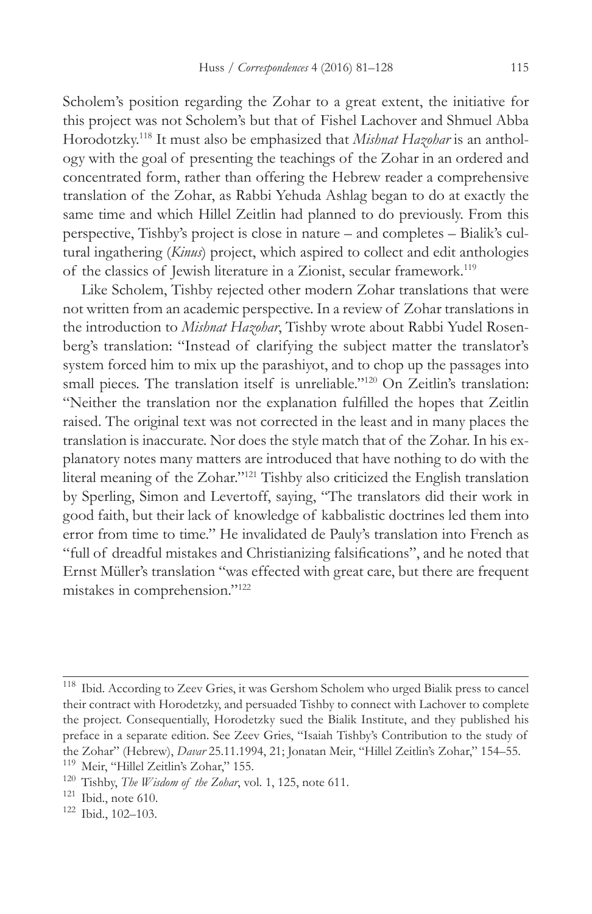Scholem's position regarding the Zohar to a great extent, the initiative for this project was not Scholem's but that of Fishel Lachover and Shmuel Abba Horodotzky.[118] It must also be emphasized that *Mishnat Hazohar* is an anthology with the goal of presenting the teachings of the Zohar in an ordered and concentrated form, rather than offering the Hebrew reader a comprehensive translation of the Zohar, as Rabbi Yehuda Ashlag began to do at exactly the same time and which Hillel Zeitlin had planned to do previously. From this perspective, Tishby's project is close in nature – and completes – Bialik's cultural ingathering (*Kinus*) project, which aspired to collect and edit anthologies of the classics of Jewish literature in a Zionist, secular framework.[119]

Like Scholem, Tishby rejected other modern Zohar translations that were not written from an academic perspective. In a review of Zohar translations in the introduction to *Mishnat Hazohar*, Tishby wrote about Rabbi Yudel Rosenberg's translation: "Instead of clarifying the subject matter the translator's system forced him to mix up the parashiyot, and to chop up the passages into small pieces. The translation itself is unreliable."[120] On Zeitlin's translation: "Neither the translation nor the explanation fulfilled the hopes that Zeitlin raised. The original text was not corrected in the least and in many places the translation is inaccurate. Nor does the style match that of the Zohar. In his explanatory notes many matters are introduced that have nothing to do with the literal meaning of the Zohar."[121] Tishby also criticized the English translation by Sperling, Simon and Levertoff, saying, "The translators did their work in good faith, but their lack of knowledge of kabbalistic doctrines led them into error from time to time." He invalidated de Pauly's translation into French as "full of dreadful mistakes and Christianizing falsifications", and he noted that Ernst Müller's translation "was effected with great care, but there are frequent mistakes in comprehension."[122]

---

[118] Ibid. According to Zeev Gries, it was Gershom Scholem who urged Bialik press to cancel their contract with Horodetzky, and persuaded Tishby to connect with Lachover to complete the project. Consequentially, Horodetzky sued the Bialik Institute, and they published his preface in a separate edition. See Zeev Gries, "Isaiah Tishby's Contribution to the study of the Zohar" (Hebrew), *Davar* 25.11.1994, 21; Jonatan Meir, "Hillel Zeitlin's Zohar," 154–55.

[119] Meir, "Hillel Zeitlin's Zohar," 155.

[120] Tishby, *The Wisdom of the Zohar*, vol. 1, 125, note 611.

[121] Ibid., note 610.

[122] Ibid., 102–103.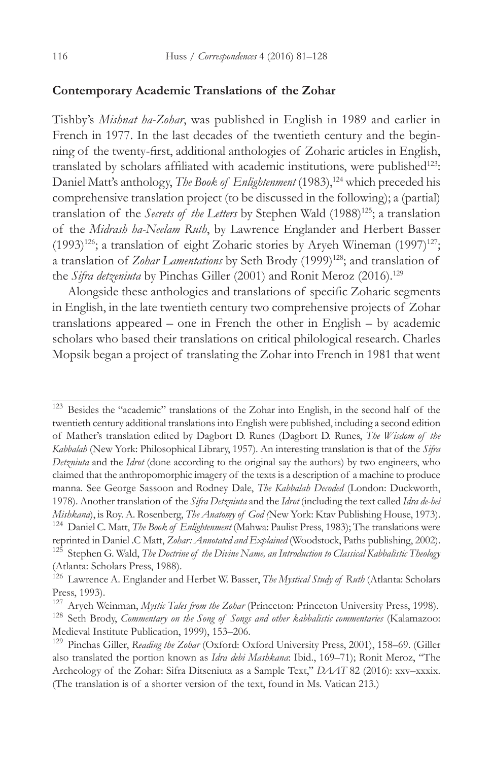## Contemporary Academic Translations of the Zohar

Tishby's *Mishnat ha-Zohar*, was published in English in 1989 and earlier in French in 1977. In the last decades of the twentieth century and the beginning of the twenty-first, additional anthologies of Zoharic articles in English, translated by scholars affiliated with academic institutions, were published[123]: Daniel Matt's anthology, *The Book of Enlightenment* (1983),[124] which preceded his comprehensive translation project (to be discussed in the following); a (partial) translation of the *Secrets of the Letters* by Stephen Wald (1988)[125]; a translation of the *Midrash ha-Neelam Ruth*, by Lawrence Englander and Herbert Basser (1993)[126]; a translation of eight Zoharic stories by Aryeh Wineman (1997)[127]; a translation of *Zohar Lamentations* by Seth Brody (1999)[128]; and translation of the *Sifra detzeniuta* by Pinchas Giller (2001) and Ronit Meroz (2016).[129]

Alongside these anthologies and translations of specific Zoharic segments in English, in the late twentieth century two comprehensive projects of Zohar translations appeared – one in French the other in English – by academic scholars who based their translations on critical philological research. Charles Mopsik began a project of translating the Zohar into French in 1981 that went

---

[123] Besides the "academic" translations of the Zohar into English, in the second half of the twentieth century additional translations into English were published, including a second edition of Mather's translation edited by Dagbort D. Runes (Dagbort D. Runes, *The Wisdom of the Kabbalah* (New York: Philosophical Library, 1957). An interesting translation is that of the *Sifra Detzniuta* and the *Idrot* (done according to the original say the authors) by two engineers, who claimed that the anthropomorphic imagery of the texts is a description of a machine to produce manna. See George Sassoon and Rodney Dale, *The Kabbalah Decoded* (London: Duckworth, 1978). Another translation of the *Sifra Detzniuta* and the *Idrot* (including the text called *Idra de-bei Mishkana*), is Roy. A. Rosenberg, *The Anatomy of God (*New York: Ktav Publishing House, 1973).

[124] Daniel C. Matt, *The Book of Enlightenment* (Mahwa: Paulist Press, 1983); The translations were reprinted in Daniel .C Matt, *Zohar: Annotated and Explained* (Woodstock, Paths publishing, 2002).

[125] Stephen G. Wald, *The Doctrine of the Divine Name, an Introduction to Classical Kabbalistic Theology* (Atlanta: Scholars Press, 1988).

[126] Lawrence A. Englander and Herbet W. Basser, *The Mystical Study of Ruth* (Atlanta: Scholars Press, 1993).

[127] Aryeh Weinman, *Mystic Tales from the Zohar* (Princeton: Princeton University Press, 1998).

[128] Seth Brody, *Commentary on the Song of Songs and other kabbalistic commentaries* (Kalamazoo: Medieval Institute Publication, 1999), 153–206.

[129] Pinchas Giller, *Reading the Zohar* (Oxford: Oxford University Press, 2001), 158–69. (Giller also translated the portion known as *Idra debi Mashkana*: Ibid., 169–71); Ronit Meroz, "The Archeology of the Zohar: Sifra Ditseniuta as a Sample Text," *DAAT* 82 (2016): xxv–xxxix. (The translation is of a shorter version of the text, found in Ms. Vatican 213.)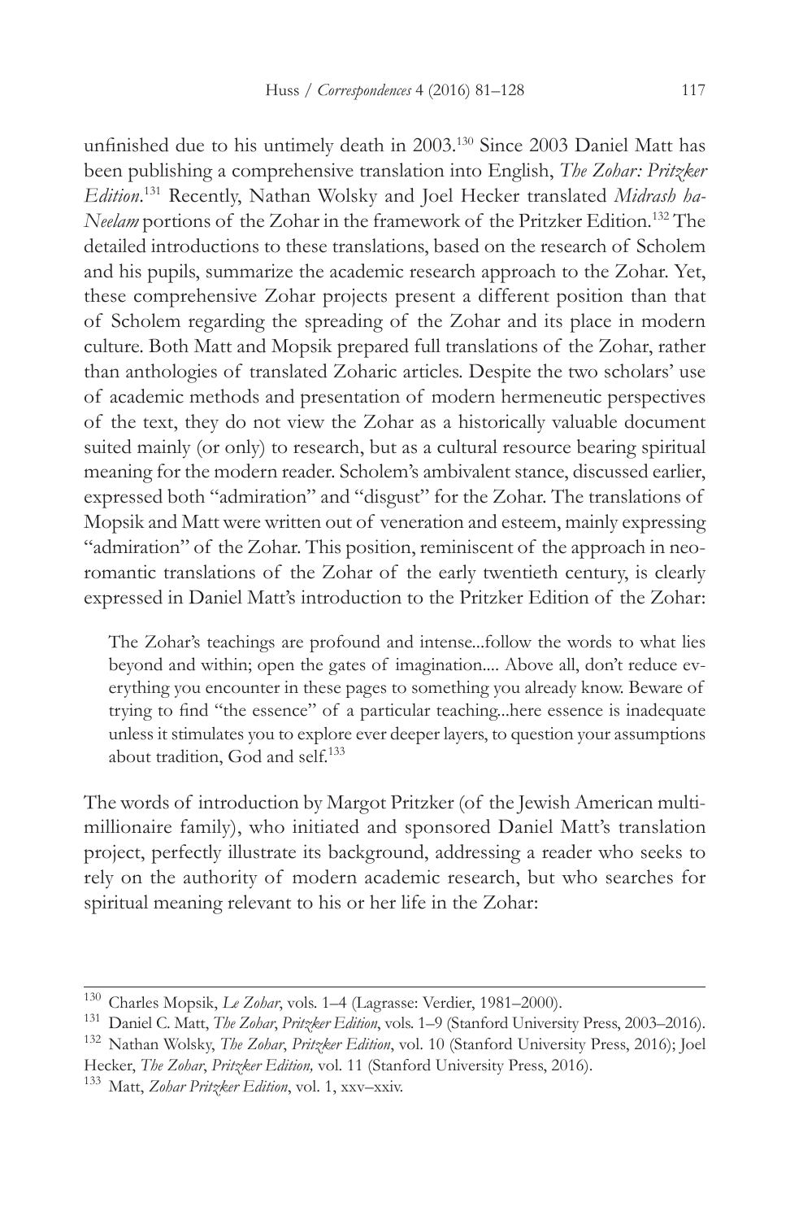unfinished due to his untimely death in 2003.[130] Since 2003 Daniel Matt has been publishing a comprehensive translation into English, *The Zohar: Pritzker Edition*.[131] Recently, Nathan Wolsky and Joel Hecker translated *Midrash ha-Neelam* portions of the Zohar in the framework of the Pritzker Edition.[132] The detailed introductions to these translations, based on the research of Scholem and his pupils, summarize the academic research approach to the Zohar. Yet, these comprehensive Zohar projects present a different position than that of Scholem regarding the spreading of the Zohar and its place in modern culture. Both Matt and Mopsik prepared full translations of the Zohar, rather than anthologies of translated Zoharic articles. Despite the two scholars' use of academic methods and presentation of modern hermeneutic perspectives of the text, they do not view the Zohar as a historically valuable document suited mainly (or only) to research, but as a cultural resource bearing spiritual meaning for the modern reader. Scholem's ambivalent stance, discussed earlier, expressed both "admiration" and "disgust" for the Zohar. The translations of Mopsik and Matt were written out of veneration and esteem, mainly expressing "admiration" of the Zohar. This position, reminiscent of the approach in neo-romantic translations of the Zohar of the early twentieth century, is clearly expressed in Daniel Matt's introduction to the Pritzker Edition of the Zohar:

> The Zohar's teachings are profound and intense...follow the words to what lies beyond and within; open the gates of imagination.... Above all, don't reduce everything you encounter in these pages to something you already know. Beware of trying to find "the essence" of a particular teaching...here essence is inadequate unless it stimulates you to explore ever deeper layers, to question your assumptions about tradition, God and self.[133]

The words of introduction by Margot Pritzker (of the Jewish American multi-millionaire family), who initiated and sponsored Daniel Matt's translation project, perfectly illustrate its background, addressing a reader who seeks to rely on the authority of modern academic research, but who searches for spiritual meaning relevant to his or her life in the Zohar:

---

[130] Charles Mopsik, *Le Zohar*, vols. 1–4 (Lagrasse: Verdier, 1981–2000).

[131] Daniel C. Matt, *The Zohar*, *Pritzker Edition*, vols. 1–9 (Stanford University Press, 2003–2016).

[132] Nathan Wolsky, *The Zohar*, *Pritzker Edition*, vol. 10 (Stanford University Press, 2016); Joel Hecker, *The Zohar*, *Pritzker Edition,* vol. 11 (Stanford University Press, 2016).

[133] Matt, *Zohar Pritzker Edition*, vol. 1, xxv–xxiv.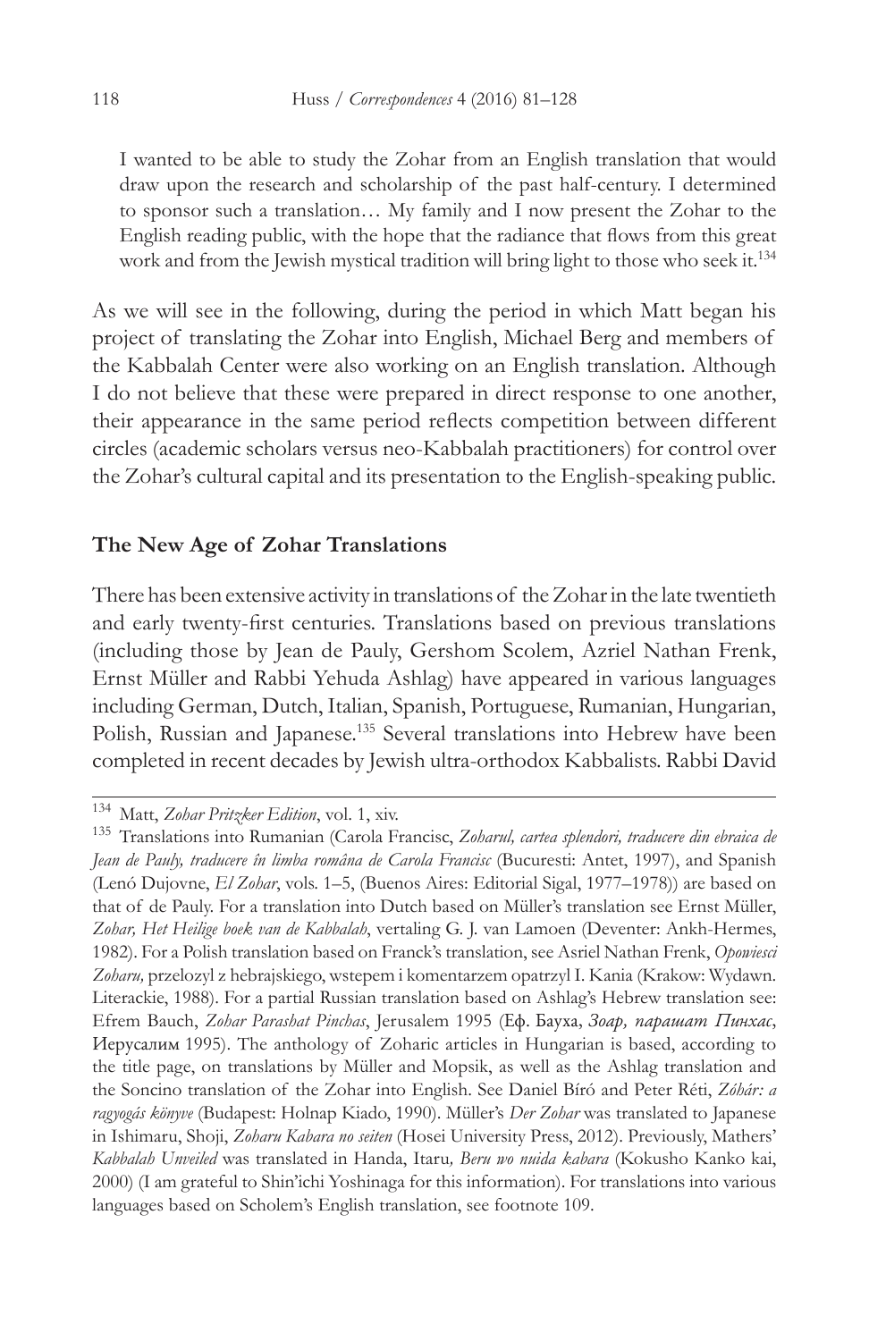I wanted to be able to study the Zohar from an English translation that would draw upon the research and scholarship of the past half-century. I determined to sponsor such a translation… My family and I now present the Zohar to the English reading public, with the hope that the radiance that flows from this great work and from the Jewish mystical tradition will bring light to those who seek it.[134]

As we will see in the following, during the period in which Matt began his project of translating the Zohar into English, Michael Berg and members of the Kabbalah Center were also working on an English translation. Although I do not believe that these were prepared in direct response to one another, their appearance in the same period reflects competition between different circles (academic scholars versus neo-Kabbalah practitioners) for control over the Zohar's cultural capital and its presentation to the English-speaking public.

**The New Age of Zohar Translations**

There has been extensive activity in translations of the Zohar in the late twentieth and early twenty-first centuries. Translations based on previous translations (including those by Jean de Pauly, Gershom Scolem, Azriel Nathan Frenk, Ernst Müller and Rabbi Yehuda Ashlag) have appeared in various languages including German, Dutch, Italian, Spanish, Portuguese, Rumanian, Hungarian, Polish, Russian and Japanese.[135] Several translations into Hebrew have been completed in recent decades by Jewish ultra-orthodox Kabbalists. Rabbi David

---

[134] Matt, *Zohar Pritzker Edition*, vol. 1, xiv.

[135] Translations into Rumanian (Carola Francisc, *Zoharul, cartea splendori, traducere din ebraica de Jean de Pauly, traducere în limba româna de Carola Francisc* (Bucuresti: Antet, 1997), and Spanish (Lenó Dujovne, *El Zohar*, vols. 1–5, (Buenos Aires: Editorial Sigal, 1977–1978)) are based on that of de Pauly. For a translation into Dutch based on Müller's translation see Ernst Müller, *Zohar, Het Heilige boek van de Kabbalah*, vertaling G. J. van Lamoen (Deventer: Ankh-Hermes, 1982). For a Polish translation based on Franck's translation, see Asriel Nathan Frenk, *Opowiesci Zoharu,* przelozyl z hebrajskiego, wstepem i komentarzem opatrzyl I. Kania (Krakow: Wydawn. Literackie, 1988). For a partial Russian translation based on Ashlag's Hebrew translation see: Efrem Bauch, *Zohar Parashat Pinchas*, Jerusalem 1995 (Еф. Бауха, *Зоар, парашат Пинхас*, Иерусалим 1995). The anthology of Zoharic articles in Hungarian is based, according to the title page, on translations by Müller and Mopsik, as well as the Ashlag translation and the Soncino translation of the Zohar into English. See Daniel Bíró and Peter Réti, *Zóhár: a ragyogás könyve* (Budapest: Holnap Kiado, 1990). Müller's *Der Zohar* was translated to Japanese in Ishimaru, Shoji, *Zoharu Kabara no seiten* (Hosei University Press, 2012). Previously, Mathers' *Kabbalah Unveiled* was translated in Handa, Itaru*, Beru wo nuida kabara* (Kokusho Kanko kai, 2000) (I am grateful to Shin'ichi Yoshinaga for this information). For translations into various languages based on Scholem's English translation, see footnote 109.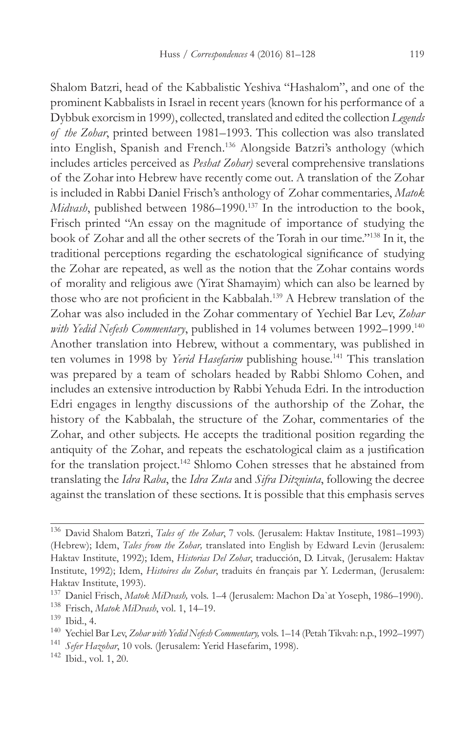Shalom Batzri, head of the Kabbalistic Yeshiva "Hashalom", and one of the prominent Kabbalists in Israel in recent years (known for his performance of a Dybbuk exorcism in 1999), collected, translated and edited the collection *Legends of the Zohar*, printed between 1981–1993. This collection was also translated into English, Spanish and French.[136] Alongside Batzri's anthology (which includes articles perceived as *Peshat Zohar)* several comprehensive translations of the Zohar into Hebrew have recently come out. A translation of the Zohar is included in Rabbi Daniel Frisch's anthology of Zohar commentaries, *Matok Midvash*, published between 1986–1990.[137] In the introduction to the book, Frisch printed "An essay on the magnitude of importance of studying the book of Zohar and all the other secrets of the Torah in our time."[138] In it, the traditional perceptions regarding the eschatological significance of studying the Zohar are repeated, as well as the notion that the Zohar contains words of morality and religious awe (Yirat Shamayim) which can also be learned by those who are not proficient in the Kabbalah.[139] A Hebrew translation of the Zohar was also included in the Zohar commentary of Yechiel Bar Lev, *Zohar with Yedid Nefesh Commentary*, published in 14 volumes between 1992–1999.[140] Another translation into Hebrew, without a commentary, was published in ten volumes in 1998 by *Yerid Hasefarim* publishing house.[141] This translation was prepared by a team of scholars headed by Rabbi Shlomo Cohen, and includes an extensive introduction by Rabbi Yehuda Edri. In the introduction Edri engages in lengthy discussions of the authorship of the Zohar, the history of the Kabbalah, the structure of the Zohar, commentaries of the Zohar, and other subjects. He accepts the traditional position regarding the antiquity of the Zohar, and repeats the eschatological claim as a justification for the translation project.[142] Shlomo Cohen stresses that he abstained from translating the *Idra Raba*, the *Idra Zuta* and *Sifra Ditzniuta*, following the decree against the translation of these sections. It is possible that this emphasis serves

---

[136] David Shalom Batzri, *Tales of the Zohar*, 7 vols. (Jerusalem: Haktav Institute, 1981–1993) (Hebrew); Idem, *Tales from the Zohar,* translated into English by Edward Levin (Jerusalem: Haktav Institute, 1992); Idem, *Historias Del Zohar*, traducción, D. Litvak, (Jerusalem: Haktav Institute, 1992); Idem, *Histoires du Zohar*, traduits én français par Y. Lederman, (Jerusalem: Haktav Institute, 1993).

[137] Daniel Frisch, *Matok MiDvash,* vols. 1–4 (Jerusalem: Machon Da`at Yoseph, 1986–1990).

[138] Frisch, *Matok MiDvash*, vol. 1, 14–19.

[139] Ibid., 4.

[140] Yechiel Bar Lev, *Zohar with Yedid Nefesh Commentary,* vols. 1–14 (Petah Tikvah: n.p., 1992–1997)

[141] *Sefer Hazohar*, 10 vols. (Jerusalem: Yerid Hasefarim, 1998).

[142] Ibid., vol. 1, 20.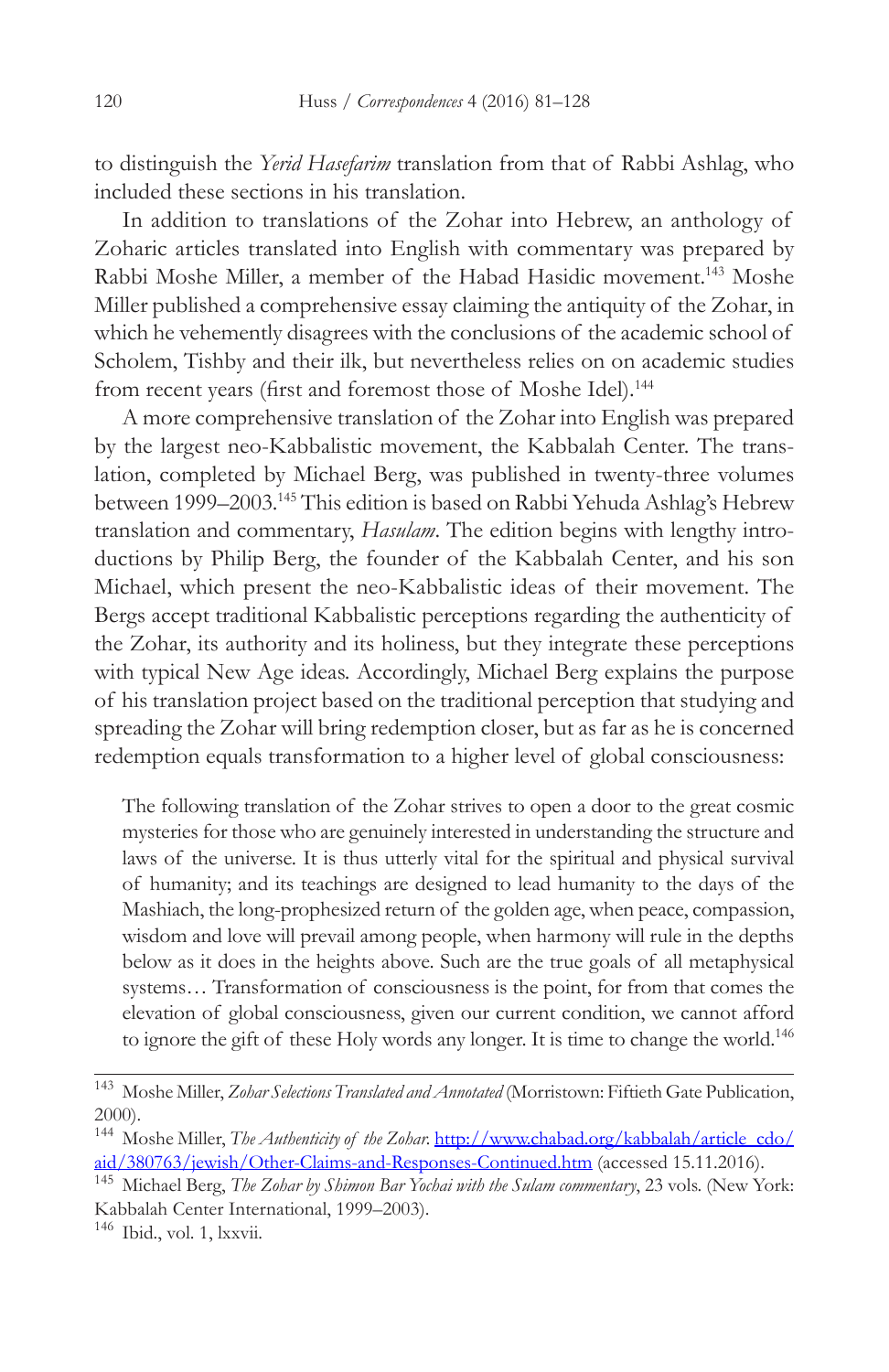to distinguish the *Yerid Hasefarim* translation from that of Rabbi Ashlag, who included these sections in his translation.

In addition to translations of the Zohar into Hebrew, an anthology of Zoharic articles translated into English with commentary was prepared by Rabbi Moshe Miller, a member of the Habad Hasidic movement.[143] Moshe Miller published a comprehensive essay claiming the antiquity of the Zohar, in which he vehemently disagrees with the conclusions of the academic school of Scholem, Tishby and their ilk, but nevertheless relies on on academic studies from recent years (first and foremost those of Moshe Idel).[144]

A more comprehensive translation of the Zohar into English was prepared by the largest neo-Kabbalistic movement, the Kabbalah Center. The translation, completed by Michael Berg, was published in twenty-three volumes between 1999–2003.[145] This edition is based on Rabbi Yehuda Ashlag's Hebrew translation and commentary, *Hasulam*. The edition begins with lengthy introductions by Philip Berg, the founder of the Kabbalah Center, and his son Michael, which present the neo-Kabbalistic ideas of their movement. The Bergs accept traditional Kabbalistic perceptions regarding the authenticity of the Zohar, its authority and its holiness, but they integrate these perceptions with typical New Age ideas. Accordingly, Michael Berg explains the purpose of his translation project based on the traditional perception that studying and spreading the Zohar will bring redemption closer, but as far as he is concerned redemption equals transformation to a higher level of global consciousness:

> The following translation of the Zohar strives to open a door to the great cosmic mysteries for those who are genuinely interested in understanding the structure and laws of the universe. It is thus utterly vital for the spiritual and physical survival of humanity; and its teachings are designed to lead humanity to the days of the Mashiach, the long-prophesized return of the golden age, when peace, compassion, wisdom and love will prevail among people, when harmony will rule in the depths below as it does in the heights above. Such are the true goals of all metaphysical systems… Transformation of consciousness is the point, for from that comes the elevation of global consciousness, given our current condition, we cannot afford to ignore the gift of these Holy words any longer. It is time to change the world.[146]

---

[143] Moshe Miller, *Zohar Selections Translated and Annotated* (Morristown: Fiftieth Gate Publication, 2000).

[144] Moshe Miller, *The Authenticity of the Zohar*. http://www.chabad.org/kabbalah/article_cdo/aid/380763/jewish/Other-Claims-and-Responses-Continued.htm (accessed 15.11.2016).

[145] Michael Berg, *The Zohar by Shimon Bar Yochai with the Sulam commentary*, 23 vols. (New York: Kabbalah Center International, 1999–2003).

[146] Ibid., vol. 1, lxxvii.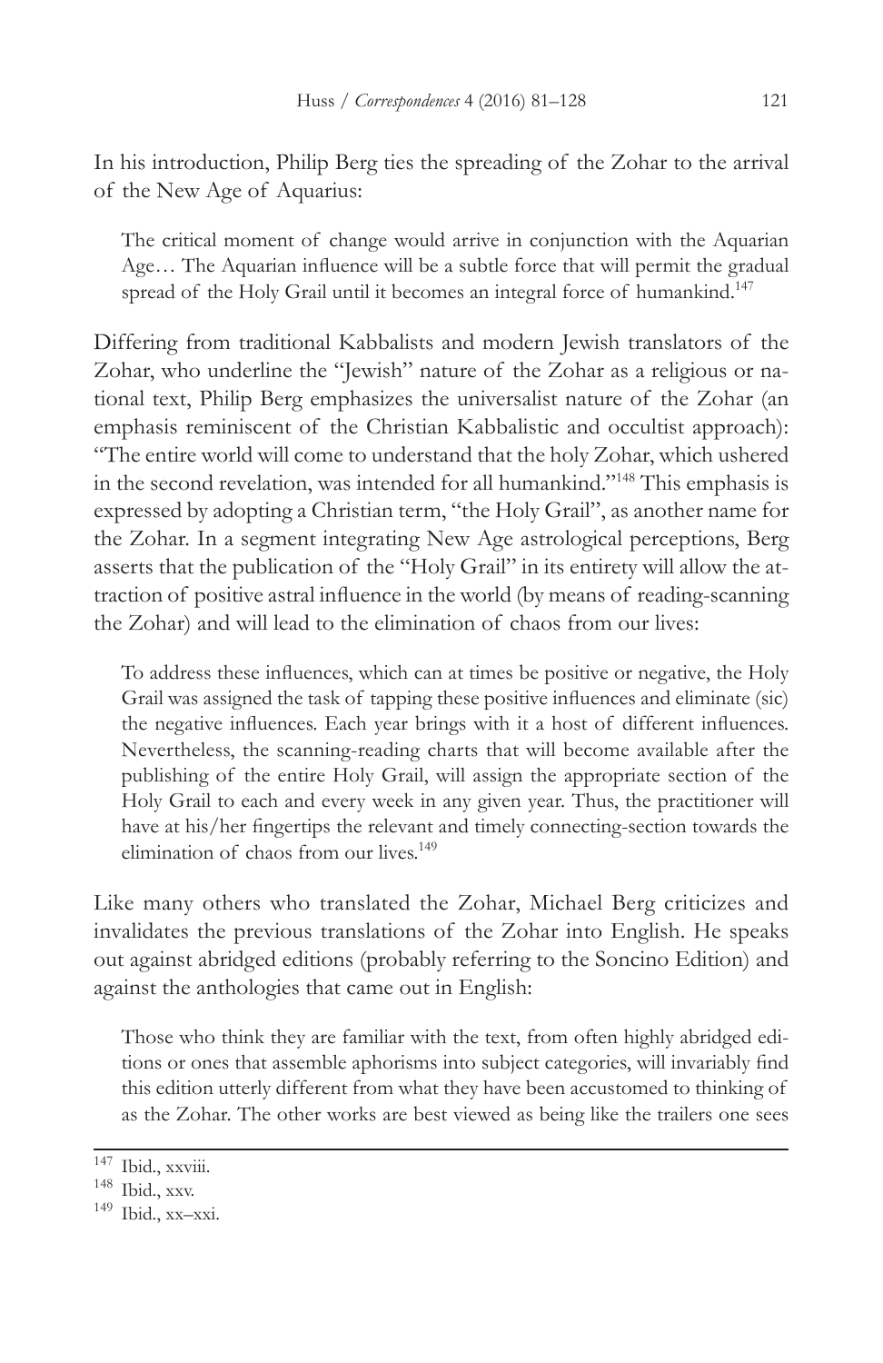In his introduction, Philip Berg ties the spreading of the Zohar to the arrival of the New Age of Aquarius:

> The critical moment of change would arrive in conjunction with the Aquarian Age… The Aquarian influence will be a subtle force that will permit the gradual spread of the Holy Grail until it becomes an integral force of humankind.[147]

Differing from traditional Kabbalists and modern Jewish translators of the Zohar, who underline the "Jewish" nature of the Zohar as a religious or national text, Philip Berg emphasizes the universalist nature of the Zohar (an emphasis reminiscent of the Christian Kabbalistic and occultist approach): "The entire world will come to understand that the holy Zohar, which ushered in the second revelation, was intended for all humankind."[148] This emphasis is expressed by adopting a Christian term, "the Holy Grail", as another name for the Zohar. In a segment integrating New Age astrological perceptions, Berg asserts that the publication of the "Holy Grail" in its entirety will allow the attraction of positive astral influence in the world (by means of reading-scanning the Zohar) and will lead to the elimination of chaos from our lives:

> To address these influences, which can at times be positive or negative, the Holy Grail was assigned the task of tapping these positive influences and eliminate (sic) the negative influences. Each year brings with it a host of different influences. Nevertheless, the scanning-reading charts that will become available after the publishing of the entire Holy Grail, will assign the appropriate section of the Holy Grail to each and every week in any given year. Thus, the practitioner will have at his/her fingertips the relevant and timely connecting-section towards the elimination of chaos from our lives.[149]

Like many others who translated the Zohar, Michael Berg criticizes and invalidates the previous translations of the Zohar into English. He speaks out against abridged editions (probably referring to the Soncino Edition) and against the anthologies that came out in English:

> Those who think they are familiar with the text, from often highly abridged editions or ones that assemble aphorisms into subject categories, will invariably find this edition utterly different from what they have been accustomed to thinking of as the Zohar. The other works are best viewed as being like the trailers one sees

---

[147] Ibid., xxviii.

[148] Ibid., xxv.

[149] Ibid., xx–xxi.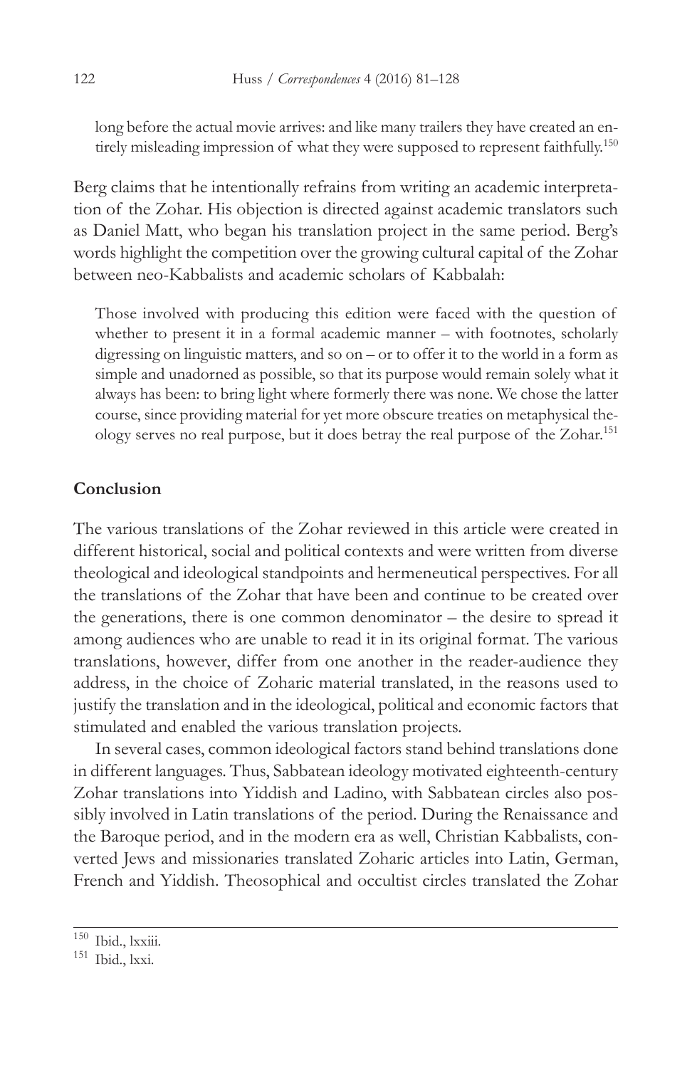> long before the actual movie arrives: and like many trailers they have created an entirely misleading impression of what they were supposed to represent faithfully.[150]

Berg claims that he intentionally refrains from writing an academic interpretation of the Zohar. His objection is directed against academic translators such as Daniel Matt, who began his translation project in the same period. Berg's words highlight the competition over the growing cultural capital of the Zohar between neo-Kabbalists and academic scholars of Kabbalah:

> Those involved with producing this edition were faced with the question of whether to present it in a formal academic manner – with footnotes, scholarly digressing on linguistic matters, and so on – or to offer it to the world in a form as simple and unadorned as possible, so that its purpose would remain solely what it always has been: to bring light where formerly there was none. We chose the latter course, since providing material for yet more obscure treaties on metaphysical theology serves no real purpose, but it does betray the real purpose of the Zohar.[151]

## Conclusion

The various translations of the Zohar reviewed in this article were created in different historical, social and political contexts and were written from diverse theological and ideological standpoints and hermeneutical perspectives. For all the translations of the Zohar that have been and continue to be created over the generations, there is one common denominator – the desire to spread it among audiences who are unable to read it in its original format. The various translations, however, differ from one another in the reader-audience they address, in the choice of Zoharic material translated, in the reasons used to justify the translation and in the ideological, political and economic factors that stimulated and enabled the various translation projects.

In several cases, common ideological factors stand behind translations done in different languages. Thus, Sabbatean ideology motivated eighteenth-century Zohar translations into Yiddish and Ladino, with Sabbatean circles also possibly involved in Latin translations of the period. During the Renaissance and the Baroque period, and in the modern era as well, Christian Kabbalists, converted Jews and missionaries translated Zoharic articles into Latin, German, French and Yiddish. Theosophical and occultist circles translated the Zohar

[150] Ibid., lxxiii.

[151] Ibid., lxxi.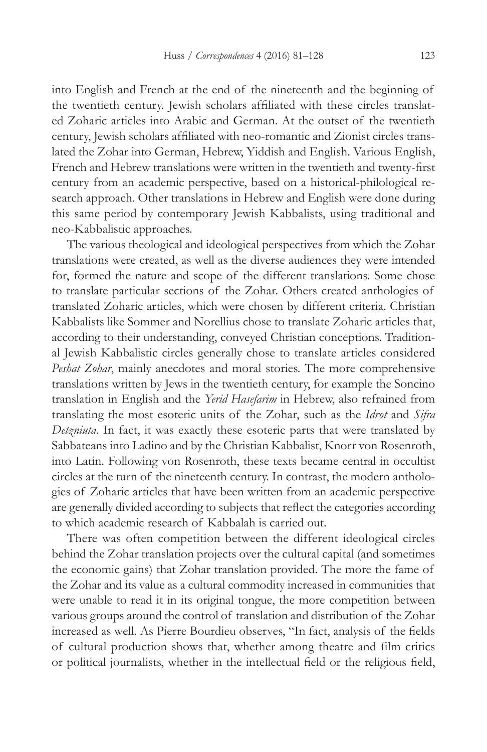into English and French at the end of the nineteenth and the beginning of the twentieth century. Jewish scholars affiliated with these circles translated Zoharic articles into Arabic and German. At the outset of the twentieth century, Jewish scholars affiliated with neo-romantic and Zionist circles translated the Zohar into German, Hebrew, Yiddish and English. Various English, French and Hebrew translations were written in the twentieth and twenty-first century from an academic perspective, based on a historical-philological research approach. Other translations in Hebrew and English were done during this same period by contemporary Jewish Kabbalists, using traditional and neo-Kabbalistic approaches.

The various theological and ideological perspectives from which the Zohar translations were created, as well as the diverse audiences they were intended for, formed the nature and scope of the different translations. Some chose to translate particular sections of the Zohar. Others created anthologies of translated Zoharic articles, which were chosen by different criteria. Christian Kabbalists like Sommer and Norellius chose to translate Zoharic articles that, according to their understanding, conveyed Christian conceptions. Traditional Jewish Kabbalistic circles generally chose to translate articles considered *Peshat Zohar*, mainly anecdotes and moral stories. The more comprehensive translations written by Jews in the twentieth century, for example the Soncino translation in English and the *Yerid Hasefarim* in Hebrew, also refrained from translating the most esoteric units of the Zohar, such as the *Idrot* and *Sifra Detzniuta*. In fact, it was exactly these esoteric parts that were translated by Sabbateans into Ladino and by the Christian Kabbalist, Knorr von Rosenroth, into Latin. Following von Rosenroth, these texts became central in occultist circles at the turn of the nineteenth century. In contrast, the modern anthologies of Zoharic articles that have been written from an academic perspective are generally divided according to subjects that reflect the categories according to which academic research of Kabbalah is carried out.

There was often competition between the different ideological circles behind the Zohar translation projects over the cultural capital (and sometimes the economic gains) that Zohar translation provided. The more the fame of the Zohar and its value as a cultural commodity increased in communities that were unable to read it in its original tongue, the more competition between various groups around the control of translation and distribution of the Zohar increased as well. As Pierre Bourdieu observes, "In fact, analysis of the fields of cultural production shows that, whether among theatre and film critics or political journalists, whether in the intellectual field or the religious field,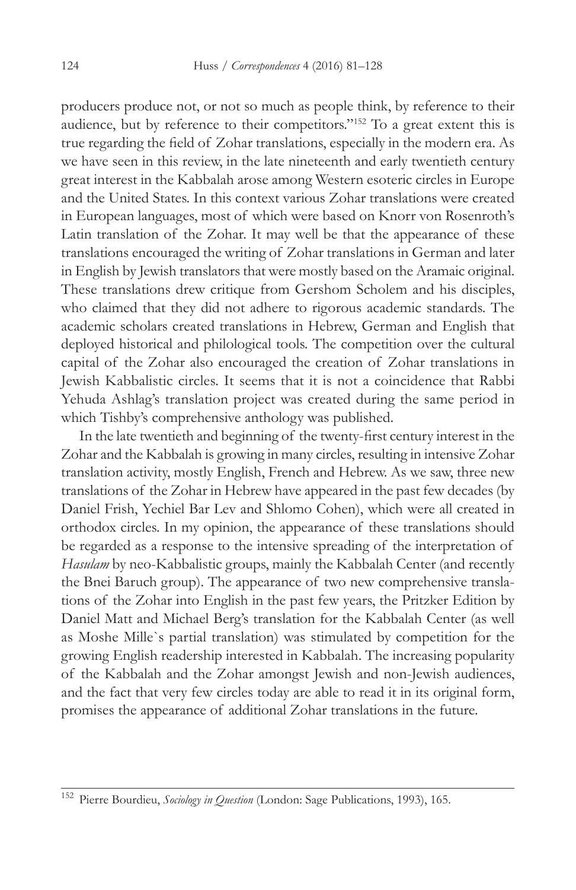producers produce not, or not so much as people think, by reference to their audience, but by reference to their competitors."[152] To a great extent this is true regarding the field of Zohar translations, especially in the modern era. As we have seen in this review, in the late nineteenth and early twentieth century great interest in the Kabbalah arose among Western esoteric circles in Europe and the United States. In this context various Zohar translations were created in European languages, most of which were based on Knorr von Rosenroth's Latin translation of the Zohar. It may well be that the appearance of these translations encouraged the writing of Zohar translations in German and later in English by Jewish translators that were mostly based on the Aramaic original. These translations drew critique from Gershom Scholem and his disciples, who claimed that they did not adhere to rigorous academic standards. The academic scholars created translations in Hebrew, German and English that deployed historical and philological tools. The competition over the cultural capital of the Zohar also encouraged the creation of Zohar translations in Jewish Kabbalistic circles. It seems that it is not a coincidence that Rabbi Yehuda Ashlag's translation project was created during the same period in which Tishby's comprehensive anthology was published.

In the late twentieth and beginning of the twenty-first century interest in the Zohar and the Kabbalah is growing in many circles, resulting in intensive Zohar translation activity, mostly English, French and Hebrew. As we saw, three new translations of the Zohar in Hebrew have appeared in the past few decades (by Daniel Frish, Yechiel Bar Lev and Shlomo Cohen), which were all created in orthodox circles. In my opinion, the appearance of these translations should be regarded as a response to the intensive spreading of the interpretation of *Hasulam* by neo-Kabbalistic groups, mainly the Kabbalah Center (and recently the Bnei Baruch group). The appearance of two new comprehensive translations of the Zohar into English in the past few years, the Pritzker Edition by Daniel Matt and Michael Berg's translation for the Kabbalah Center (as well as Moshe Mille`s partial translation) was stimulated by competition for the growing English readership interested in Kabbalah. The increasing popularity of the Kabbalah and the Zohar amongst Jewish and non-Jewish audiences, and the fact that very few circles today are able to read it in its original form, promises the appearance of additional Zohar translations in the future.

---

[152] Pierre Bourdieu, *Sociology in Question* (London: Sage Publications, 1993), 165.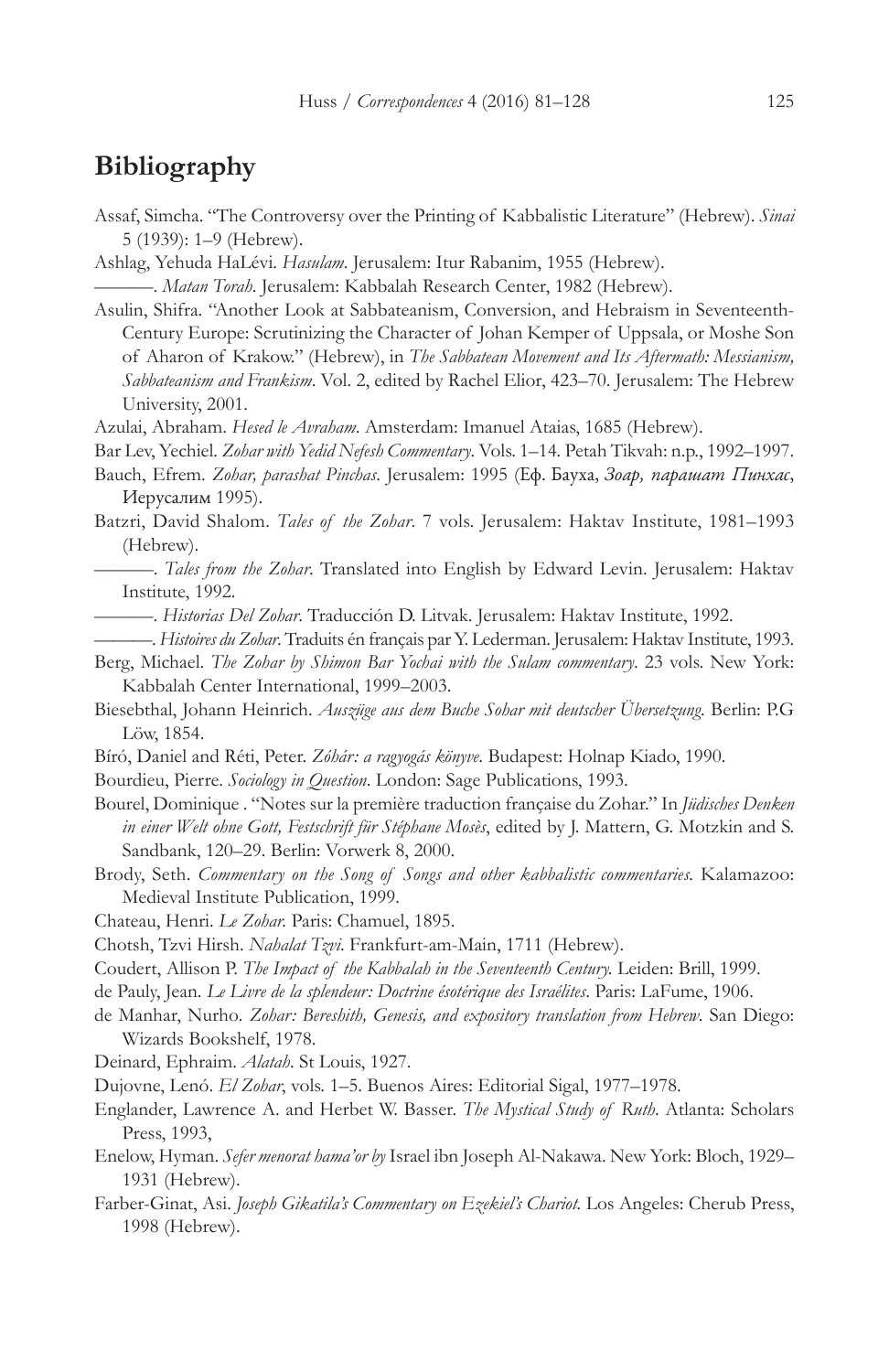## Bibliography

Assaf, Simcha. "The Controversy over the Printing of Kabbalistic Literature" (Hebrew). *Sinai* 5 (1939): 1–9 (Hebrew).

Ashlag, Yehuda HaLévi. *Hasulam*. Jerusalem: Itur Rabanim, 1955 (Hebrew).

———. *Matan Torah*. Jerusalem: Kabbalah Research Center, 1982 (Hebrew).

Asulin, Shifra. "Another Look at Sabbateanism, Conversion, and Hebraism in Seventeenth-Century Europe: Scrutinizing the Character of Johan Kemper of Uppsala, or Moshe Son of Aharon of Krakow." (Hebrew), in *The Sabbatean Movement and Its Aftermath: Messianism, Sabbateanism and Frankism*. Vol. 2, edited by Rachel Elior, 423–70. Jerusalem: The Hebrew University, 2001.

Azulai, Abraham. *Hesed le Avraham*. Amsterdam: Imanuel Ataias, 1685 (Hebrew).

Bar Lev, Yechiel. *Zohar with Yedid Nefesh Commentary*. Vols. 1–14. Petah Tikvah: n.p., 1992–1997.

Bauch, Efrem. *Zohar, parashat Pinchas*. Jerusalem: 1995 (Еф. Бауха, *Зоар, парашат Пинхас*, Иерусалим 1995).

Batzri, David Shalom. *Tales of the Zohar*. 7 vols. Jerusalem: Haktav Institute, 1981–1993 (Hebrew).

———. *Tales from the Zohar*. Translated into English by Edward Levin. Jerusalem: Haktav Institute, 1992.

———. *Historias Del Zohar*. Traducción D. Litvak. Jerusalem: Haktav Institute, 1992.

———. *Histoires du Zohar*. Traduits én français par Y. Lederman. Jerusalem: Haktav Institute, 1993.

Berg, Michael. *The Zohar by Shimon Bar Yochai with the Sulam commentary*. 23 vols. New York: Kabbalah Center International, 1999–2003.

Biesebthal, Johann Heinrich. *Auszüge aus dem Buche Sohar mit deutscher Übersetzung*. Berlin: P.G Löw, 1854.

Bíró, Daniel and Réti, Peter. *Zóhár: a ragyogás könyve*. Budapest: Holnap Kiado, 1990.

Bourdieu, Pierre. *Sociology in Question*. London: Sage Publications, 1993.

Bourel, Dominique . "Notes sur la première traduction française du Zohar." In *Jüdisches Denken in einer Welt ohne Gott, Festschrift für Stéphane Mosès*, edited by J. Mattern, G. Motzkin and S. Sandbank, 120–29. Berlin: Vorwerk 8, 2000.

Brody, Seth. *Commentary on the Song of Songs and other kabbalistic commentaries*. Kalamazoo: Medieval Institute Publication, 1999.

Chateau, Henri. *Le Zohar*. Paris: Chamuel, 1895.

Chotsh, Tzvi Hirsh. *Nahalat Tzvi*. Frankfurt-am-Main, 1711 (Hebrew).

Coudert, Allison P. *The Impact of the Kabbalah in the Seventeenth Century*. Leiden: Brill, 1999.

de Pauly, Jean. *Le Livre de la splendeur: Doctrine ésotérique des Israélites*. Paris: LaFume, 1906.

de Manhar, Nurho. *Zohar: Bereshith, Genesis, and expository translation from Hebrew*. San Diego: Wizards Bookshelf, 1978.

Deinard, Ephraim. *Alatah*. St Louis, 1927.

Dujovne, Lenó. *El Zohar*, vols. 1–5. Buenos Aires: Editorial Sigal, 1977–1978.

Englander, Lawrence A. and Herbet W. Basser. *The Mystical Study of Ruth*. Atlanta: Scholars Press, 1993,

Enelow, Hyman. *Sefer menorat hama'or by* Israel ibn Joseph Al-Nakawa. New York: Bloch, 1929–1931 (Hebrew).

Farber-Ginat, Asi. *Joseph Gikatila's Commentary on Ezekiel's Chariot*. Los Angeles: Cherub Press, 1998 (Hebrew).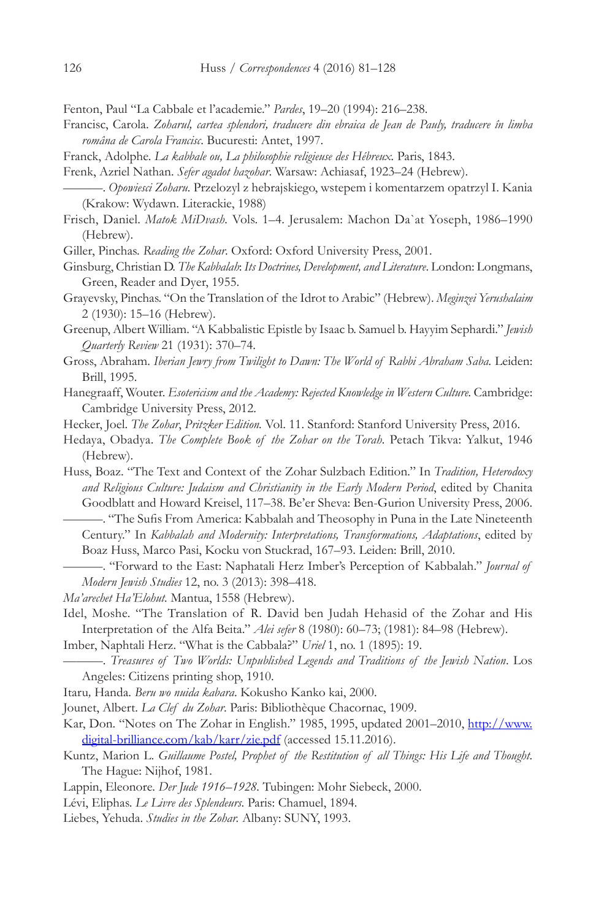Fenton, Paul "La Cabbale et l'academie." *Pardes*, 19–20 (1994): 216–238.

Francisc, Carola. *Zoharul, cartea splendori, traducere din ebraica de Jean de Pauly, traducere în limba româna de Carola Francisc*. Bucuresti: Antet, 1997.

Franck, Adolphe. *La kabbale ou, La philosophie religieuse des Hébreux*. Paris, 1843.

Frenk, Azriel Nathan. *Sefer agadot hazohar*. Warsaw: Achiasaf, 1923–24 (Hebrew).

———. *Opowiesci Zoharu*. Przelozyl z hebrajskiego, wstepem i komentarzem opatrzyl I. Kania (Krakow: Wydawn. Literackie, 1988)

Frisch, Daniel. *Matok MiDvash*. Vols. 1–4. Jerusalem: Machon Da`at Yoseph, 1986–1990 (Hebrew).

Giller, Pinchas. *Reading the Zohar*. Oxford: Oxford University Press, 2001.

Ginsburg, Christian D. *The Kabbalah: Its Doctrines, Development, and Literature*. London: Longmans, Green, Reader and Dyer, 1955.

Grayevsky, Pinchas. "On the Translation of the Idrot to Arabic" (Hebrew). *Meginzei Yerushalaim* 2 (1930): 15–16 (Hebrew).

Greenup, Albert William. "A Kabbalistic Epistle by Isaac b. Samuel b. Hayyim Sephardi." *Jewish Quarterly Review* 21 (1931): 370–74.

Gross, Abraham. *Iberian Jewry from Twilight to Dawn: The World of Rabbi Abraham Saba*. Leiden: Brill, 1995.

Hanegraaff, Wouter. *Esotericism and the Academy: Rejected Knowledge in Western Culture*. Cambridge: Cambridge University Press, 2012.

Hecker, Joel. *The Zohar*, *Pritzker Edition*. Vol. 11. Stanford: Stanford University Press, 2016.

Hedaya, Obadya. *The Complete Book of the Zohar on the Torah*. Petach Tikva: Yalkut, 1946 (Hebrew).

Huss, Boaz. "The Text and Context of the Zohar Sulzbach Edition." In *Tradition, Heterodoxy and Religious Culture: Judaism and Christianity in the Early Modern Period*, edited by Chanita Goodblatt and Howard Kreisel, 117–38. Be'er Sheva: Ben-Gurion University Press, 2006.

———. "The Sufis From America: Kabbalah and Theosophy in Puna in the Late Nineteenth Century." In *Kabbalah and Modernity: Interpretations, Transformations, Adaptations*, edited by Boaz Huss, Marco Pasi, Kocku von Stuckrad, 167–93. Leiden: Brill, 2010.

———. "Forward to the East: Naphatali Herz Imber's Perception of Kabbalah." *Journal of Modern Jewish Studies* 12, no. 3 (2013): 398–418.

*Ma'arechet Ha'Elohut*. Mantua, 1558 (Hebrew).

Idel, Moshe. "The Translation of R. David ben Judah Hehasid of the Zohar and His Interpretation of the Alfa Beita." *Alei sefer* 8 (1980): 60–73; (1981): 84–98 (Hebrew).

Imber, Naphtali Herz. "What is the Cabbala?" *Uriel* 1, no. 1 (1895): 19.

———. *Treasures of Two Worlds: Unpublished Legends and Traditions of the Jewish Nation*. Los Angeles: Citizens printing shop, 1910.

Itaru, Handa. *Beru wo nuida kabara*. Kokusho Kanko kai, 2000.

Jounet, Albert. *La Clef du Zohar*. Paris: Bibliothèque Chacornac, 1909.

Kar, Don. "Notes on The Zohar in English." 1985, 1995, updated 2001–2010, http://www.digital-brilliance.com/kab/karr/zie.pdf (accessed 15.11.2016).

Kuntz, Marion L. *Guillaume Postel, Prophet of the Restitution of all Things: His Life and Thought*. The Hague: Nijhof, 1981.

Lappin, Eleonore. *Der Jude 1916–1928*. Tubingen: Mohr Siebeck, 2000.

Lévi, Eliphas. *Le Livre des Splendeurs*. Paris: Chamuel, 1894.

Liebes, Yehuda. *Studies in the Zohar*. Albany: SUNY, 1993.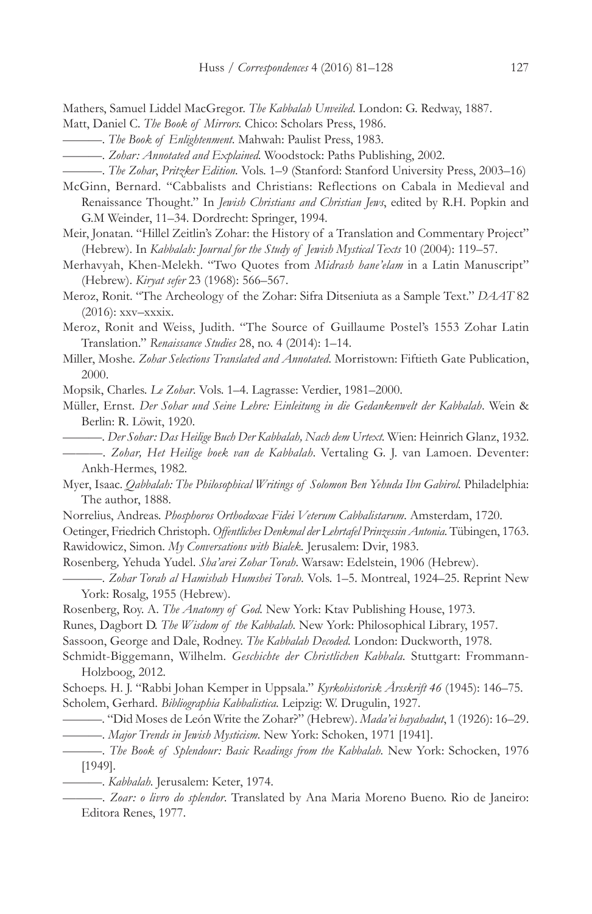Mathers, Samuel Liddel MacGregor. *The Kabbalah Unveiled*. London: G. Redway, 1887.

Matt, Daniel C. *The Book of Mirrors*. Chico: Scholars Press, 1986.

———. *The Book of Enlightenment*. Mahwah: Paulist Press, 1983.

———. *Zohar: Annotated and Explained*. Woodstock: Paths Publishing, 2002.

———. *The Zohar*, *Pritzker Edition*. Vols. 1–9 (Stanford: Stanford University Press, 2003–16)

McGinn, Bernard. "Cabbalists and Christians: Reflections on Cabala in Medieval and Renaissance Thought." In *Jewish Christians and Christian Jews*, edited by R.H. Popkin and G.M Weinder, 11–34. Dordrecht: Springer, 1994.

Meir, Jonatan. "Hillel Zeitlin's Zohar: the History of a Translation and Commentary Project" (Hebrew). In *Kabbalah: Journal for the Study of Jewish Mystical Texts* 10 (2004): 119–57.

Merhavyah, Khen-Melekh. "Two Quotes from *Midrash hane'elam* in a Latin Manuscript" (Hebrew). *Kiryat sefer* 23 (1968): 566–567.

Meroz, Ronit. "The Archeology of the Zohar: Sifra Ditseniuta as a Sample Text." *DAAT* 82 (2016): xxv–xxxix.

Meroz, Ronit and Weiss, Judith. "The Source of Guillaume Postel's 1553 Zohar Latin Translation." *Renaissance Studies* 28, no. 4 (2014): 1–14.

Miller, Moshe. *Zohar Selections Translated and Annotated*. Morristown: Fiftieth Gate Publication, 2000.

Mopsik, Charles. *Le Zohar*. Vols. 1–4. Lagrasse: Verdier, 1981–2000.

Müller, Ernst. *Der Sohar und Seine Lehre: Einleitung in die Gedankenwelt der Kabbalah*. Wein & Berlin: R. Löwit, 1920.

———. *Der Sohar: Das Heilige Buch Der Kabbalah, Nach dem Urtext*. Wien: Heinrich Glanz, 1932.

———. *Zohar, Het Heilige boek van de Kabbalah*. Vertaling G. J. van Lamoen. Deventer: Ankh-Hermes, 1982.

Myer, Isaac. *Qabbalah: The Philosophical Writings of Solomon Ben Yehuda Ibn Gabirol*. Philadelphia: The author, 1888.

Norrelius, Andreas. *Phosphoros Orthodoxae Fidei Veterum Cabbalistarum*. Amsterdam, 1720.

Oetinger, Friedrich Christoph. *Offentliches Denkmal der Lehrtafel Prinzessin Antonia*. Tübingen, 1763.

Rawidowicz, Simon. *My Conversations with Bialek*. Jerusalem: Dvir, 1983.

Rosenberg, Yehuda Yudel. *Sha'arei Zohar Torah*. Warsaw: Edelstein, 1906 (Hebrew).

———. *Zohar Torah al Hamishah Humshei Torah*. Vols. 1–5. Montreal, 1924–25. Reprint New York: Rosalg, 1955 (Hebrew).

Rosenberg, Roy. A. *The Anatomy of God*. New York: Ktav Publishing House, 1973.

Runes, Dagbort D. *The Wisdom of the Kabbalah*. New York: Philosophical Library, 1957.

Sassoon, George and Dale, Rodney. *The Kabbalah Decoded*. London: Duckworth, 1978.

Schmidt-Biggemann, Wilhelm. *Geschichte der Christlichen Kabbala*. Stuttgart: Frommann-Holzboog, 2012.

Schoeps. H. J. "Rabbi Johan Kemper in Uppsala." *Kyrkohistorisk Årsskrift 46* (1945): 146–75.

Scholem, Gerhard. *Bibliographia Kabbalistica*. Leipzig: W. Drugulin, 1927.

———. "Did Moses de León Write the Zohar?" (Hebrew). *Mada'ei hayahadut*, 1 (1926): 16–29.

———. *Major Trends in Jewish Mysticism*. New York: Schoken, 1971 [1941].

———. *The Book of Splendour: Basic Readings from the Kabbalah*. New York: Schocken, 1976 [1949].

———. *Kabbalah*. Jerusalem: Keter, 1974.

———. *Zoar: o livro do splendor*. Translated by Ana Maria Moreno Bueno. Rio de Janeiro: Editora Renes, 1977.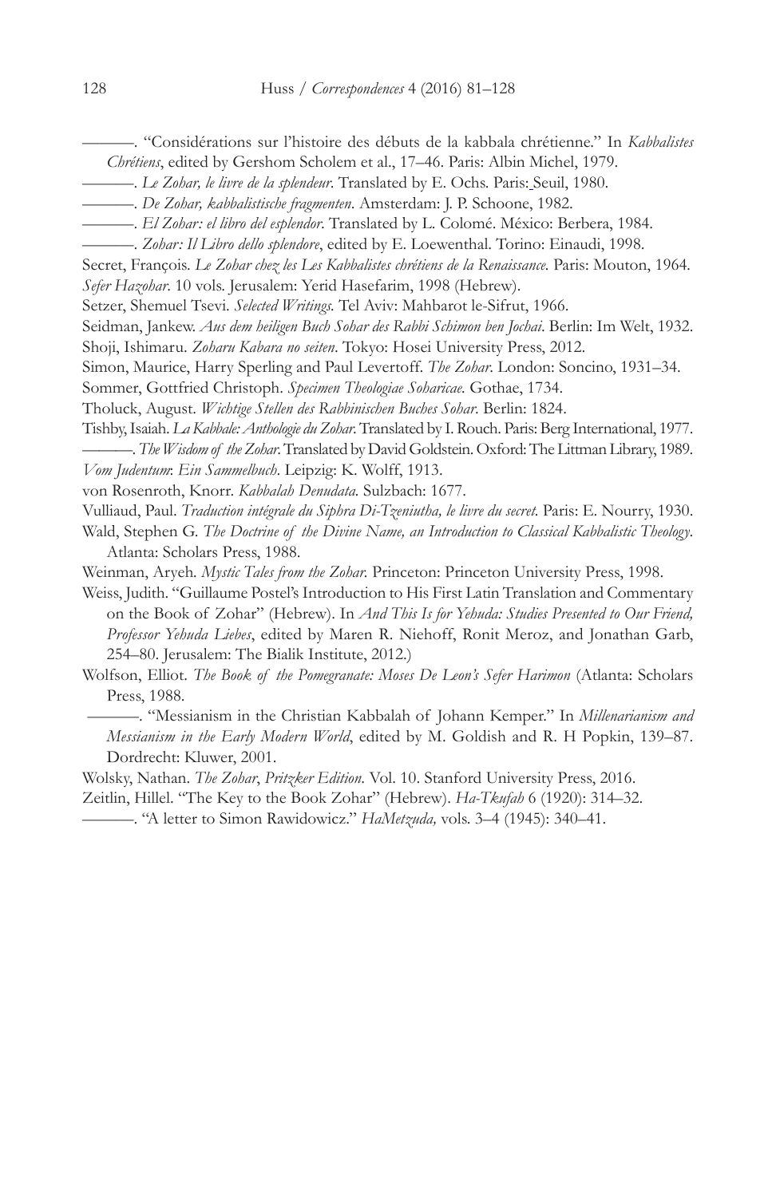———. "Considérations sur l'histoire des débuts de la kabbala chrétienne." In *Kabbalistes Chrétiens*, edited by Gershom Scholem et al., 17–46. Paris: Albin Michel, 1979.

———. *Le Zohar, le livre de la splendeur*. Translated by E. Ochs. Paris: Seuil, 1980.

———. *De Zohar, kabbalistische fragmenten*. Amsterdam: J. P. Schoone, 1982.

———. *El Zohar: el libro del esplendor*. Translated by L. Colomé. México: Berbera, 1984.

———. *Zohar: Il Libro dello splendore*, edited by E. Loewenthal. Torino: Einaudi, 1998.

Secret, François. *Le Zohar chez les Les Kabbalistes chrétiens de la Renaissance*. Paris: Mouton, 1964.

*Sefer Hazohar*. 10 vols. Jerusalem: Yerid Hasefarim, 1998 (Hebrew).

Setzer, Shemuel Tsevi. *Selected Writings*. Tel Aviv: Mahbarot le-Sifrut, 1966.

Seidman, Jankew. *Aus dem heiligen Buch Sohar des Rabbi Schimon ben Jochai*. Berlin: Im Welt, 1932.

Shoji, Ishimaru. *Zoharu Kabara no seiten*. Tokyo: Hosei University Press, 2012.

Simon, Maurice, Harry Sperling and Paul Levertoff. *The Zohar*. London: Soncino, 1931–34.

Sommer, Gottfried Christoph. *Specimen Theologiae Soharicae*. Gothae, 1734.

Tholuck, August. *Wichtige Stellen des Rabbinischen Buches Sohar*. Berlin: 1824.

Tishby, Isaiah. *La Kabbale: Anthologie du Zohar*. Translated by I. Rouch. Paris: Berg International, 1977.

———. *The Wisdom of the Zohar*. Translated by David Goldstein. Oxford: The Littman Library, 1989.

*Vom Judentum*: *Ein Sammelbuch*. Leipzig: K. Wolff, 1913.

von Rosenroth, Knorr. *Kabbalah Denudata*. Sulzbach: 1677.

Vulliaud, Paul. *Traduction intégrale du Siphra Di-Tzeniutha, le livre du secret*. Paris: E. Nourry, 1930.

Wald, Stephen G. *The Doctrine of the Divine Name, an Introduction to Classical Kabbalistic Theology*. Atlanta: Scholars Press, 1988.

Weinman, Aryeh. *Mystic Tales from the Zohar*. Princeton: Princeton University Press, 1998.

Weiss, Judith. "Guillaume Postel's Introduction to His First Latin Translation and Commentary on the Book of Zohar" (Hebrew). In *And This Is for Yehuda: Studies Presented to Our Friend, Professor Yehuda Liebes*, edited by Maren R. Niehoff, Ronit Meroz, and Jonathan Garb, 254–80. Jerusalem: The Bialik Institute, 2012.)

Wolfson, Elliot. *The Book of the Pomegranate: Moses De Leon's Sefer Harimon* (Atlanta: Scholars Press, 1988.

———. "Messianism in the Christian Kabbalah of Johann Kemper." In *Millenarianism and Messianism in the Early Modern World*, edited by M. Goldish and R. H Popkin, 139–87. Dordrecht: Kluwer, 2001.

Wolsky, Nathan. *The Zohar*, *Pritzker Edition*. Vol. 10. Stanford University Press, 2016.

Zeitlin, Hillel. "The Key to the Book Zohar" (Hebrew). *Ha-Tkufah* 6 (1920): 314–32.

———. "A letter to Simon Rawidowicz." *HaMetzuda,* vols. 3–4 (1945): 340–41.